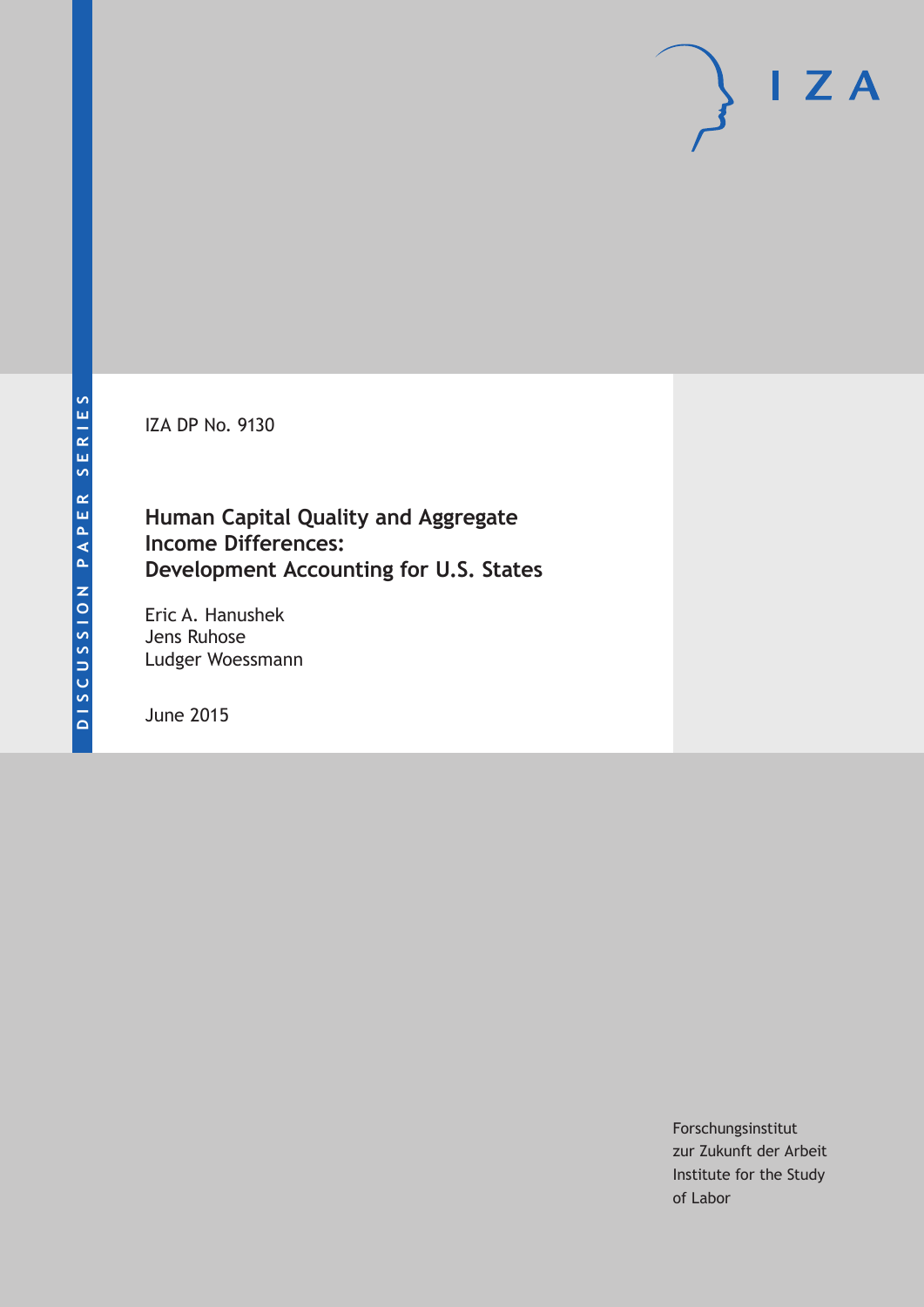DISCUSSION PAPER SERIES

IZA DP No. 9130

# Human Capital Quality and Aggregate Income Differences: Development Accounting for U.S. States

Eric A. Hanushek
Jens Ruhose
Ludger Woessmann

June 2015

Forschungsinstitut
zur Zukunft der Arbeit
Institute for the Study
of Labor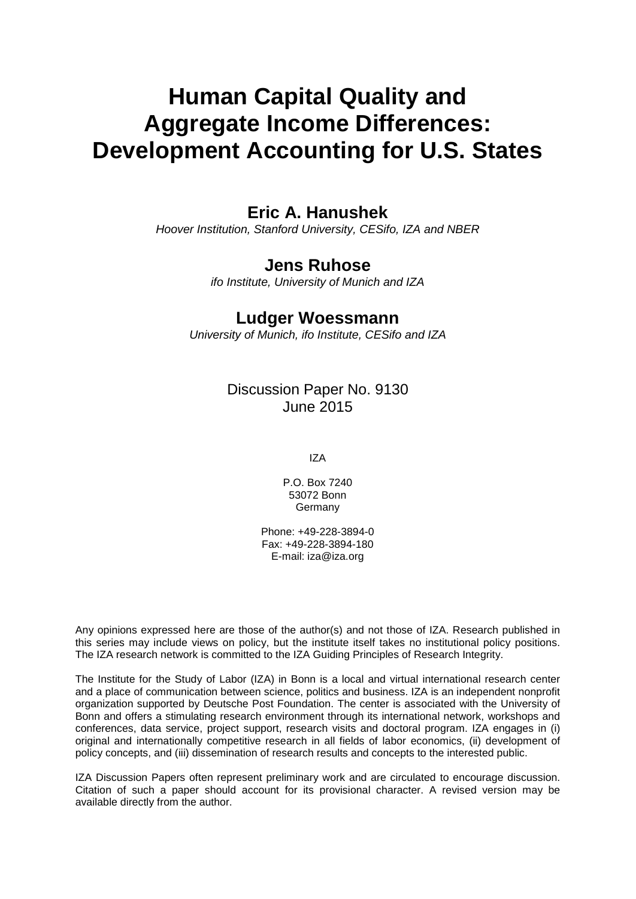# Human Capital Quality and Aggregate Income Differences: Development Accounting for U.S. States

**Eric A. Hanushek**

*Hoover Institution, Stanford University, CESifo, IZA and NBER*

**Jens Ruhose**

*ifo Institute, University of Munich and IZA*

**Ludger Woessmann**

*University of Munich, ifo Institute, CESifo and IZA*

Discussion Paper No. 9130
June 2015

IZA

P.O. Box 7240
53072 Bonn
Germany

Phone: +49-228-3894-0
Fax: +49-228-3894-180
E-mail: iza@iza.org

Any opinions expressed here are those of the author(s) and not those of IZA. Research published in this series may include views on policy, but the institute itself takes no institutional policy positions. The IZA research network is committed to the IZA Guiding Principles of Research Integrity.

The Institute for the Study of Labor (IZA) in Bonn is a local and virtual international research center and a place of communication between science, politics and business. IZA is an independent nonprofit organization supported by Deutsche Post Foundation. The center is associated with the University of Bonn and offers a stimulating research environment through its international network, workshops and conferences, data service, project support, research visits and doctoral program. IZA engages in (i) original and internationally competitive research in all fields of labor economics, (ii) development of policy concepts, and (iii) dissemination of research results and concepts to the interested public.

IZA Discussion Papers often represent preliminary work and are circulated to encourage discussion. Citation of such a paper should account for its provisional character. A revised version may be available directly from the author.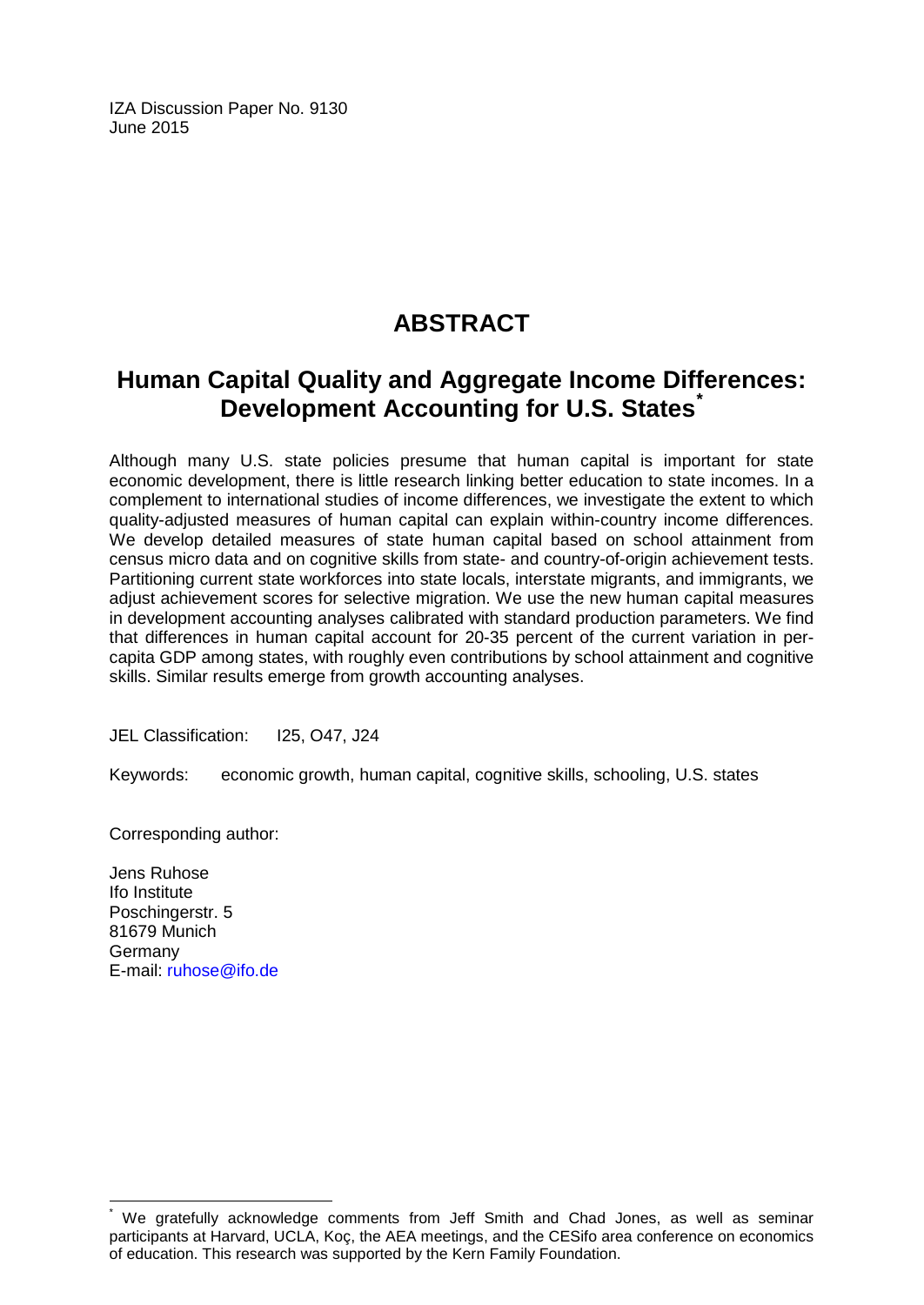IZA Discussion Paper No. 9130
June 2015

# ABSTRACT

## Human Capital Quality and Aggregate Income Differences: Development Accounting for U.S. States*

Although many U.S. state policies presume that human capital is important for state economic development, there is little research linking better education to state incomes. In a complement to international studies of income differences, we investigate the extent to which quality-adjusted measures of human capital can explain within-country income differences. We develop detailed measures of state human capital based on school attainment from census micro data and on cognitive skills from state- and country-of-origin achievement tests. Partitioning current state workforces into state locals, interstate migrants, and immigrants, we adjust achievement scores for selective migration. We use the new human capital measures in development accounting analyses calibrated with standard production parameters. We find that differences in human capital account for 20-35 percent of the current variation in per-capita GDP among states, with roughly even contributions by school attainment and cognitive skills. Similar results emerge from growth accounting analyses.

JEL Classification: I25, O47, J24

Keywords: economic growth, human capital, cognitive skills, schooling, U.S. states

Corresponding author:

Jens Ruhose
Ifo Institute
Poschingerstr. 5
81679 Munich
Germany
E-mail: ruhose@ifo.de

---

* We gratefully acknowledge comments from Jeff Smith and Chad Jones, as well as seminar participants at Harvard, UCLA, Koç, the AEA meetings, and the CESifo area conference on economics of education. This research was supported by the Kern Family Foundation.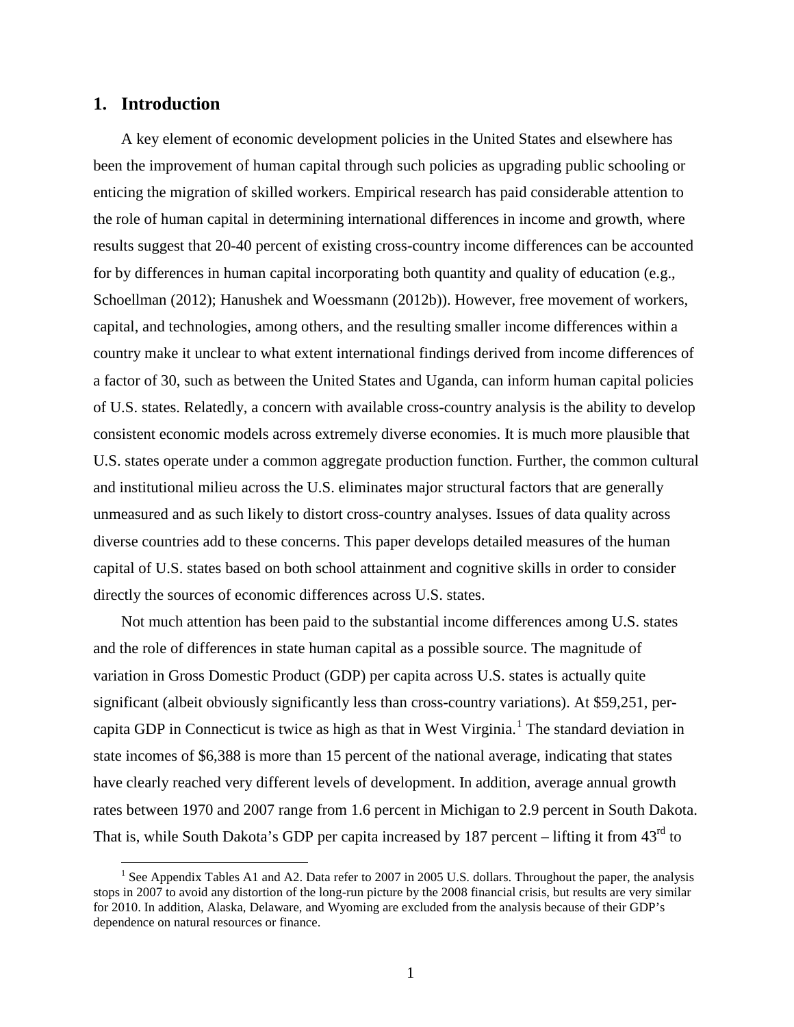## 1. Introduction

A key element of economic development policies in the United States and elsewhere has been the improvement of human capital through such policies as upgrading public schooling or enticing the migration of skilled workers. Empirical research has paid considerable attention to the role of human capital in determining international differences in income and growth, where results suggest that 20-40 percent of existing cross-country income differences can be accounted for by differences in human capital incorporating both quantity and quality of education (e.g., Schoellman (2012); Hanushek and Woessmann (2012b)). However, free movement of workers, capital, and technologies, among others, and the resulting smaller income differences within a country make it unclear to what extent international findings derived from income differences of a factor of 30, such as between the United States and Uganda, can inform human capital policies of U.S. states. Relatedly, a concern with available cross-country analysis is the ability to develop consistent economic models across extremely diverse economies. It is much more plausible that U.S. states operate under a common aggregate production function. Further, the common cultural and institutional milieu across the U.S. eliminates major structural factors that are generally unmeasured and as such likely to distort cross-country analyses. Issues of data quality across diverse countries add to these concerns. This paper develops detailed measures of the human capital of U.S. states based on both school attainment and cognitive skills in order to consider directly the sources of economic differences across U.S. states.

Not much attention has been paid to the substantial income differences among U.S. states and the role of differences in state human capital as a possible source. The magnitude of variation in Gross Domestic Product (GDP) per capita across U.S. states is actually quite significant (albeit obviously significantly less than cross-country variations). At $59,251, per-capita GDP in Connecticut is twice as high as that in West Virginia.[1] The standard deviation in state incomes of $6,388 is more than 15 percent of the national average, indicating that states have clearly reached very different levels of development. In addition, average annual growth rates between 1970 and 2007 range from 1.6 percent in Michigan to 2.9 percent in South Dakota. That is, while South Dakota's GDP per capita increased by 187 percent – lifting it from 43rd to

[1] See Appendix Tables A1 and A2. Data refer to 2007 in 2005 U.S. dollars. Throughout the paper, the analysis stops in 2007 to avoid any distortion of the long-run picture by the 2008 financial crisis, but results are very similar for 2010. In addition, Alaska, Delaware, and Wyoming are excluded from the analysis because of their GDP's dependence on natural resources or finance.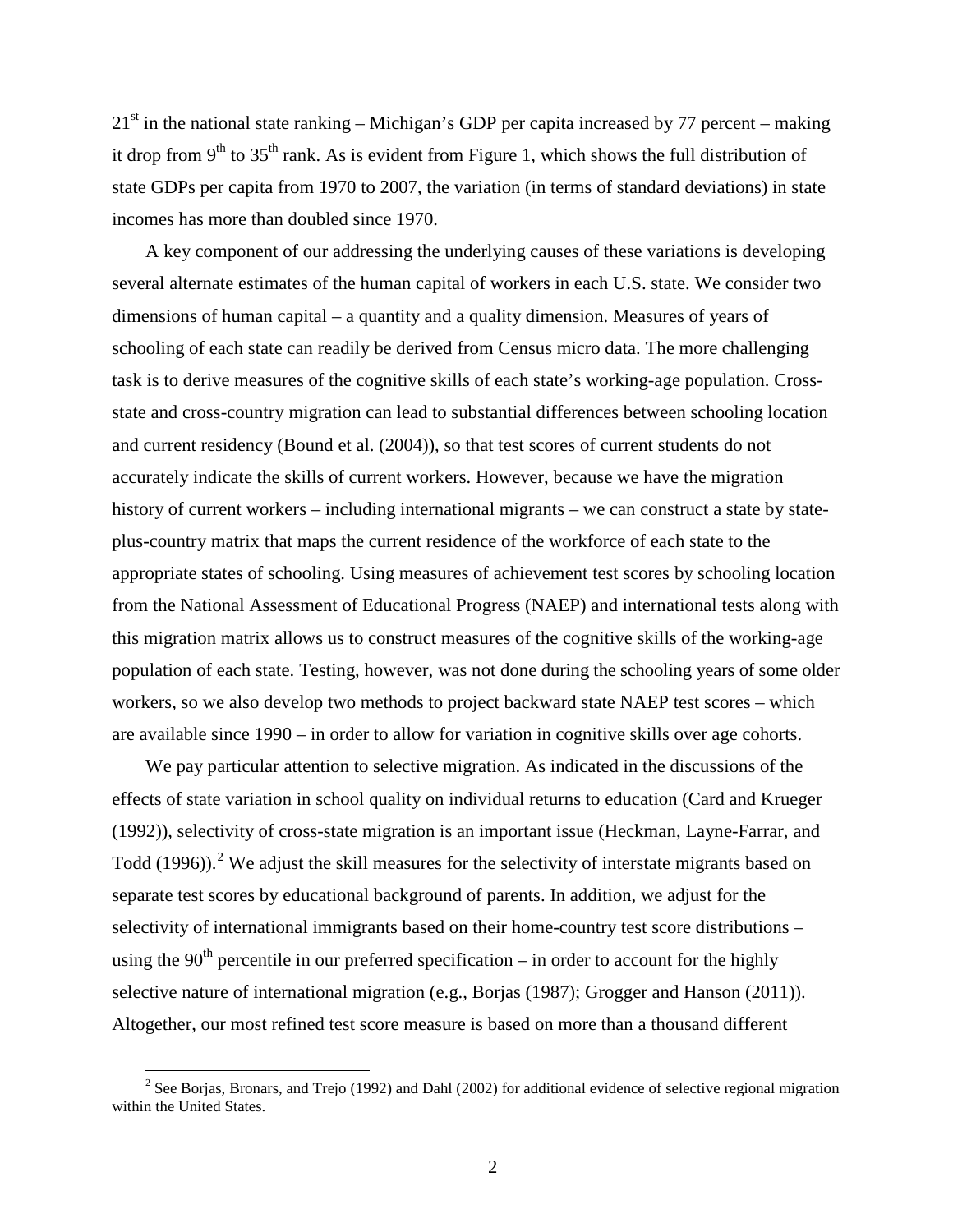21st in the national state ranking – Michigan's GDP per capita increased by 77 percent – making it drop from 9th to 35th rank. As is evident from Figure 1, which shows the full distribution of state GDPs per capita from 1970 to 2007, the variation (in terms of standard deviations) in state incomes has more than doubled since 1970.

A key component of our addressing the underlying causes of these variations is developing several alternate estimates of the human capital of workers in each U.S. state. We consider two dimensions of human capital – a quantity and a quality dimension. Measures of years of schooling of each state can readily be derived from Census micro data. The more challenging task is to derive measures of the cognitive skills of each state's working-age population. Cross-state and cross-country migration can lead to substantial differences between schooling location and current residency (Bound et al. (2004)), so that test scores of current students do not accurately indicate the skills of current workers. However, because we have the migration history of current workers – including international migrants – we can construct a state by state-plus-country matrix that maps the current residence of the workforce of each state to the appropriate states of schooling. Using measures of achievement test scores by schooling location from the National Assessment of Educational Progress (NAEP) and international tests along with this migration matrix allows us to construct measures of the cognitive skills of the working-age population of each state. Testing, however, was not done during the schooling years of some older workers, so we also develop two methods to project backward state NAEP test scores – which are available since 1990 – in order to allow for variation in cognitive skills over age cohorts.

We pay particular attention to selective migration. As indicated in the discussions of the effects of state variation in school quality on individual returns to education (Card and Krueger (1992)), selectivity of cross-state migration is an important issue (Heckman, Layne-Farrar, and Todd (1996)).[2] We adjust the skill measures for the selectivity of interstate migrants based on separate test scores by educational background of parents. In addition, we adjust for the selectivity of international immigrants based on their home-country test score distributions – using the 90th percentile in our preferred specification – in order to account for the highly selective nature of international migration (e.g., Borjas (1987); Grogger and Hanson (2011)). Altogether, our most refined test score measure is based on more than a thousand different

[2] See Borjas, Bronars, and Trejo (1992) and Dahl (2002) for additional evidence of selective regional migration within the United States.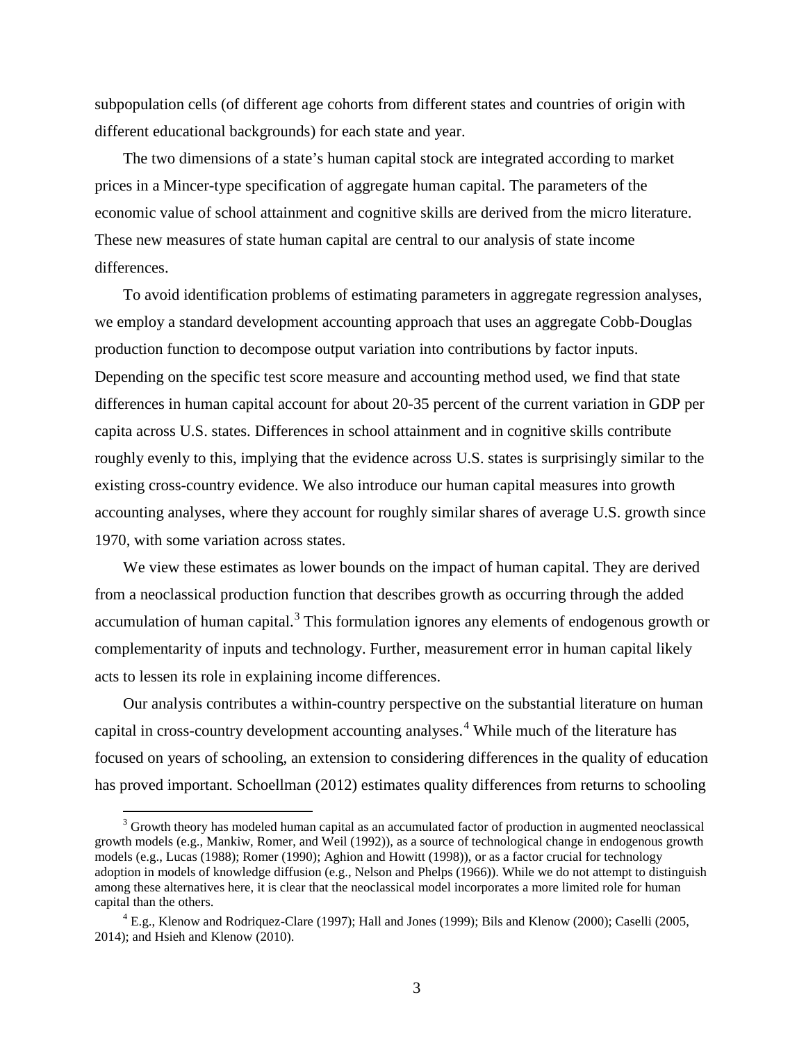subpopulation cells (of different age cohorts from different states and countries of origin with different educational backgrounds) for each state and year.

The two dimensions of a state's human capital stock are integrated according to market prices in a Mincer-type specification of aggregate human capital. The parameters of the economic value of school attainment and cognitive skills are derived from the micro literature. These new measures of state human capital are central to our analysis of state income differences.

To avoid identification problems of estimating parameters in aggregate regression analyses, we employ a standard development accounting approach that uses an aggregate Cobb-Douglas production function to decompose output variation into contributions by factor inputs. Depending on the specific test score measure and accounting method used, we find that state differences in human capital account for about 20-35 percent of the current variation in GDP per capita across U.S. states. Differences in school attainment and in cognitive skills contribute roughly evenly to this, implying that the evidence across U.S. states is surprisingly similar to the existing cross-country evidence. We also introduce our human capital measures into growth accounting analyses, where they account for roughly similar shares of average U.S. growth since 1970, with some variation across states.

We view these estimates as lower bounds on the impact of human capital. They are derived from a neoclassical production function that describes growth as occurring through the added accumulation of human capital.[3] This formulation ignores any elements of endogenous growth or complementarity of inputs and technology. Further, measurement error in human capital likely acts to lessen its role in explaining income differences.

Our analysis contributes a within-country perspective on the substantial literature on human capital in cross-country development accounting analyses.[4] While much of the literature has focused on years of schooling, an extension to considering differences in the quality of education has proved important. Schoellman (2012) estimates quality differences from returns to schooling

[3] Growth theory has modeled human capital as an accumulated factor of production in augmented neoclassical growth models (e.g., Mankiw, Romer, and Weil (1992)), as a source of technological change in endogenous growth models (e.g., Lucas (1988); Romer (1990); Aghion and Howitt (1998)), or as a factor crucial for technology adoption in models of knowledge diffusion (e.g., Nelson and Phelps (1966)). While we do not attempt to distinguish among these alternatives here, it is clear that the neoclassical model incorporates a more limited role for human capital than the others.

[4] E.g., Klenow and Rodriquez-Clare (1997); Hall and Jones (1999); Bils and Klenow (2000); Caselli (2005, 2014); and Hsieh and Klenow (2010).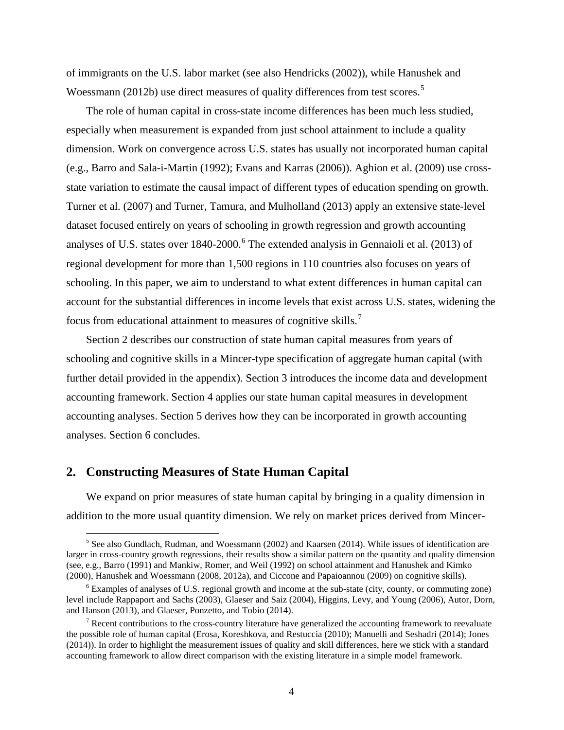of immigrants on the U.S. labor market (see also Hendricks (2002)), while Hanushek and Woessmann (2012b) use direct measures of quality differences from test scores.[5]

The role of human capital in cross-state income differences has been much less studied, especially when measurement is expanded from just school attainment to include a quality dimension. Work on convergence across U.S. states has usually not incorporated human capital (e.g., Barro and Sala-i-Martin (1992); Evans and Karras (2006)). Aghion et al. (2009) use cross-state variation to estimate the causal impact of different types of education spending on growth. Turner et al. (2007) and Turner, Tamura, and Mulholland (2013) apply an extensive state-level dataset focused entirely on years of schooling in growth regression and growth accounting analyses of U.S. states over 1840-2000.[6] The extended analysis in Gennaioli et al. (2013) of regional development for more than 1,500 regions in 110 countries also focuses on years of schooling. In this paper, we aim to understand to what extent differences in human capital can account for the substantial differences in income levels that exist across U.S. states, widening the focus from educational attainment to measures of cognitive skills.[7]

Section 2 describes our construction of state human capital measures from years of schooling and cognitive skills in a Mincer-type specification of aggregate human capital (with further detail provided in the appendix). Section 3 introduces the income data and development accounting framework. Section 4 applies our state human capital measures in development accounting analyses. Section 5 derives how they can be incorporated in growth accounting analyses. Section 6 concludes.

## 2. Constructing Measures of State Human Capital

We expand on prior measures of state human capital by bringing in a quality dimension in addition to the more usual quantity dimension. We rely on market prices derived from Mincer-

---

[5] See also Gundlach, Rudman, and Woessmann (2002) and Kaarsen (2014). While issues of identification are larger in cross-country growth regressions, their results show a similar pattern on the quantity and quality dimension (see, e.g., Barro (1991) and Mankiw, Romer, and Weil (1992) on school attainment and Hanushek and Kimko (2000), Hanushek and Woessmann (2008, 2012a), and Ciccone and Papaioannou (2009) on cognitive skills).

[6] Examples of analyses of U.S. regional growth and income at the sub-state (city, county, or commuting zone) level include Rappaport and Sachs (2003), Glaeser and Saiz (2004), Higgins, Levy, and Young (2006), Autor, Dorn, and Hanson (2013), and Glaeser, Ponzetto, and Tobio (2014).

[7] Recent contributions to the cross-country literature have generalized the accounting framework to reevaluate the possible role of human capital (Erosa, Koreshkova, and Restuccia (2010); Manuelli and Seshadri (2014); Jones (2014)). In order to highlight the measurement issues of quality and skill differences, here we stick with a standard accounting framework to allow direct comparison with the existing literature in a simple model framework.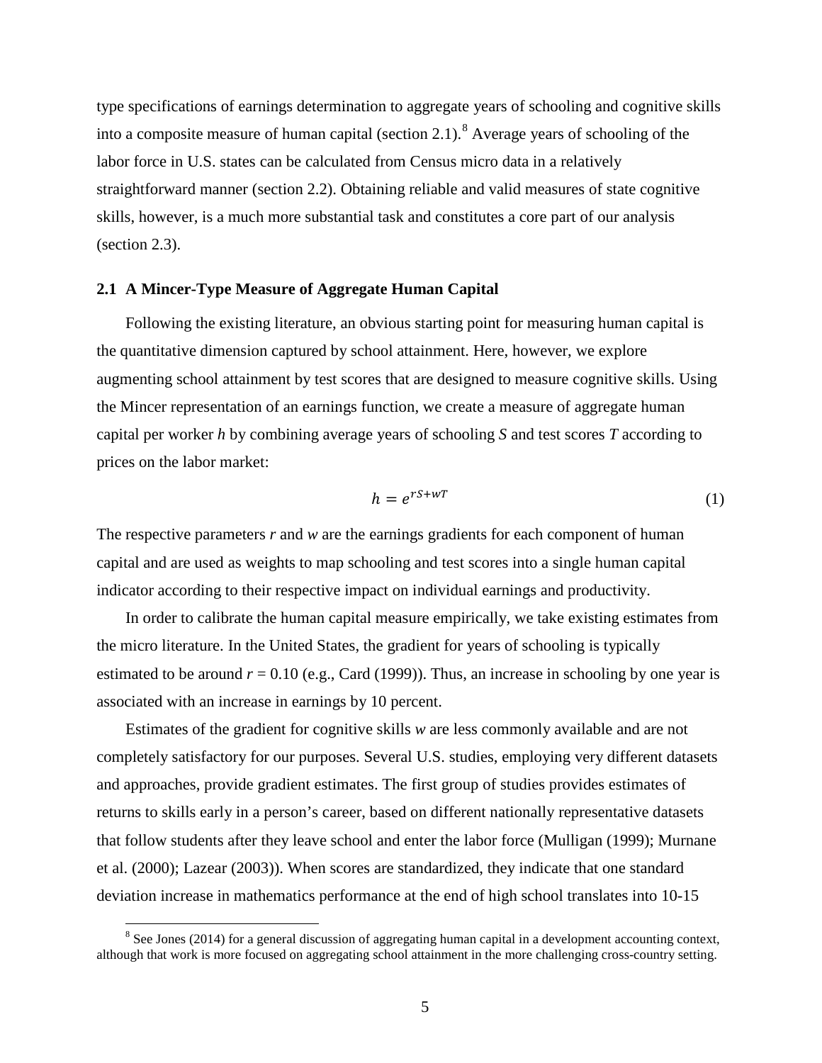type specifications of earnings determination to aggregate years of schooling and cognitive skills into a composite measure of human capital (section 2.1).[8] Average years of schooling of the labor force in U.S. states can be calculated from Census micro data in a relatively straightforward manner (section 2.2). Obtaining reliable and valid measures of state cognitive skills, however, is a much more substantial task and constitutes a core part of our analysis (section 2.3).

### 2.1 A Mincer-Type Measure of Aggregate Human Capital

Following the existing literature, an obvious starting point for measuring human capital is the quantitative dimension captured by school attainment. Here, however, we explore augmenting school attainment by test scores that are designed to measure cognitive skills. Using the Mincer representation of an earnings function, we create a measure of aggregate human capital per worker *h* by combining average years of schooling *S* and test scores *T* according to prices on the labor market:

$$h = e^{rS+wT} \tag{1}$$

The respective parameters *r* and *w* are the earnings gradients for each component of human capital and are used as weights to map schooling and test scores into a single human capital indicator according to their respective impact on individual earnings and productivity.

In order to calibrate the human capital measure empirically, we take existing estimates from the micro literature. In the United States, the gradient for years of schooling is typically estimated to be around $r = 0.10$ (e.g., Card (1999)). Thus, an increase in schooling by one year is associated with an increase in earnings by 10 percent.

Estimates of the gradient for cognitive skills *w* are less commonly available and are not completely satisfactory for our purposes. Several U.S. studies, employing very different datasets and approaches, provide gradient estimates. The first group of studies provides estimates of returns to skills early in a person's career, based on different nationally representative datasets that follow students after they leave school and enter the labor force (Mulligan (1999); Murnane et al. (2000); Lazear (2003)). When scores are standardized, they indicate that one standard deviation increase in mathematics performance at the end of high school translates into 10-15

[8] See Jones (2014) for a general discussion of aggregating human capital in a development accounting context, although that work is more focused on aggregating school attainment in the more challenging cross-country setting.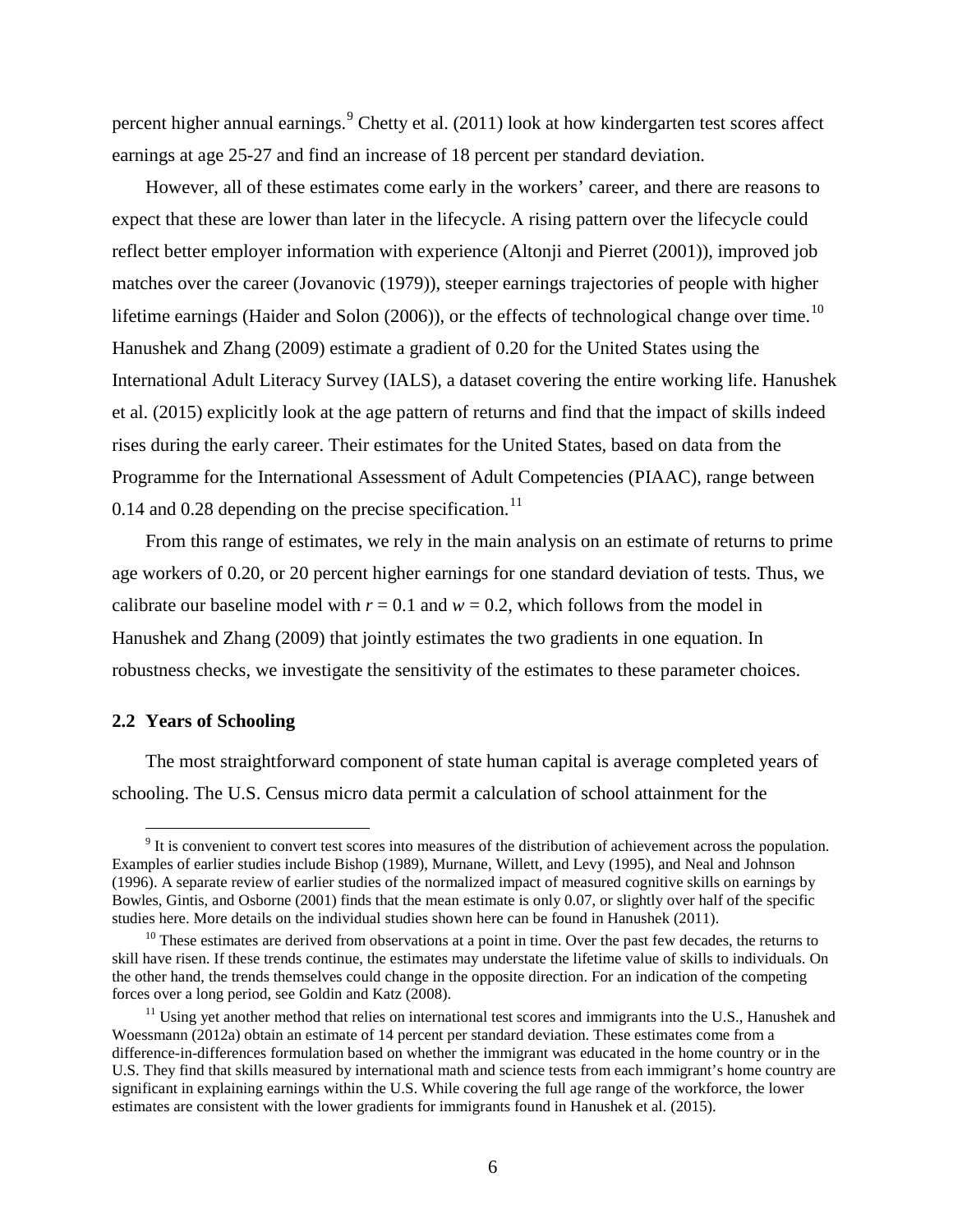percent higher annual earnings.[9] Chetty et al. (2011) look at how kindergarten test scores affect earnings at age 25-27 and find an increase of 18 percent per standard deviation.

However, all of these estimates come early in the workers' career, and there are reasons to expect that these are lower than later in the lifecycle. A rising pattern over the lifecycle could reflect better employer information with experience (Altonji and Pierret (2001)), improved job matches over the career (Jovanovic (1979)), steeper earnings trajectories of people with higher lifetime earnings (Haider and Solon (2006)), or the effects of technological change over time.[10] Hanushek and Zhang (2009) estimate a gradient of 0.20 for the United States using the International Adult Literacy Survey (IALS), a dataset covering the entire working life. Hanushek et al. (2015) explicitly look at the age pattern of returns and find that the impact of skills indeed rises during the early career. Their estimates for the United States, based on data from the Programme for the International Assessment of Adult Competencies (PIAAC), range between 0.14 and 0.28 depending on the precise specification.[11]

From this range of estimates, we rely in the main analysis on an estimate of returns to prime age workers of 0.20, or 20 percent higher earnings for one standard deviation of tests. Thus, we calibrate our baseline model with $r = 0.1$ and $w = 0.2$, which follows from the model in Hanushek and Zhang (2009) that jointly estimates the two gradients in one equation. In robustness checks, we investigate the sensitivity of the estimates to these parameter choices.

### 2.2 Years of Schooling

The most straightforward component of state human capital is average completed years of schooling. The U.S. Census micro data permit a calculation of school attainment for the

[9] It is convenient to convert test scores into measures of the distribution of achievement across the population. Examples of earlier studies include Bishop (1989), Murnane, Willett, and Levy (1995), and Neal and Johnson (1996). A separate review of earlier studies of the normalized impact of measured cognitive skills on earnings by Bowles, Gintis, and Osborne (2001) finds that the mean estimate is only 0.07, or slightly over half of the specific studies here. More details on the individual studies shown here can be found in Hanushek (2011).

[10] These estimates are derived from observations at a point in time. Over the past few decades, the returns to skill have risen. If these trends continue, the estimates may understate the lifetime value of skills to individuals. On the other hand, the trends themselves could change in the opposite direction. For an indication of the competing forces over a long period, see Goldin and Katz (2008).

[11] Using yet another method that relies on international test scores and immigrants into the U.S., Hanushek and Woessmann (2012a) obtain an estimate of 14 percent per standard deviation. These estimates come from a difference-in-differences formulation based on whether the immigrant was educated in the home country or in the U.S. They find that skills measured by international math and science tests from each immigrant's home country are significant in explaining earnings within the U.S. While covering the full age range of the workforce, the lower estimates are consistent with the lower gradients for immigrants found in Hanushek et al. (2015).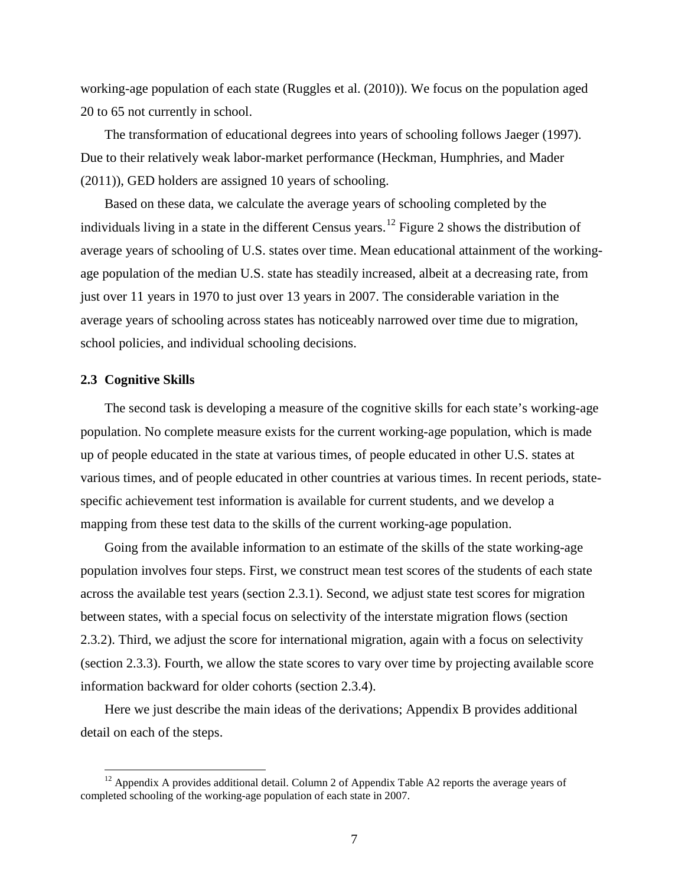working-age population of each state (Ruggles et al. (2010)). We focus on the population aged 20 to 65 not currently in school.

The transformation of educational degrees into years of schooling follows Jaeger (1997). Due to their relatively weak labor-market performance (Heckman, Humphries, and Mader (2011)), GED holders are assigned 10 years of schooling.

Based on these data, we calculate the average years of schooling completed by the individuals living in a state in the different Census years.[12] Figure 2 shows the distribution of average years of schooling of U.S. states over time. Mean educational attainment of the working-age population of the median U.S. state has steadily increased, albeit at a decreasing rate, from just over 11 years in 1970 to just over 13 years in 2007. The considerable variation in the average years of schooling across states has noticeably narrowed over time due to migration, school policies, and individual schooling decisions.

### 2.3 Cognitive Skills

The second task is developing a measure of the cognitive skills for each state's working-age population. No complete measure exists for the current working-age population, which is made up of people educated in the state at various times, of people educated in other U.S. states at various times, and of people educated in other countries at various times. In recent periods, state-specific achievement test information is available for current students, and we develop a mapping from these test data to the skills of the current working-age population.

Going from the available information to an estimate of the skills of the state working-age population involves four steps. First, we construct mean test scores of the students of each state across the available test years (section 2.3.1). Second, we adjust state test scores for migration between states, with a special focus on selectivity of the interstate migration flows (section 2.3.2). Third, we adjust the score for international migration, again with a focus on selectivity (section 2.3.3). Fourth, we allow the state scores to vary over time by projecting available score information backward for older cohorts (section 2.3.4).

Here we just describe the main ideas of the derivations; Appendix B provides additional detail on each of the steps.

[12] Appendix A provides additional detail. Column 2 of Appendix Table A2 reports the average years of completed schooling of the working-age population of each state in 2007.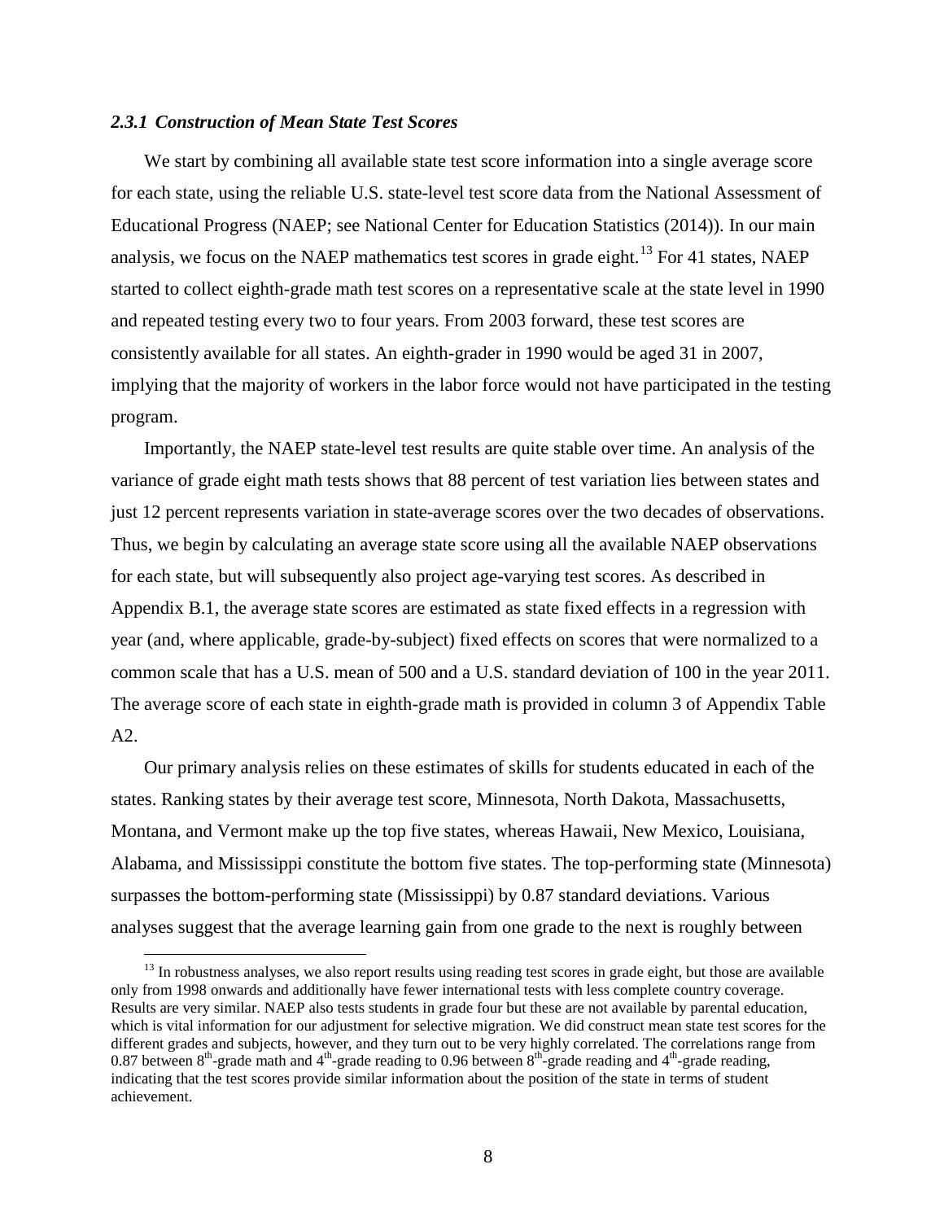#### *2.3.1 Construction of Mean State Test Scores*

We start by combining all available state test score information into a single average score for each state, using the reliable U.S. state-level test score data from the National Assessment of Educational Progress (NAEP; see National Center for Education Statistics (2014)). In our main analysis, we focus on the NAEP mathematics test scores in grade eight.[13] For 41 states, NAEP started to collect eighth-grade math test scores on a representative scale at the state level in 1990 and repeated testing every two to four years. From 2003 forward, these test scores are consistently available for all states. An eighth-grader in 1990 would be aged 31 in 2007, implying that the majority of workers in the labor force would not have participated in the testing program.

Importantly, the NAEP state-level test results are quite stable over time. An analysis of the variance of grade eight math tests shows that 88 percent of test variation lies between states and just 12 percent represents variation in state-average scores over the two decades of observations. Thus, we begin by calculating an average state score using all the available NAEP observations for each state, but will subsequently also project age-varying test scores. As described in Appendix B.1, the average state scores are estimated as state fixed effects in a regression with year (and, where applicable, grade-by-subject) fixed effects on scores that were normalized to a common scale that has a U.S. mean of 500 and a U.S. standard deviation of 100 in the year 2011. The average score of each state in eighth-grade math is provided in column 3 of Appendix Table A2.

Our primary analysis relies on these estimates of skills for students educated in each of the states. Ranking states by their average test score, Minnesota, North Dakota, Massachusetts, Montana, and Vermont make up the top five states, whereas Hawaii, New Mexico, Louisiana, Alabama, and Mississippi constitute the bottom five states. The top-performing state (Minnesota) surpasses the bottom-performing state (Mississippi) by 0.87 standard deviations. Various analyses suggest that the average learning gain from one grade to the next is roughly between

[13] In robustness analyses, we also report results using reading test scores in grade eight, but those are available only from 1998 onwards and additionally have fewer international tests with less complete country coverage. Results are very similar. NAEP also tests students in grade four but these are not available by parental education, which is vital information for our adjustment for selective migration. We did construct mean state test scores for the different grades and subjects, however, and they turn out to be very highly correlated. The correlations range from 0.87 between 8th-grade math and 4th-grade reading to 0.96 between 8th-grade reading and 4th-grade reading, indicating that the test scores provide similar information about the position of the state in terms of student achievement.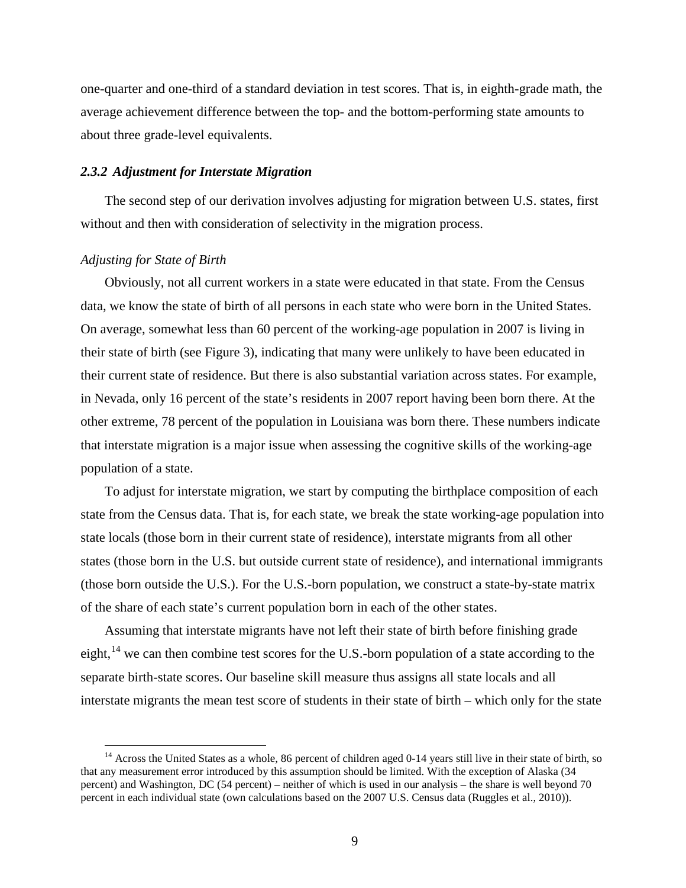one-quarter and one-third of a standard deviation in test scores. That is, in eighth-grade math, the average achievement difference between the top- and the bottom-performing state amounts to about three grade-level equivalents.

### *2.3.2 Adjustment for Interstate Migration*

The second step of our derivation involves adjusting for migration between U.S. states, first without and then with consideration of selectivity in the migration process.

*Adjusting for State of Birth*

Obviously, not all current workers in a state were educated in that state. From the Census data, we know the state of birth of all persons in each state who were born in the United States. On average, somewhat less than 60 percent of the working-age population in 2007 is living in their state of birth (see Figure 3), indicating that many were unlikely to have been educated in their current state of residence. But there is also substantial variation across states. For example, in Nevada, only 16 percent of the state's residents in 2007 report having been born there. At the other extreme, 78 percent of the population in Louisiana was born there. These numbers indicate that interstate migration is a major issue when assessing the cognitive skills of the working-age population of a state.

To adjust for interstate migration, we start by computing the birthplace composition of each state from the Census data. That is, for each state, we break the state working-age population into state locals (those born in their current state of residence), interstate migrants from all other states (those born in the U.S. but outside current state of residence), and international immigrants (those born outside the U.S.). For the U.S.-born population, we construct a state-by-state matrix of the share of each state's current population born in each of the other states.

Assuming that interstate migrants have not left their state of birth before finishing grade eight,[14] we can then combine test scores for the U.S.-born population of a state according to the separate birth-state scores. Our baseline skill measure thus assigns all state locals and all interstate migrants the mean test score of students in their state of birth – which only for the state

[14] Across the United States as a whole, 86 percent of children aged 0-14 years still live in their state of birth, so that any measurement error introduced by this assumption should be limited. With the exception of Alaska (34 percent) and Washington, DC (54 percent) – neither of which is used in our analysis – the share is well beyond 70 percent in each individual state (own calculations based on the 2007 U.S. Census data (Ruggles et al., 2010)).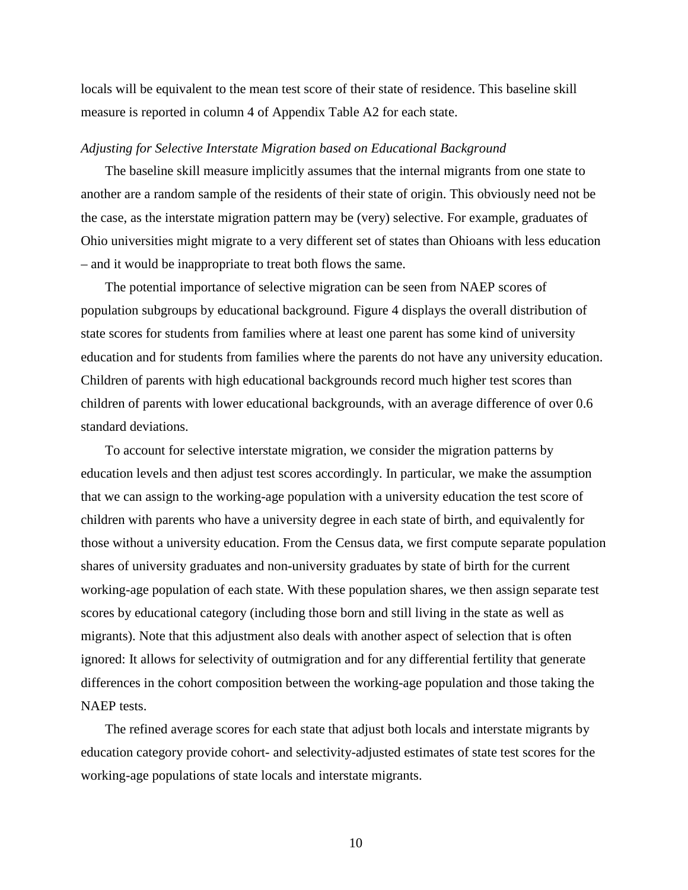locals will be equivalent to the mean test score of their state of residence. This baseline skill measure is reported in column 4 of Appendix Table A2 for each state.

*Adjusting for Selective Interstate Migration based on Educational Background*

The baseline skill measure implicitly assumes that the internal migrants from one state to another are a random sample of the residents of their state of origin. This obviously need not be the case, as the interstate migration pattern may be (very) selective. For example, graduates of Ohio universities might migrate to a very different set of states than Ohioans with less education – and it would be inappropriate to treat both flows the same.

The potential importance of selective migration can be seen from NAEP scores of population subgroups by educational background. Figure 4 displays the overall distribution of state scores for students from families where at least one parent has some kind of university education and for students from families where the parents do not have any university education. Children of parents with high educational backgrounds record much higher test scores than children of parents with lower educational backgrounds, with an average difference of over 0.6 standard deviations.

To account for selective interstate migration, we consider the migration patterns by education levels and then adjust test scores accordingly. In particular, we make the assumption that we can assign to the working-age population with a university education the test score of children with parents who have a university degree in each state of birth, and equivalently for those without a university education. From the Census data, we first compute separate population shares of university graduates and non-university graduates by state of birth for the current working-age population of each state. With these population shares, we then assign separate test scores by educational category (including those born and still living in the state as well as migrants). Note that this adjustment also deals with another aspect of selection that is often ignored: It allows for selectivity of outmigration and for any differential fertility that generate differences in the cohort composition between the working-age population and those taking the NAEP tests.

The refined average scores for each state that adjust both locals and interstate migrants by education category provide cohort- and selectivity-adjusted estimates of state test scores for the working-age populations of state locals and interstate migrants.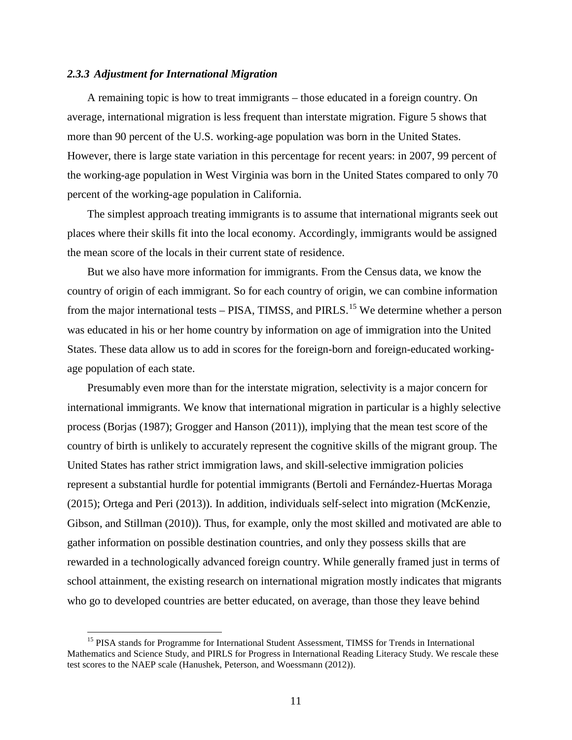### *2.3.3 Adjustment for International Migration*

A remaining topic is how to treat immigrants – those educated in a foreign country. On average, international migration is less frequent than interstate migration. Figure 5 shows that more than 90 percent of the U.S. working-age population was born in the United States. However, there is large state variation in this percentage for recent years: in 2007, 99 percent of the working-age population in West Virginia was born in the United States compared to only 70 percent of the working-age population in California.

The simplest approach treating immigrants is to assume that international migrants seek out places where their skills fit into the local economy. Accordingly, immigrants would be assigned the mean score of the locals in their current state of residence.

But we also have more information for immigrants. From the Census data, we know the country of origin of each immigrant. So for each country of origin, we can combine information from the major international tests – PISA, TIMSS, and PIRLS.[15] We determine whether a person was educated in his or her home country by information on age of immigration into the United States. These data allow us to add in scores for the foreign-born and foreign-educated working-age population of each state.

Presumably even more than for the interstate migration, selectivity is a major concern for international immigrants. We know that international migration in particular is a highly selective process (Borjas (1987); Grogger and Hanson (2011)), implying that the mean test score of the country of birth is unlikely to accurately represent the cognitive skills of the migrant group. The United States has rather strict immigration laws, and skill-selective immigration policies represent a substantial hurdle for potential immigrants (Bertoli and Fernández-Huertas Moraga (2015); Ortega and Peri (2013)). In addition, individuals self-select into migration (McKenzie, Gibson, and Stillman (2010)). Thus, for example, only the most skilled and motivated are able to gather information on possible destination countries, and only they possess skills that are rewarded in a technologically advanced foreign country. While generally framed just in terms of school attainment, the existing research on international migration mostly indicates that migrants who go to developed countries are better educated, on average, than those they leave behind

[15] PISA stands for Programme for International Student Assessment, TIMSS for Trends in International Mathematics and Science Study, and PIRLS for Progress in International Reading Literacy Study. We rescale these test scores to the NAEP scale (Hanushek, Peterson, and Woessmann (2012)).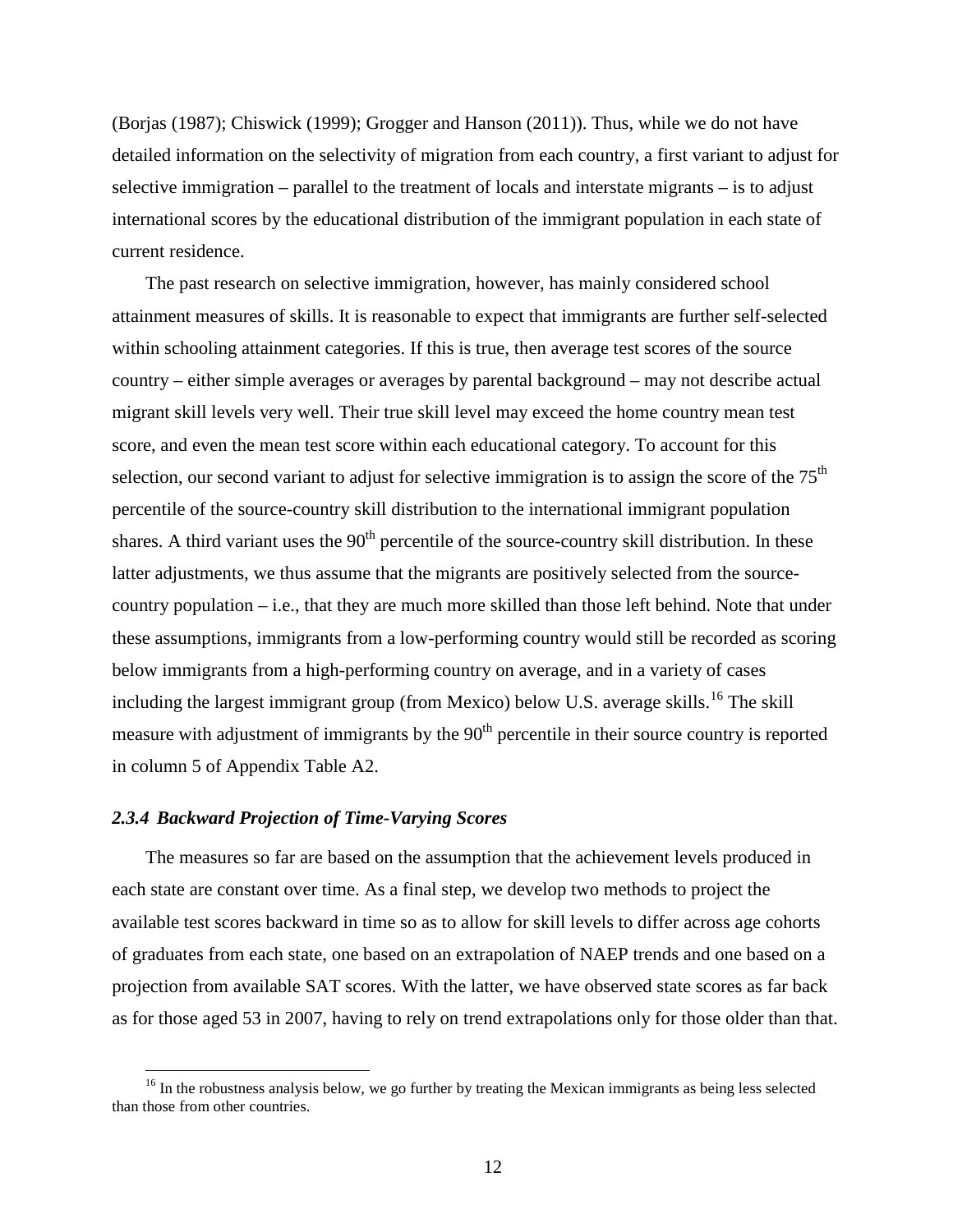(Borjas (1987); Chiswick (1999); Grogger and Hanson (2011)). Thus, while we do not have detailed information on the selectivity of migration from each country, a first variant to adjust for selective immigration – parallel to the treatment of locals and interstate migrants – is to adjust international scores by the educational distribution of the immigrant population in each state of current residence.

The past research on selective immigration, however, has mainly considered school attainment measures of skills. It is reasonable to expect that immigrants are further self-selected within schooling attainment categories. If this is true, then average test scores of the source country – either simple averages or averages by parental background – may not describe actual migrant skill levels very well. Their true skill level may exceed the home country mean test score, and even the mean test score within each educational category. To account for this selection, our second variant to adjust for selective immigration is to assign the score of the 75th percentile of the source-country skill distribution to the international immigrant population shares. A third variant uses the 90th percentile of the source-country skill distribution. In these latter adjustments, we thus assume that the migrants are positively selected from the source-country population – i.e., that they are much more skilled than those left behind. Note that under these assumptions, immigrants from a low-performing country would still be recorded as scoring below immigrants from a high-performing country on average, and in a variety of cases including the largest immigrant group (from Mexico) below U.S. average skills.[16] The skill measure with adjustment of immigrants by the 90th percentile in their source country is reported in column 5 of Appendix Table A2.

#### *2.3.4 Backward Projection of Time-Varying Scores*

The measures so far are based on the assumption that the achievement levels produced in each state are constant over time. As a final step, we develop two methods to project the available test scores backward in time so as to allow for skill levels to differ across age cohorts of graduates from each state, one based on an extrapolation of NAEP trends and one based on a projection from available SAT scores. With the latter, we have observed state scores as far back as for those aged 53 in 2007, having to rely on trend extrapolations only for those older than that.

[16] In the robustness analysis below, we go further by treating the Mexican immigrants as being less selected than those from other countries.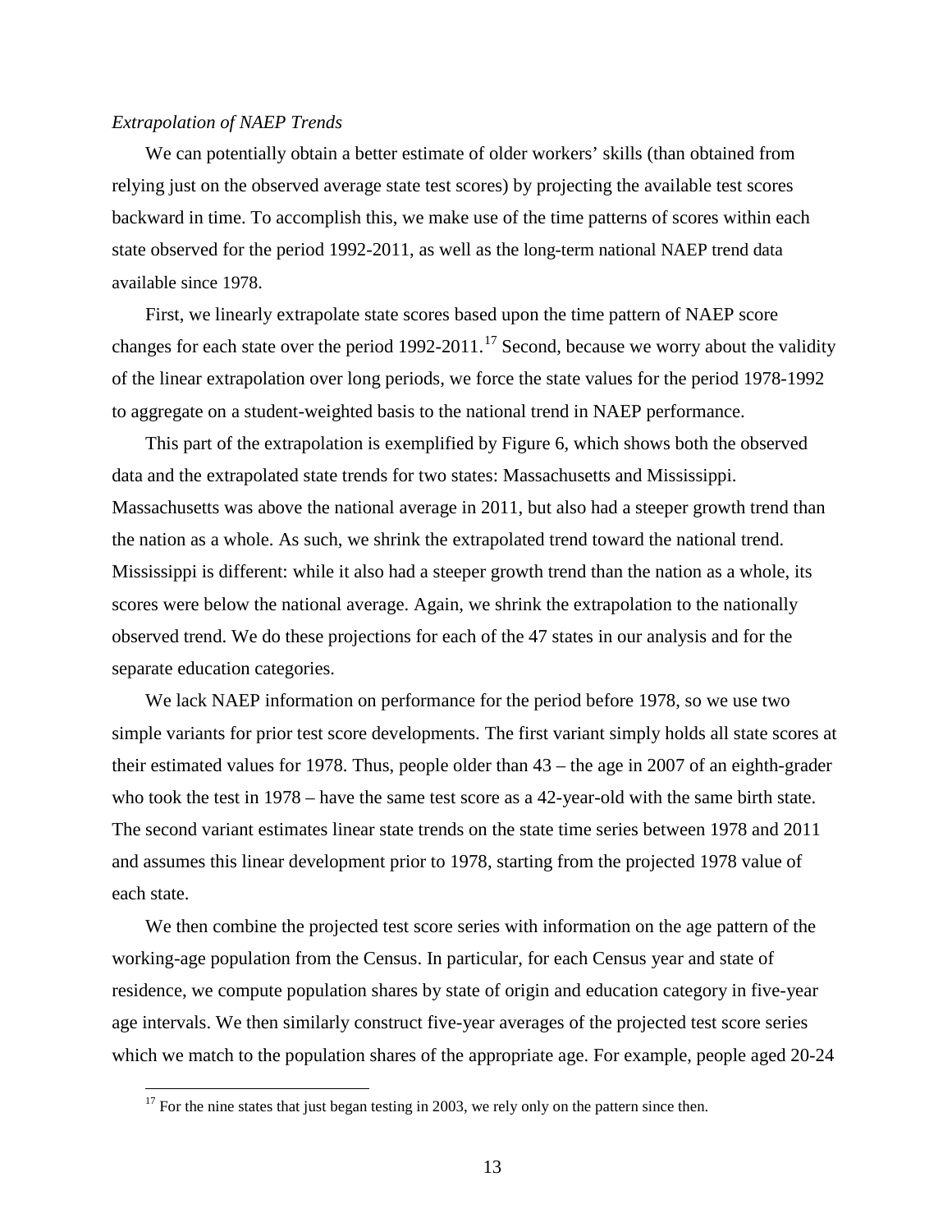*Extrapolation of NAEP Trends*

We can potentially obtain a better estimate of older workers' skills (than obtained from relying just on the observed average state test scores) by projecting the available test scores backward in time. To accomplish this, we make use of the time patterns of scores within each state observed for the period 1992-2011, as well as the long-term national NAEP trend data available since 1978.

First, we linearly extrapolate state scores based upon the time pattern of NAEP score changes for each state over the period 1992-2011.[17] Second, because we worry about the validity of the linear extrapolation over long periods, we force the state values for the period 1978-1992 to aggregate on a student-weighted basis to the national trend in NAEP performance.

This part of the extrapolation is exemplified by Figure 6, which shows both the observed data and the extrapolated state trends for two states: Massachusetts and Mississippi. Massachusetts was above the national average in 2011, but also had a steeper growth trend than the nation as a whole. As such, we shrink the extrapolated trend toward the national trend. Mississippi is different: while it also had a steeper growth trend than the nation as a whole, its scores were below the national average. Again, we shrink the extrapolation to the nationally observed trend. We do these projections for each of the 47 states in our analysis and for the separate education categories.

We lack NAEP information on performance for the period before 1978, so we use two simple variants for prior test score developments. The first variant simply holds all state scores at their estimated values for 1978. Thus, people older than 43 – the age in 2007 of an eighth-grader who took the test in 1978 – have the same test score as a 42-year-old with the same birth state. The second variant estimates linear state trends on the state time series between 1978 and 2011 and assumes this linear development prior to 1978, starting from the projected 1978 value of each state.

We then combine the projected test score series with information on the age pattern of the working-age population from the Census. In particular, for each Census year and state of residence, we compute population shares by state of origin and education category in five-year age intervals. We then similarly construct five-year averages of the projected test score series which we match to the population shares of the appropriate age. For example, people aged 20-24

[17] For the nine states that just began testing in 2003, we rely only on the pattern since then.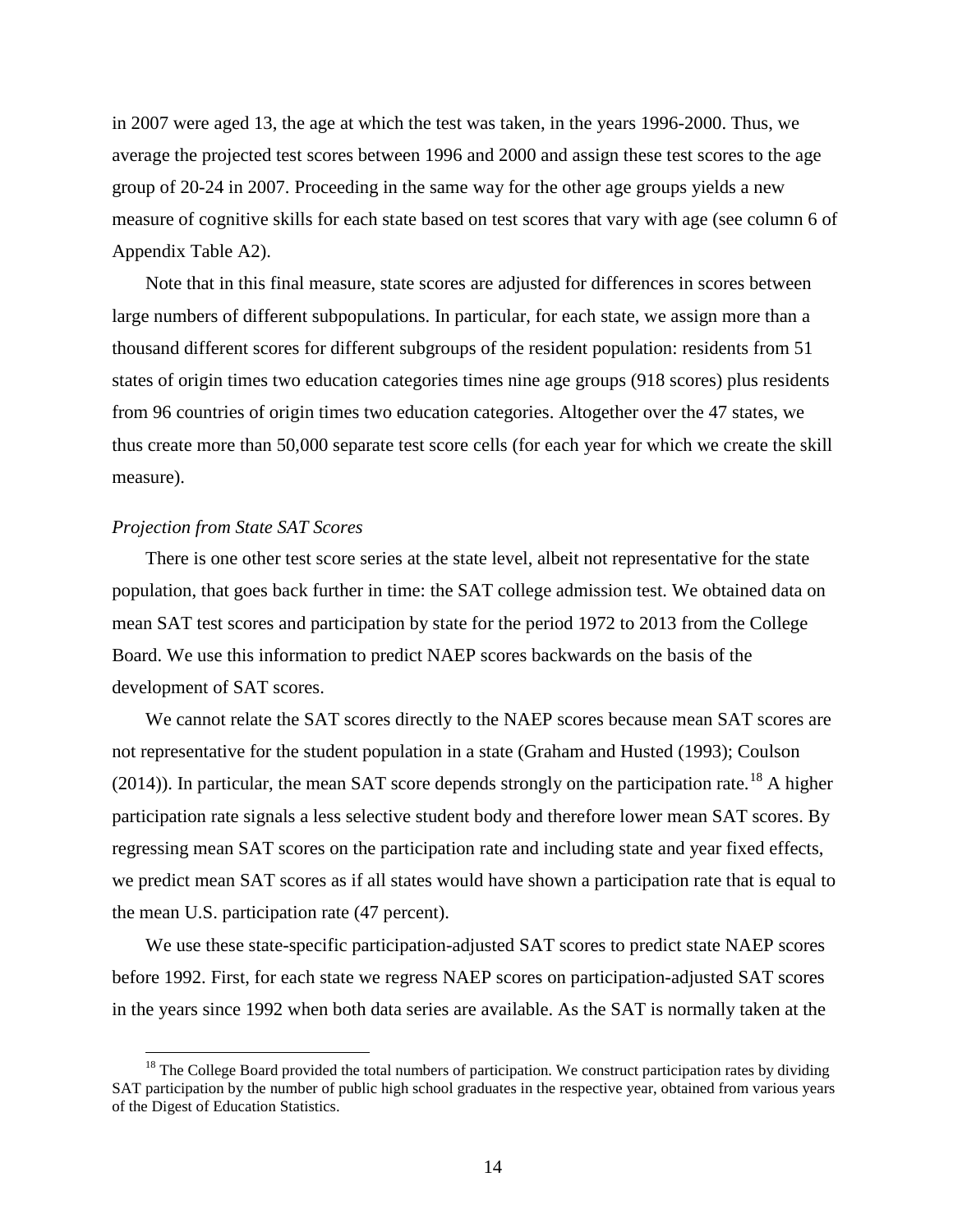in 2007 were aged 13, the age at which the test was taken, in the years 1996-2000. Thus, we average the projected test scores between 1996 and 2000 and assign these test scores to the age group of 20-24 in 2007. Proceeding in the same way for the other age groups yields a new measure of cognitive skills for each state based on test scores that vary with age (see column 6 of Appendix Table A2).

Note that in this final measure, state scores are adjusted for differences in scores between large numbers of different subpopulations. In particular, for each state, we assign more than a thousand different scores for different subgroups of the resident population: residents from 51 states of origin times two education categories times nine age groups (918 scores) plus residents from 96 countries of origin times two education categories. Altogether over the 47 states, we thus create more than 50,000 separate test score cells (for each year for which we create the skill measure).

*Projection from State SAT Scores*

There is one other test score series at the state level, albeit not representative for the state population, that goes back further in time: the SAT college admission test. We obtained data on mean SAT test scores and participation by state for the period 1972 to 2013 from the College Board. We use this information to predict NAEP scores backwards on the basis of the development of SAT scores.

We cannot relate the SAT scores directly to the NAEP scores because mean SAT scores are not representative for the student population in a state (Graham and Husted (1993); Coulson (2014)). In particular, the mean SAT score depends strongly on the participation rate.[18] A higher participation rate signals a less selective student body and therefore lower mean SAT scores. By regressing mean SAT scores on the participation rate and including state and year fixed effects, we predict mean SAT scores as if all states would have shown a participation rate that is equal to the mean U.S. participation rate (47 percent).

We use these state-specific participation-adjusted SAT scores to predict state NAEP scores before 1992. First, for each state we regress NAEP scores on participation-adjusted SAT scores in the years since 1992 when both data series are available. As the SAT is normally taken at the

[18] The College Board provided the total numbers of participation. We construct participation rates by dividing SAT participation by the number of public high school graduates in the respective year, obtained from various years of the Digest of Education Statistics.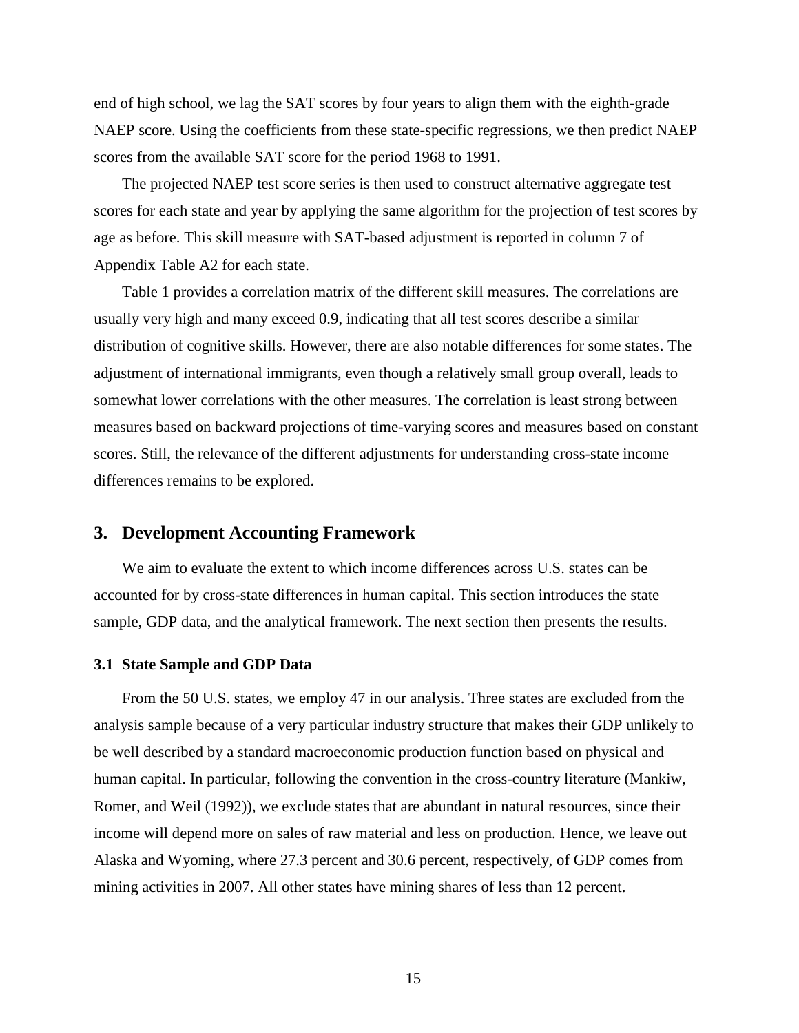end of high school, we lag the SAT scores by four years to align them with the eighth-grade NAEP score. Using the coefficients from these state-specific regressions, we then predict NAEP scores from the available SAT score for the period 1968 to 1991.

The projected NAEP test score series is then used to construct alternative aggregate test scores for each state and year by applying the same algorithm for the projection of test scores by age as before. This skill measure with SAT-based adjustment is reported in column 7 of Appendix Table A2 for each state.

Table 1 provides a correlation matrix of the different skill measures. The correlations are usually very high and many exceed 0.9, indicating that all test scores describe a similar distribution of cognitive skills. However, there are also notable differences for some states. The adjustment of international immigrants, even though a relatively small group overall, leads to somewhat lower correlations with the other measures. The correlation is least strong between measures based on backward projections of time-varying scores and measures based on constant scores. Still, the relevance of the different adjustments for understanding cross-state income differences remains to be explored.

## 3. Development Accounting Framework

We aim to evaluate the extent to which income differences across U.S. states can be accounted for by cross-state differences in human capital. This section introduces the state sample, GDP data, and the analytical framework. The next section then presents the results.

### 3.1 State Sample and GDP Data

From the 50 U.S. states, we employ 47 in our analysis. Three states are excluded from the analysis sample because of a very particular industry structure that makes their GDP unlikely to be well described by a standard macroeconomic production function based on physical and human capital. In particular, following the convention in the cross-country literature (Mankiw, Romer, and Weil (1992)), we exclude states that are abundant in natural resources, since their income will depend more on sales of raw material and less on production. Hence, we leave out Alaska and Wyoming, where 27.3 percent and 30.6 percent, respectively, of GDP comes from mining activities in 2007. All other states have mining shares of less than 12 percent.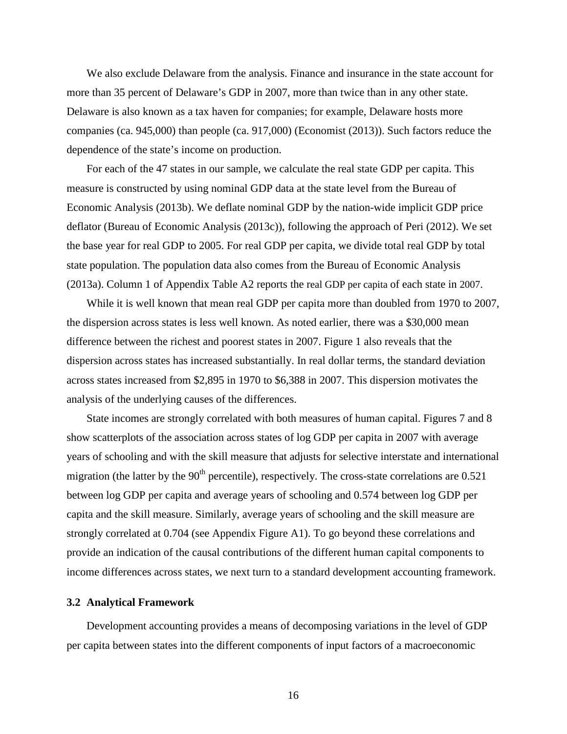We also exclude Delaware from the analysis. Finance and insurance in the state account for more than 35 percent of Delaware's GDP in 2007, more than twice than in any other state. Delaware is also known as a tax haven for companies; for example, Delaware hosts more companies (ca. 945,000) than people (ca. 917,000) (Economist (2013)). Such factors reduce the dependence of the state's income on production.

For each of the 47 states in our sample, we calculate the real state GDP per capita. This measure is constructed by using nominal GDP data at the state level from the Bureau of Economic Analysis (2013b). We deflate nominal GDP by the nation-wide implicit GDP price deflator (Bureau of Economic Analysis (2013c)), following the approach of Peri (2012). We set the base year for real GDP to 2005. For real GDP per capita, we divide total real GDP by total state population. The population data also comes from the Bureau of Economic Analysis (2013a). Column 1 of Appendix Table A2 reports the real GDP per capita of each state in 2007.

While it is well known that mean real GDP per capita more than doubled from 1970 to 2007, the dispersion across states is less well known. As noted earlier, there was a $30,000 mean difference between the richest and poorest states in 2007. Figure 1 also reveals that the dispersion across states has increased substantially. In real dollar terms, the standard deviation across states increased from $2,895 in 1970 to $6,388 in 2007. This dispersion motivates the analysis of the underlying causes of the differences.

State incomes are strongly correlated with both measures of human capital. Figures 7 and 8 show scatterplots of the association across states of log GDP per capita in 2007 with average years of schooling and with the skill measure that adjusts for selective interstate and international migration (the latter by the 90$^{th}$ percentile), respectively. The cross-state correlations are 0.521 between log GDP per capita and average years of schooling and 0.574 between log GDP per capita and the skill measure. Similarly, average years of schooling and the skill measure are strongly correlated at 0.704 (see Appendix Figure A1). To go beyond these correlations and provide an indication of the causal contributions of the different human capital components to income differences across states, we next turn to a standard development accounting framework.

### 3.2 Analytical Framework

Development accounting provides a means of decomposing variations in the level of GDP per capita between states into the different components of input factors of a macroeconomic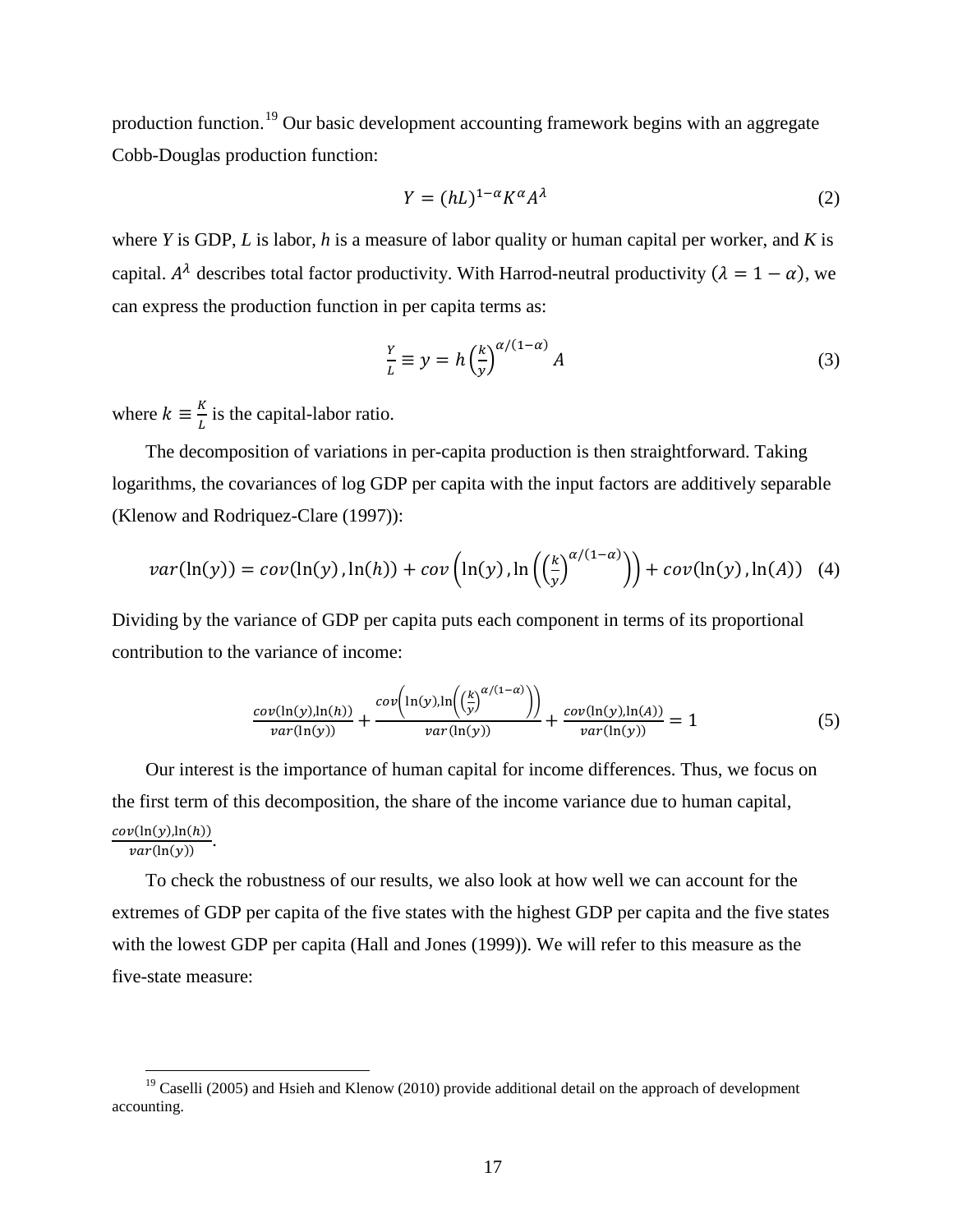production function.[19] Our basic development accounting framework begins with an aggregate Cobb-Douglas production function:

$$Y = (hL)^{1-\alpha} K^{\alpha} A^{\lambda} \tag{2}$$

where $Y$ is GDP, $L$ is labor, $h$ is a measure of labor quality or human capital per worker, and $K$ is capital. $A^{\lambda}$ describes total factor productivity. With Harrod-neutral productivity $(\lambda = 1 - \alpha)$, we can express the production function in per capita terms as:

$$\frac{Y}{L} \equiv y = h \left(\frac{k}{y}\right)^{\alpha/(1-\alpha)} A \tag{3}$$

where $k \equiv \frac{K}{L}$ is the capital-labor ratio.

The decomposition of variations in per-capita production is then straightforward. Taking logarithms, the covariances of log GDP per capita with the input factors are additively separable (Klenow and Rodriquez-Clare (1997)):

$$var(\ln(y)) = cov(\ln(y), \ln(h)) + cov\left(\ln(y), \ln\left(\left(\frac{k}{y}\right)^{\alpha/(1-\alpha)}\right)\right) + cov(\ln(y), \ln(A)) \tag{4}$$

Dividing by the variance of GDP per capita puts each component in terms of its proportional contribution to the variance of income:

$$\frac{cov(\ln(y), \ln(h))}{var(\ln(y))} + \frac{cov\left(\ln(y), \ln\left(\left(\frac{k}{y}\right)^{\alpha/(1-\alpha)}\right)\right)}{var(\ln(y))} + \frac{cov(\ln(y), \ln(A))}{var(\ln(y))} = 1 \tag{5}$$

Our interest is the importance of human capital for income differences. Thus, we focus on the first term of this decomposition, the share of the income variance due to human capital, $\frac{cov(\ln(y), \ln(h))}{var(\ln(y))}$.

To check the robustness of our results, we also look at how well we can account for the extremes of GDP per capita of the five states with the highest GDP per capita and the five states with the lowest GDP per capita (Hall and Jones (1999)). We will refer to this measure as the five-state measure:

[19] Caselli (2005) and Hsieh and Klenow (2010) provide additional detail on the approach of development accounting.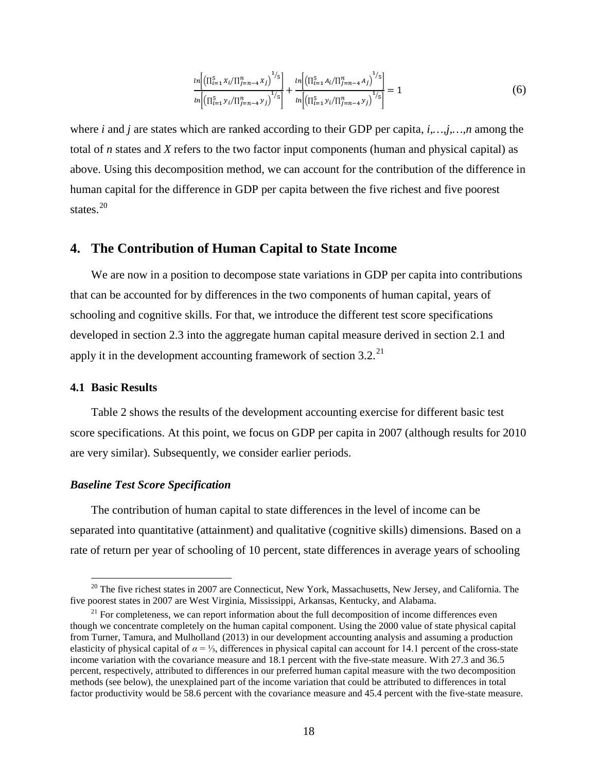$$\frac{\ln\left[\left(\prod_{i=1}^{5} x_i / \prod_{j=n-4}^{n} x_j\right)^{1/5}\right]}{\ln\left[\left(\prod_{i=1}^{5} y_i / \prod_{j=n-4}^{n} y_j\right)^{1/5}\right]} + \frac{\ln\left[\left(\prod_{i=1}^{5} A_i / \prod_{j=n-4}^{n} A_j\right)^{1/5}\right]}{\ln\left[\left(\prod_{i=1}^{5} y_i / \prod_{j=n-4}^{n} y_j\right)^{1/5}\right]} = 1 \tag{6}$$

where *i* and *j* are states which are ranked according to their GDP per capita, $i,\ldots,j,\ldots,n$ among the total of *n* states and *X* refers to the two factor input components (human and physical capital) as above. Using this decomposition method, we can account for the contribution of the difference in human capital for the difference in GDP per capita between the five richest and five poorest states.[20]

## 4. The Contribution of Human Capital to State Income

We are now in a position to decompose state variations in GDP per capita into contributions that can be accounted for by differences in the two components of human capital, years of schooling and cognitive skills. For that, we introduce the different test score specifications developed in section 2.3 into the aggregate human capital measure derived in section 2.1 and apply it in the development accounting framework of section 3.2.[21]

### 4.1 Basic Results

Table 2 shows the results of the development accounting exercise for different basic test score specifications. At this point, we focus on GDP per capita in 2007 (although results for 2010 are very similar). Subsequently, we consider earlier periods.

#### *Baseline Test Score Specification*

The contribution of human capital to state differences in the level of income can be separated into quantitative (attainment) and qualitative (cognitive skills) dimensions. Based on a rate of return per year of schooling of 10 percent, state differences in average years of schooling

[20] The five richest states in 2007 are Connecticut, New York, Massachusetts, New Jersey, and California. The five poorest states in 2007 are West Virginia, Mississippi, Arkansas, Kentucky, and Alabama.

[21] For completeness, we can report information about the full decomposition of income differences even though we concentrate completely on the human capital component. Using the 2000 value of state physical capital from Turner, Tamura, and Mulholland (2013) in our development accounting analysis and assuming a production elasticity of physical capital of $\alpha = ⅓$, differences in physical capital can account for 14.1 percent of the cross-state income variation with the covariance measure and 18.1 percent with the five-state measure. With 27.3 and 36.5 percent, respectively, attributed to differences in our preferred human capital measure with the two decomposition methods (see below), the unexplained part of the income variation that could be attributed to differences in total factor productivity would be 58.6 percent with the covariance measure and 45.4 percent with the five-state measure.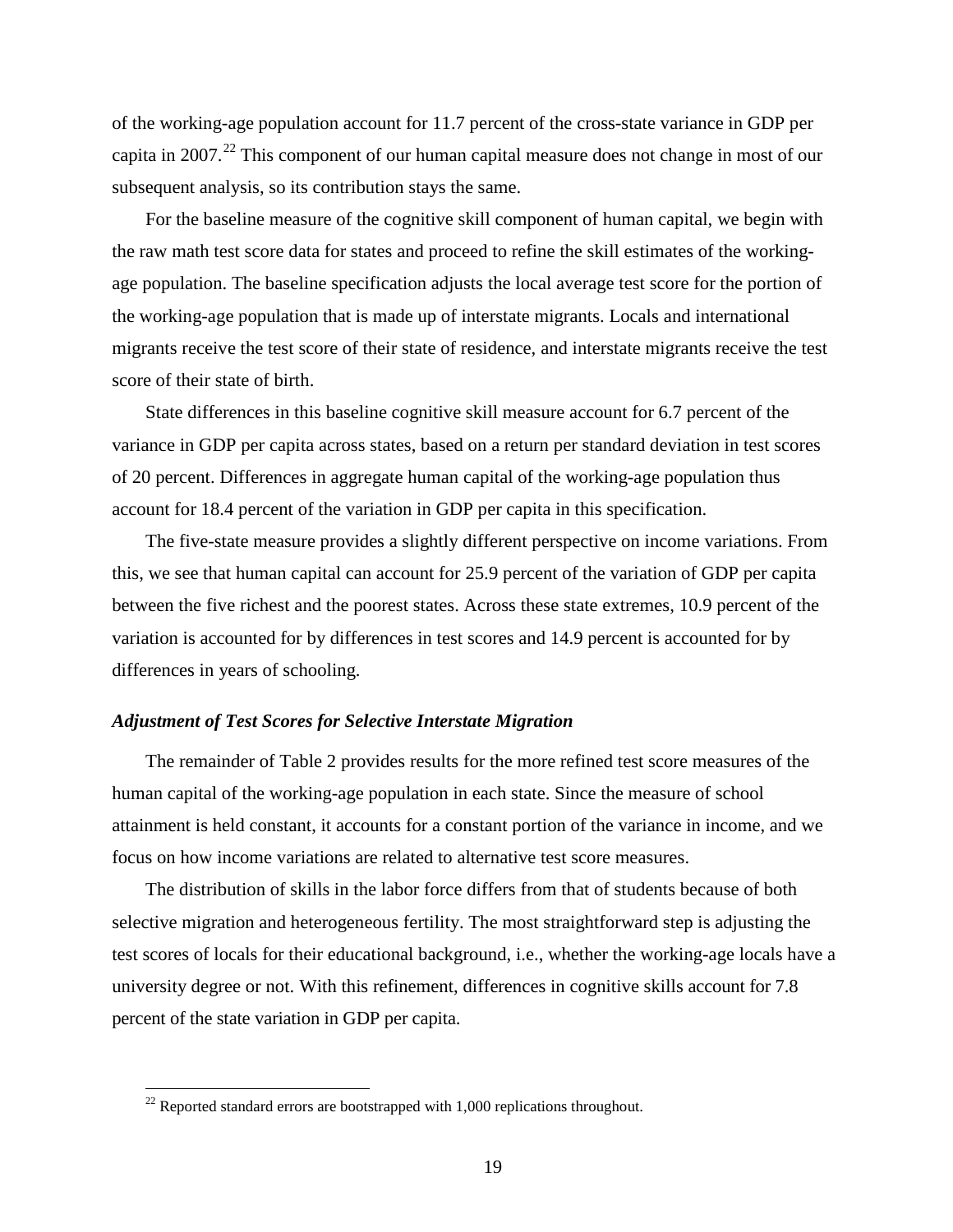of the working-age population account for 11.7 percent of the cross-state variance in GDP per capita in 2007.[22] This component of our human capital measure does not change in most of our subsequent analysis, so its contribution stays the same.

For the baseline measure of the cognitive skill component of human capital, we begin with the raw math test score data for states and proceed to refine the skill estimates of the working-age population. The baseline specification adjusts the local average test score for the portion of the working-age population that is made up of interstate migrants. Locals and international migrants receive the test score of their state of residence, and interstate migrants receive the test score of their state of birth.

State differences in this baseline cognitive skill measure account for 6.7 percent of the variance in GDP per capita across states, based on a return per standard deviation in test scores of 20 percent. Differences in aggregate human capital of the working-age population thus account for 18.4 percent of the variation in GDP per capita in this specification.

The five-state measure provides a slightly different perspective on income variations. From this, we see that human capital can account for 25.9 percent of the variation of GDP per capita between the five richest and the poorest states. Across these state extremes, 10.9 percent of the variation is accounted for by differences in test scores and 14.9 percent is accounted for by differences in years of schooling.

### *Adjustment of Test Scores for Selective Interstate Migration*

The remainder of Table 2 provides results for the more refined test score measures of the human capital of the working-age population in each state. Since the measure of school attainment is held constant, it accounts for a constant portion of the variance in income, and we focus on how income variations are related to alternative test score measures.

The distribution of skills in the labor force differs from that of students because of both selective migration and heterogeneous fertility. The most straightforward step is adjusting the test scores of locals for their educational background, i.e., whether the working-age locals have a university degree or not. With this refinement, differences in cognitive skills account for 7.8 percent of the state variation in GDP per capita.

[22] Reported standard errors are bootstrapped with 1,000 replications throughout.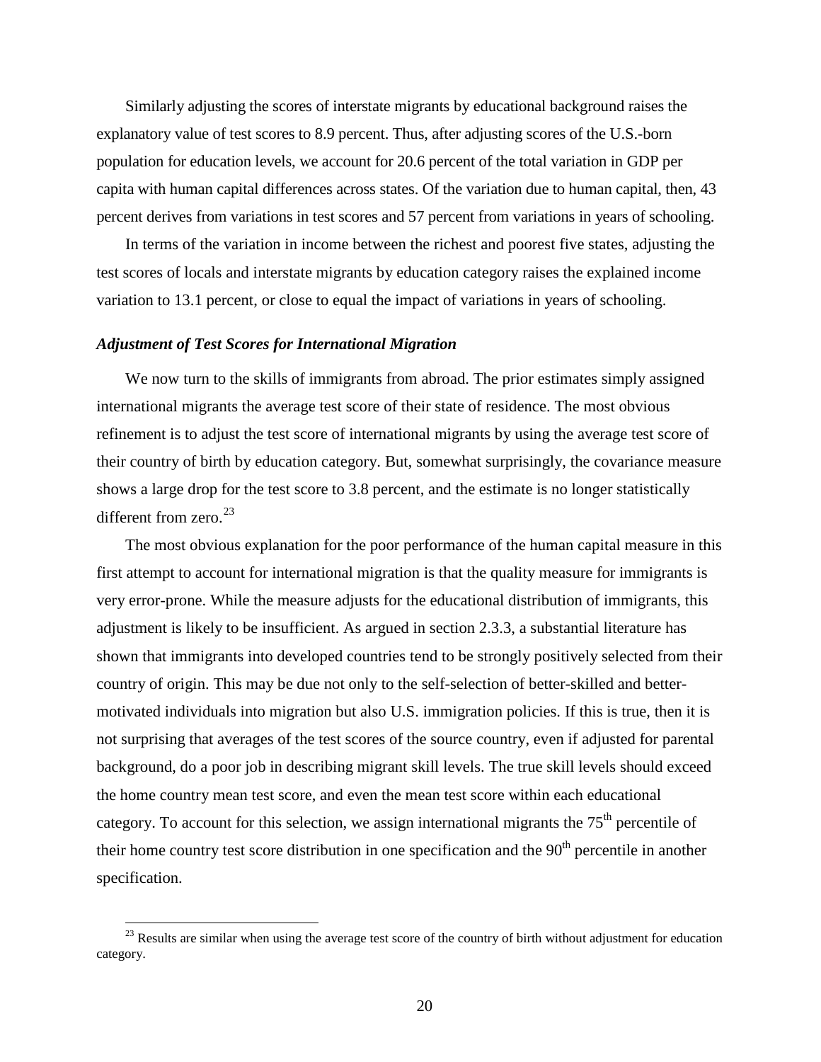Similarly adjusting the scores of interstate migrants by educational background raises the explanatory value of test scores to 8.9 percent. Thus, after adjusting scores of the U.S.-born population for education levels, we account for 20.6 percent of the total variation in GDP per capita with human capital differences across states. Of the variation due to human capital, then, 43 percent derives from variations in test scores and 57 percent from variations in years of schooling.

In terms of the variation in income between the richest and poorest five states, adjusting the test scores of locals and interstate migrants by education category raises the explained income variation to 13.1 percent, or close to equal the impact of variations in years of schooling.

***Adjustment of Test Scores for International Migration***

We now turn to the skills of immigrants from abroad. The prior estimates simply assigned international migrants the average test score of their state of residence. The most obvious refinement is to adjust the test score of international migrants by using the average test score of their country of birth by education category. But, somewhat surprisingly, the covariance measure shows a large drop for the test score to 3.8 percent, and the estimate is no longer statistically different from zero.[23]

The most obvious explanation for the poor performance of the human capital measure in this first attempt to account for international migration is that the quality measure for immigrants is very error-prone. While the measure adjusts for the educational distribution of immigrants, this adjustment is likely to be insufficient. As argued in section 2.3.3, a substantial literature has shown that immigrants into developed countries tend to be strongly positively selected from their country of origin. This may be due not only to the self-selection of better-skilled and better-motivated individuals into migration but also U.S. immigration policies. If this is true, then it is not surprising that averages of the test scores of the source country, even if adjusted for parental background, do a poor job in describing migrant skill levels. The true skill levels should exceed the home country mean test score, and even the mean test score within each educational category. To account for this selection, we assign international migrants the 75th percentile of their home country test score distribution in one specification and the 90th percentile in another specification.

[23] Results are similar when using the average test score of the country of birth without adjustment for education category.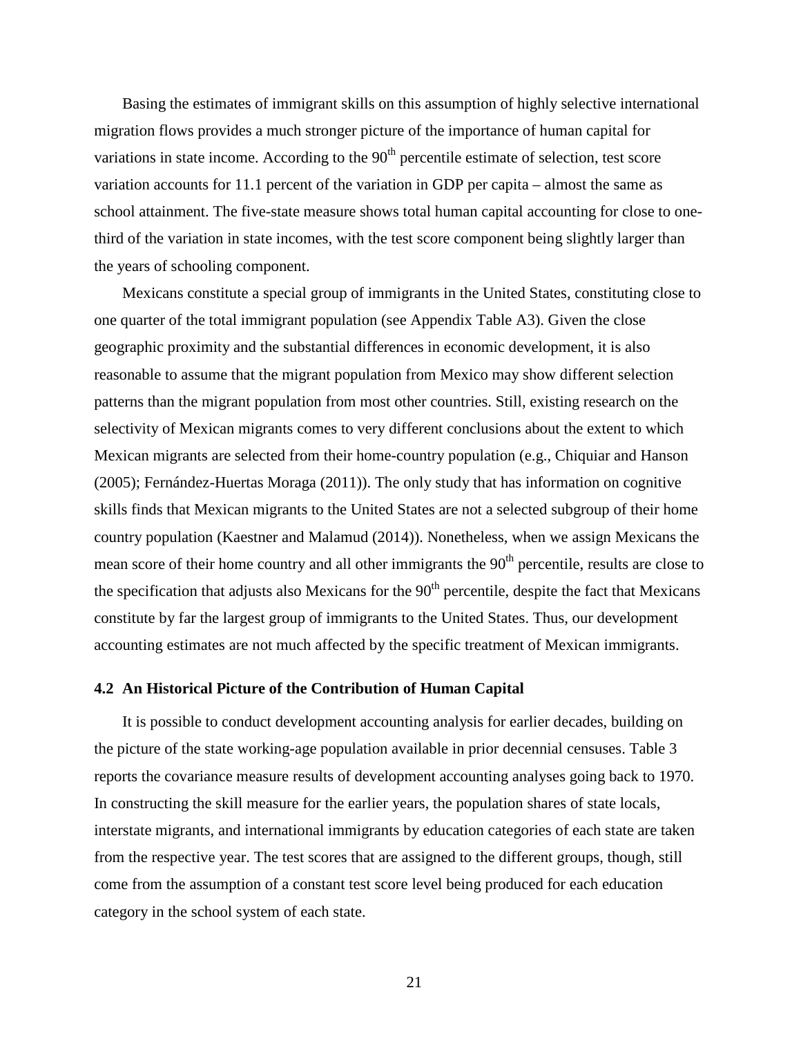Basing the estimates of immigrant skills on this assumption of highly selective international migration flows provides a much stronger picture of the importance of human capital for variations in state income. According to the 90th percentile estimate of selection, test score variation accounts for 11.1 percent of the variation in GDP per capita – almost the same as school attainment. The five-state measure shows total human capital accounting for close to one-third of the variation in state incomes, with the test score component being slightly larger than the years of schooling component.

Mexicans constitute a special group of immigrants in the United States, constituting close to one quarter of the total immigrant population (see Appendix Table A3). Given the close geographic proximity and the substantial differences in economic development, it is also reasonable to assume that the migrant population from Mexico may show different selection patterns than the migrant population from most other countries. Still, existing research on the selectivity of Mexican migrants comes to very different conclusions about the extent to which Mexican migrants are selected from their home-country population (e.g., Chiquiar and Hanson (2005); Fernández-Huertas Moraga (2011)). The only study that has information on cognitive skills finds that Mexican migrants to the United States are not a selected subgroup of their home country population (Kaestner and Malamud (2014)). Nonetheless, when we assign Mexicans the mean score of their home country and all other immigrants the 90th percentile, results are close to the specification that adjusts also Mexicans for the 90th percentile, despite the fact that Mexicans constitute by far the largest group of immigrants to the United States. Thus, our development accounting estimates are not much affected by the specific treatment of Mexican immigrants.

### 4.2 An Historical Picture of the Contribution of Human Capital

It is possible to conduct development accounting analysis for earlier decades, building on the picture of the state working-age population available in prior decennial censuses. Table 3 reports the covariance measure results of development accounting analyses going back to 1970. In constructing the skill measure for the earlier years, the population shares of state locals, interstate migrants, and international immigrants by education categories of each state are taken from the respective year. The test scores that are assigned to the different groups, though, still come from the assumption of a constant test score level being produced for each education category in the school system of each state.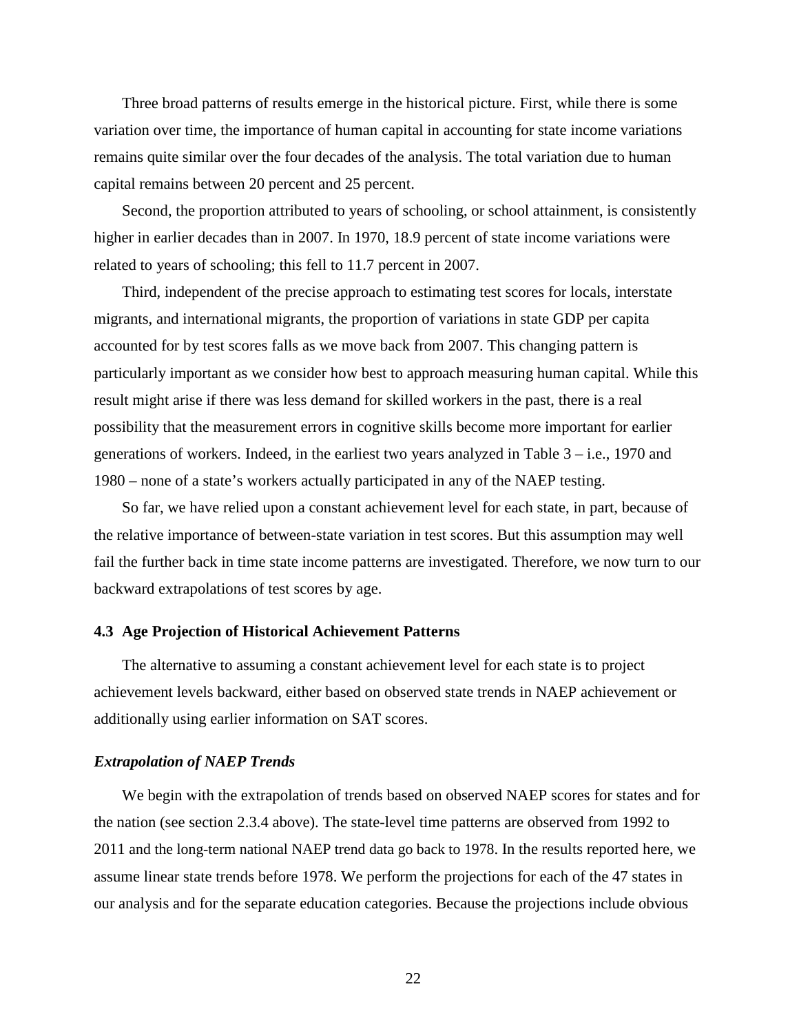Three broad patterns of results emerge in the historical picture. First, while there is some variation over time, the importance of human capital in accounting for state income variations remains quite similar over the four decades of the analysis. The total variation due to human capital remains between 20 percent and 25 percent.

Second, the proportion attributed to years of schooling, or school attainment, is consistently higher in earlier decades than in 2007. In 1970, 18.9 percent of state income variations were related to years of schooling; this fell to 11.7 percent in 2007.

Third, independent of the precise approach to estimating test scores for locals, interstate migrants, and international migrants, the proportion of variations in state GDP per capita accounted for by test scores falls as we move back from 2007. This changing pattern is particularly important as we consider how best to approach measuring human capital. While this result might arise if there was less demand for skilled workers in the past, there is a real possibility that the measurement errors in cognitive skills become more important for earlier generations of workers. Indeed, in the earliest two years analyzed in Table 3 – i.e., 1970 and 1980 – none of a state's workers actually participated in any of the NAEP testing.

So far, we have relied upon a constant achievement level for each state, in part, because of the relative importance of between-state variation in test scores. But this assumption may well fail the further back in time state income patterns are investigated. Therefore, we now turn to our backward extrapolations of test scores by age.

### 4.3 Age Projection of Historical Achievement Patterns

The alternative to assuming a constant achievement level for each state is to project achievement levels backward, either based on observed state trends in NAEP achievement or additionally using earlier information on SAT scores.

#### *Extrapolation of NAEP Trends*

We begin with the extrapolation of trends based on observed NAEP scores for states and for the nation (see section 2.3.4 above). The state-level time patterns are observed from 1992 to 2011 and the long-term national NAEP trend data go back to 1978. In the results reported here, we assume linear state trends before 1978. We perform the projections for each of the 47 states in our analysis and for the separate education categories. Because the projections include obvious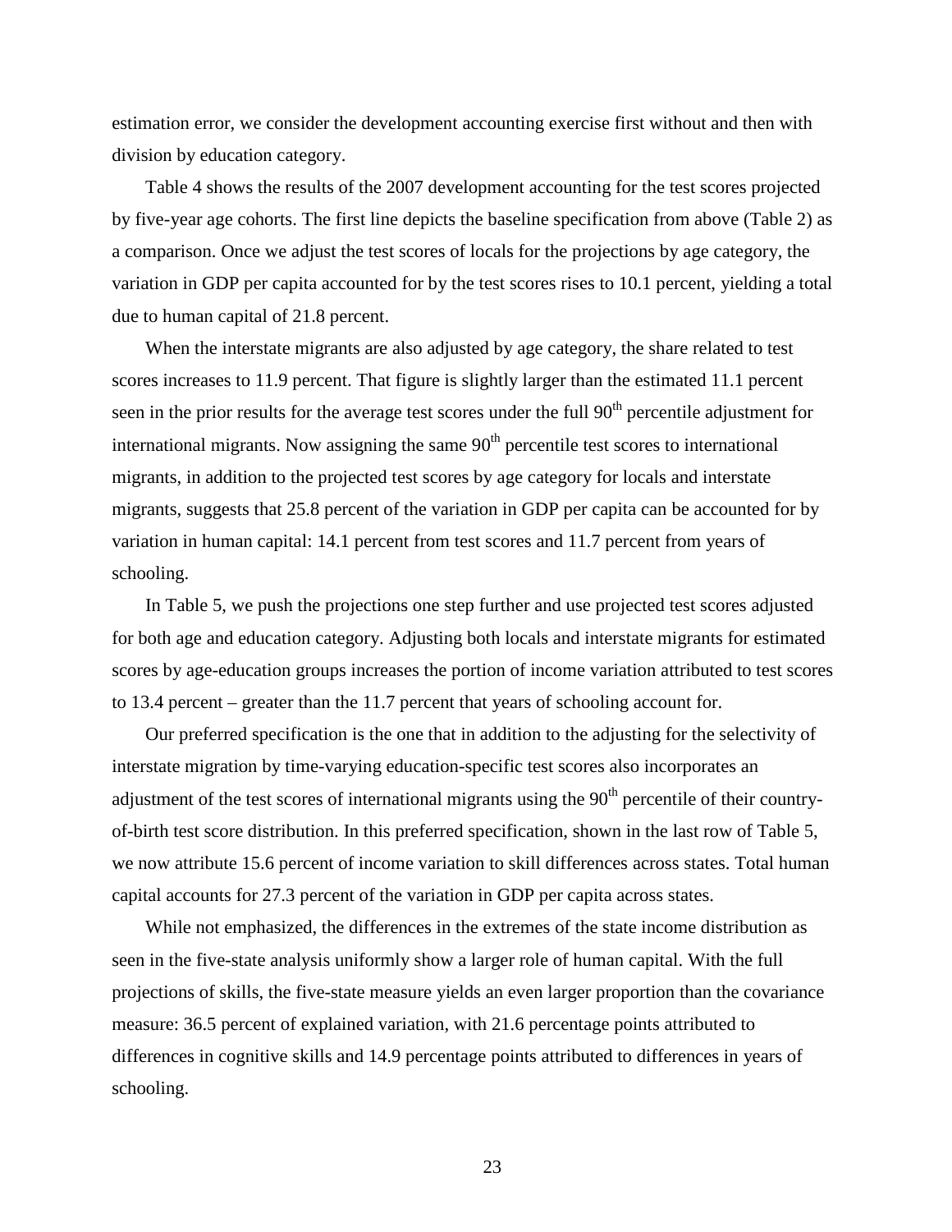estimation error, we consider the development accounting exercise first without and then with division by education category.

Table 4 shows the results of the 2007 development accounting for the test scores projected by five-year age cohorts. The first line depicts the baseline specification from above (Table 2) as a comparison. Once we adjust the test scores of locals for the projections by age category, the variation in GDP per capita accounted for by the test scores rises to 10.1 percent, yielding a total due to human capital of 21.8 percent.

When the interstate migrants are also adjusted by age category, the share related to test scores increases to 11.9 percent. That figure is slightly larger than the estimated 11.1 percent seen in the prior results for the average test scores under the full 90th percentile adjustment for international migrants. Now assigning the same 90th percentile test scores to international migrants, in addition to the projected test scores by age category for locals and interstate migrants, suggests that 25.8 percent of the variation in GDP per capita can be accounted for by variation in human capital: 14.1 percent from test scores and 11.7 percent from years of schooling.

In Table 5, we push the projections one step further and use projected test scores adjusted for both age and education category. Adjusting both locals and interstate migrants for estimated scores by age-education groups increases the portion of income variation attributed to test scores to 13.4 percent – greater than the 11.7 percent that years of schooling account for.

Our preferred specification is the one that in addition to the adjusting for the selectivity of interstate migration by time-varying education-specific test scores also incorporates an adjustment of the test scores of international migrants using the 90th percentile of their country-of-birth test score distribution. In this preferred specification, shown in the last row of Table 5, we now attribute 15.6 percent of income variation to skill differences across states. Total human capital accounts for 27.3 percent of the variation in GDP per capita across states.

While not emphasized, the differences in the extremes of the state income distribution as seen in the five-state analysis uniformly show a larger role of human capital. With the full projections of skills, the five-state measure yields an even larger proportion than the covariance measure: 36.5 percent of explained variation, with 21.6 percentage points attributed to differences in cognitive skills and 14.9 percentage points attributed to differences in years of schooling.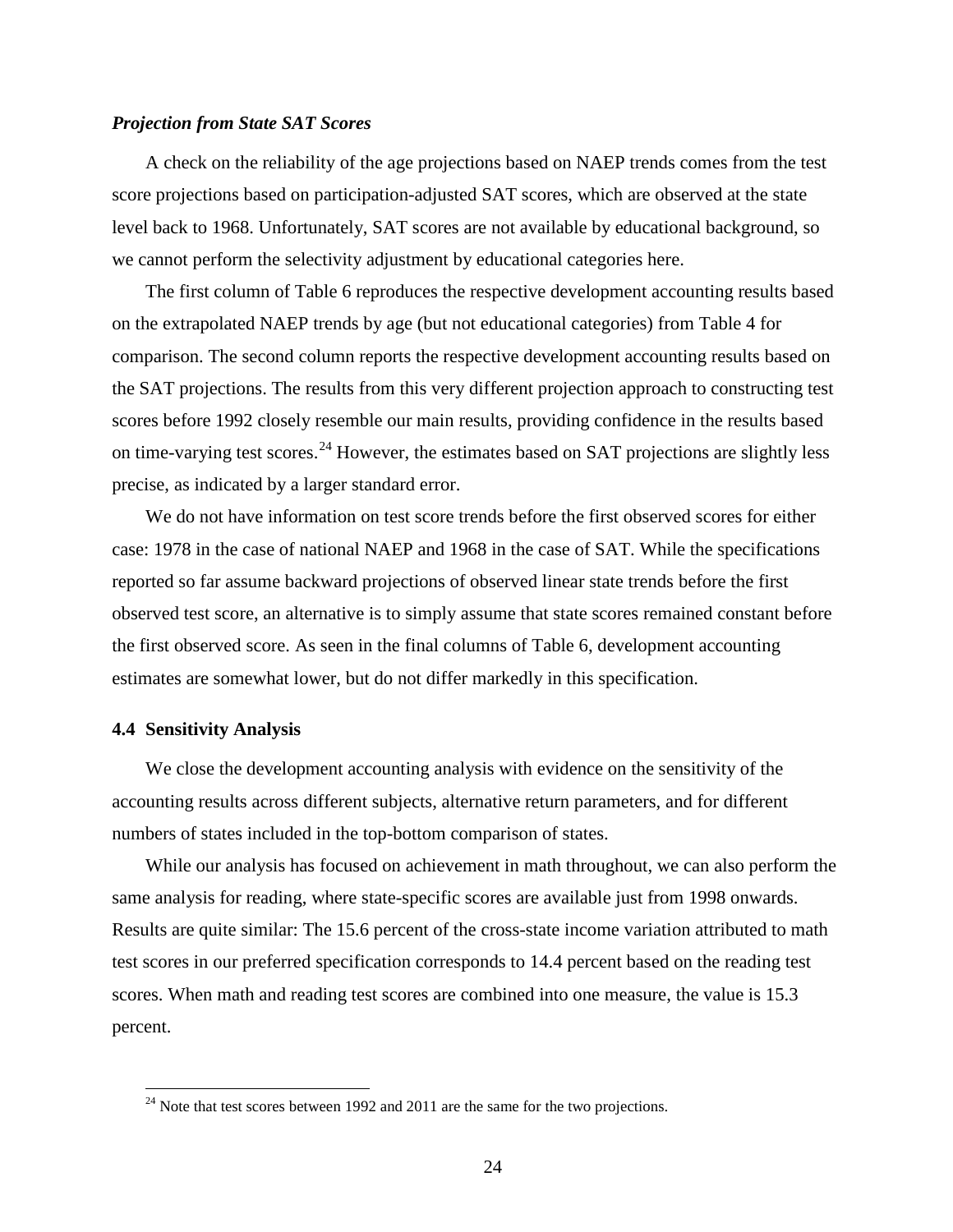### *Projection from State SAT Scores*

A check on the reliability of the age projections based on NAEP trends comes from the test score projections based on participation-adjusted SAT scores, which are observed at the state level back to 1968. Unfortunately, SAT scores are not available by educational background, so we cannot perform the selectivity adjustment by educational categories here.

The first column of Table 6 reproduces the respective development accounting results based on the extrapolated NAEP trends by age (but not educational categories) from Table 4 for comparison. The second column reports the respective development accounting results based on the SAT projections. The results from this very different projection approach to constructing test scores before 1992 closely resemble our main results, providing confidence in the results based on time-varying test scores.[24] However, the estimates based on SAT projections are slightly less precise, as indicated by a larger standard error.

We do not have information on test score trends before the first observed scores for either case: 1978 in the case of national NAEP and 1968 in the case of SAT. While the specifications reported so far assume backward projections of observed linear state trends before the first observed test score, an alternative is to simply assume that state scores remained constant before the first observed score. As seen in the final columns of Table 6, development accounting estimates are somewhat lower, but do not differ markedly in this specification.

## 4.4 Sensitivity Analysis

We close the development accounting analysis with evidence on the sensitivity of the accounting results across different subjects, alternative return parameters, and for different numbers of states included in the top-bottom comparison of states.

While our analysis has focused on achievement in math throughout, we can also perform the same analysis for reading, where state-specific scores are available just from 1998 onwards. Results are quite similar: The 15.6 percent of the cross-state income variation attributed to math test scores in our preferred specification corresponds to 14.4 percent based on the reading test scores. When math and reading test scores are combined into one measure, the value is 15.3 percent.

[24] Note that test scores between 1992 and 2011 are the same for the two projections.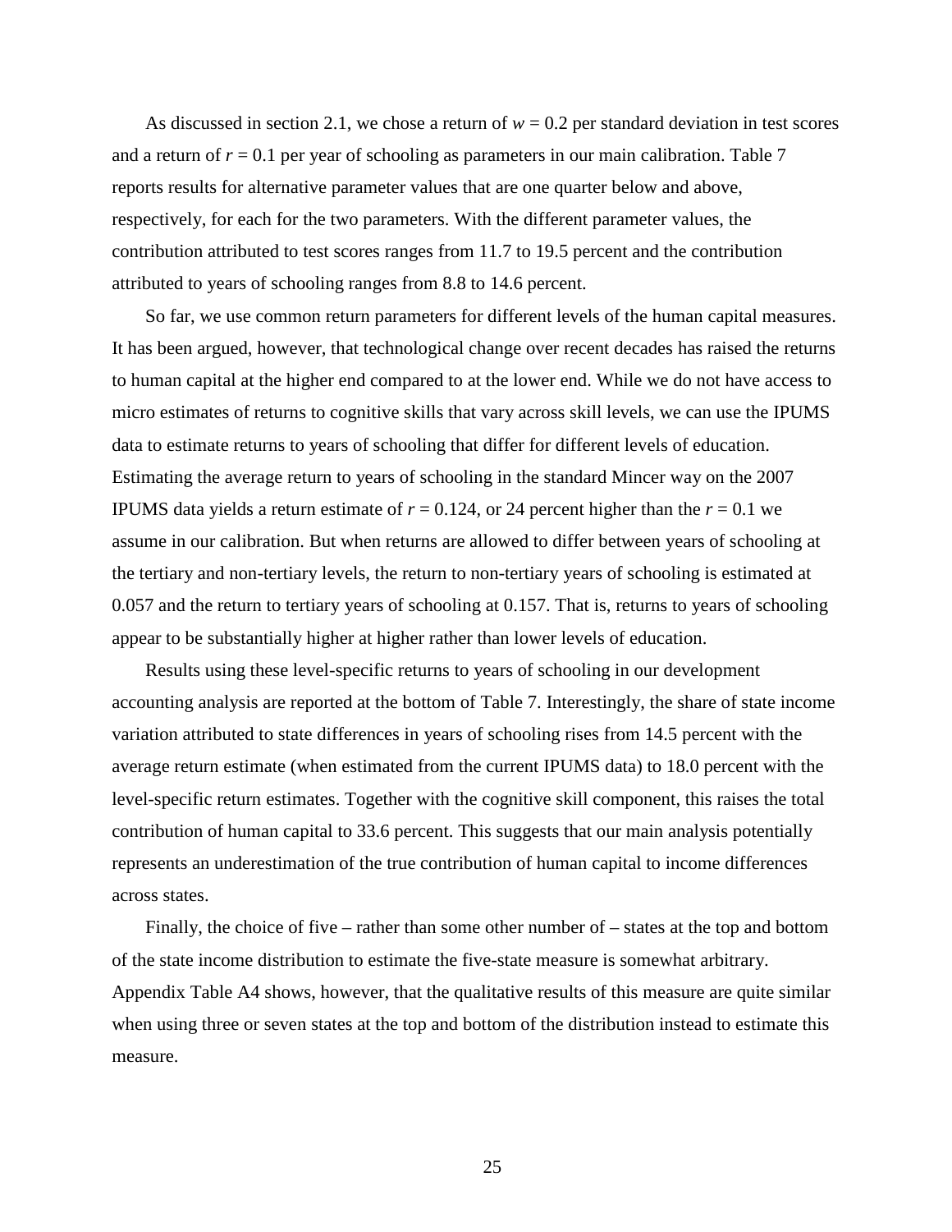As discussed in section 2.1, we chose a return of $w = 0.2$ per standard deviation in test scores and a return of $r = 0.1$ per year of schooling as parameters in our main calibration. Table 7 reports results for alternative parameter values that are one quarter below and above, respectively, for each for the two parameters. With the different parameter values, the contribution attributed to test scores ranges from 11.7 to 19.5 percent and the contribution attributed to years of schooling ranges from 8.8 to 14.6 percent.

So far, we use common return parameters for different levels of the human capital measures. It has been argued, however, that technological change over recent decades has raised the returns to human capital at the higher end compared to at the lower end. While we do not have access to micro estimates of returns to cognitive skills that vary across skill levels, we can use the IPUMS data to estimate returns to years of schooling that differ for different levels of education. Estimating the average return to years of schooling in the standard Mincer way on the 2007 IPUMS data yields a return estimate of $r = 0.124$, or 24 percent higher than the $r = 0.1$ we assume in our calibration. But when returns are allowed to differ between years of schooling at the tertiary and non-tertiary levels, the return to non-tertiary years of schooling is estimated at 0.057 and the return to tertiary years of schooling at 0.157. That is, returns to years of schooling appear to be substantially higher at higher rather than lower levels of education.

Results using these level-specific returns to years of schooling in our development accounting analysis are reported at the bottom of Table 7. Interestingly, the share of state income variation attributed to state differences in years of schooling rises from 14.5 percent with the average return estimate (when estimated from the current IPUMS data) to 18.0 percent with the level-specific return estimates. Together with the cognitive skill component, this raises the total contribution of human capital to 33.6 percent. This suggests that our main analysis potentially represents an underestimation of the true contribution of human capital to income differences across states.

Finally, the choice of five – rather than some other number of – states at the top and bottom of the state income distribution to estimate the five-state measure is somewhat arbitrary. Appendix Table A4 shows, however, that the qualitative results of this measure are quite similar when using three or seven states at the top and bottom of the distribution instead to estimate this measure.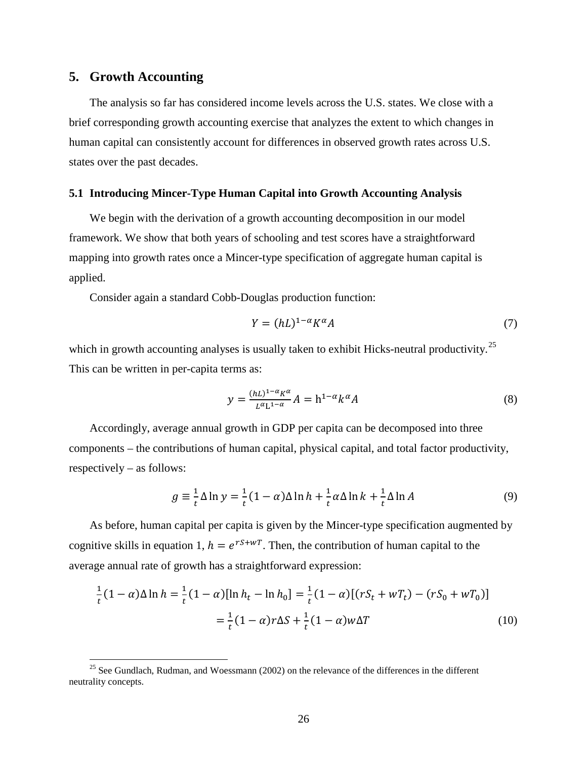## 5. Growth Accounting

The analysis so far has considered income levels across the U.S. states. We close with a brief corresponding growth accounting exercise that analyzes the extent to which changes in human capital can consistently account for differences in observed growth rates across U.S. states over the past decades.

### 5.1 Introducing Mincer-Type Human Capital into Growth Accounting Analysis

We begin with the derivation of a growth accounting decomposition in our model framework. We show that both years of schooling and test scores have a straightforward mapping into growth rates once a Mincer-type specification of aggregate human capital is applied.

Consider again a standard Cobb-Douglas production function:

$$Y = (hL)^{1-\alpha} K^{\alpha} A \tag{7}$$

which in growth accounting analyses is usually taken to exhibit Hicks-neutral productivity.[25] This can be written in per-capita terms as:

$$y = \frac{(hL)^{1-\alpha} K^{\alpha}}{L^{\alpha} L^{1-\alpha}} A = h^{1-\alpha} k^{\alpha} A \tag{8}$$

Accordingly, average annual growth in GDP per capita can be decomposed into three components – the contributions of human capital, physical capital, and total factor productivity, respectively – as follows:

$$g \equiv \frac{1}{t} \Delta \ln y = \frac{1}{t}(1-\alpha) \Delta \ln h + \frac{1}{t} \alpha \Delta \ln k + \frac{1}{t} \Delta \ln A \tag{9}$$

As before, human capital per capita is given by the Mincer-type specification augmented by cognitive skills in equation 1, $h = e^{rS+wT}$. Then, the contribution of human capital to the average annual rate of growth has a straightforward expression:

$$\begin{aligned} \frac{1}{t}(1-\alpha) \Delta \ln h = \frac{1}{t}(1-\alpha)[\ln h_t - \ln h_0] &= \frac{1}{t}(1-\alpha)[(rS_t + wT_t) - (rS_0 + wT_0)] \\ &= \frac{1}{t}(1-\alpha) r \Delta S + \frac{1}{t}(1-\alpha) w \Delta T \end{aligned} \tag{10}$$

[25] See Gundlach, Rudman, and Woessmann (2002) on the relevance of the differences in the different neutrality concepts.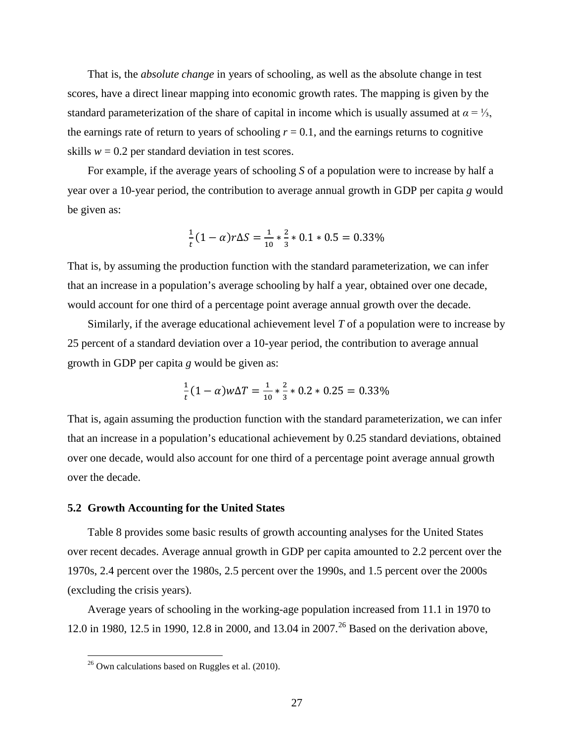That is, the *absolute change* in years of schooling, as well as the absolute change in test scores, have a direct linear mapping into economic growth rates. The mapping is given by the standard parameterization of the share of capital in income which is usually assumed at $\alpha = ⅓$, the earnings rate of return to years of schooling $r = 0.1$, and the earnings returns to cognitive skills $w = 0.2$ per standard deviation in test scores.

For example, if the average years of schooling $S$ of a population were to increase by half a year over a 10-year period, the contribution to average annual growth in GDP per capita $g$ would be given as:

$$\frac{1}{t}(1-\alpha)r\Delta S = \frac{1}{10} * \frac{2}{3} * 0.1 * 0.5 = 0.33\%$$

That is, by assuming the production function with the standard parameterization, we can infer that an increase in a population's average schooling by half a year, obtained over one decade, would account for one third of a percentage point average annual growth over the decade.

Similarly, if the average educational achievement level $T$ of a population were to increase by 25 percent of a standard deviation over a 10-year period, the contribution to average annual growth in GDP per capita $g$ would be given as:

$$\frac{1}{t}(1-\alpha)w\Delta T = \frac{1}{10} * \frac{2}{3} * 0.2 * 0.25 = 0.33\%$$

That is, again assuming the production function with the standard parameterization, we can infer that an increase in a population's educational achievement by 0.25 standard deviations, obtained over one decade, would also account for one third of a percentage point average annual growth over the decade.

### 5.2 Growth Accounting for the United States

Table 8 provides some basic results of growth accounting analyses for the United States over recent decades. Average annual growth in GDP per capita amounted to 2.2 percent over the 1970s, 2.4 percent over the 1980s, 2.5 percent over the 1990s, and 1.5 percent over the 2000s (excluding the crisis years).

Average years of schooling in the working-age population increased from 11.1 in 1970 to 12.0 in 1980, 12.5 in 1990, 12.8 in 2000, and 13.04 in 2007.[26] Based on the derivation above,

[26] Own calculations based on Ruggles et al. (2010).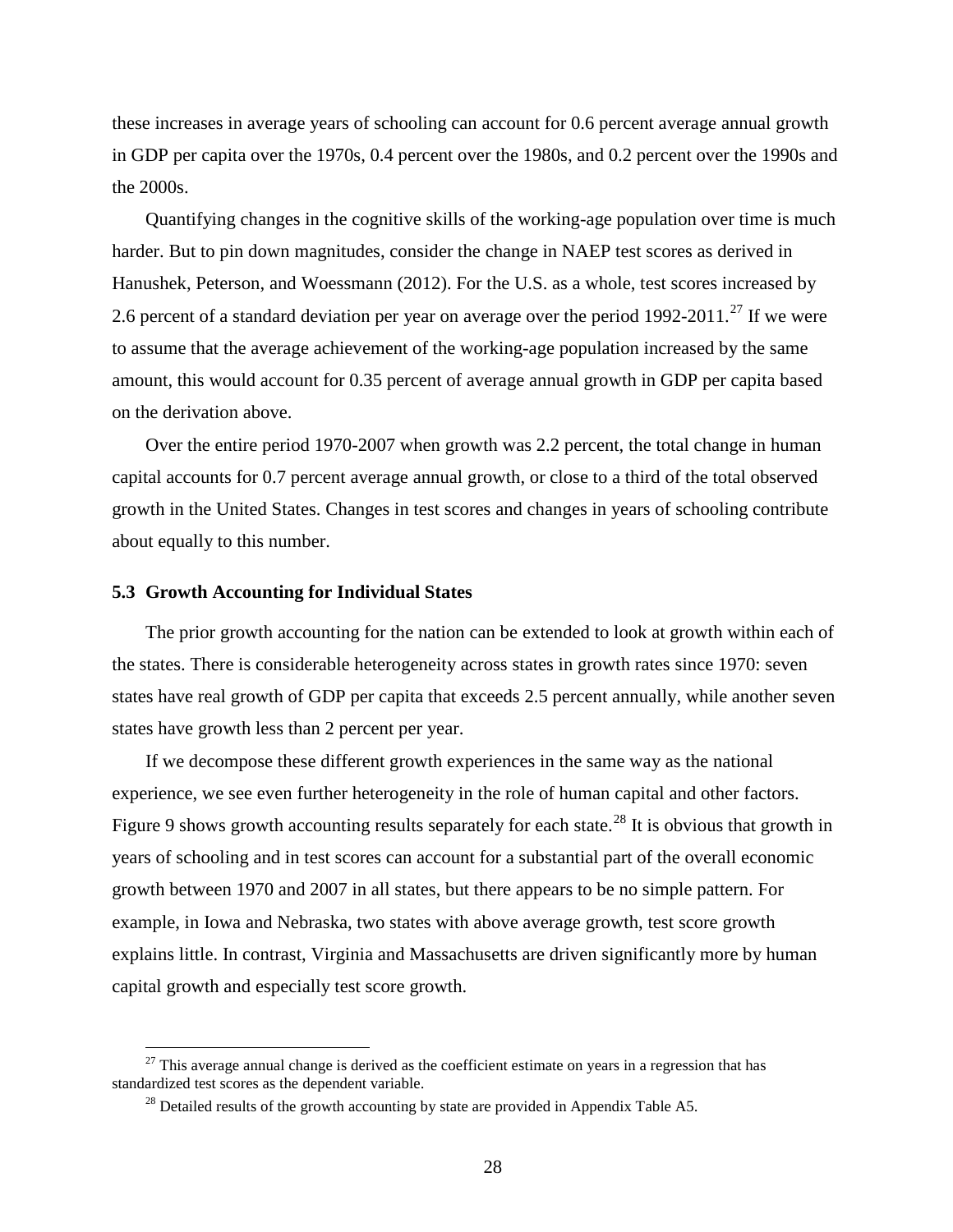these increases in average years of schooling can account for 0.6 percent average annual growth in GDP per capita over the 1970s, 0.4 percent over the 1980s, and 0.2 percent over the 1990s and the 2000s.

Quantifying changes in the cognitive skills of the working-age population over time is much harder. But to pin down magnitudes, consider the change in NAEP test scores as derived in Hanushek, Peterson, and Woessmann (2012). For the U.S. as a whole, test scores increased by 2.6 percent of a standard deviation per year on average over the period 1992-2011.[27] If we were to assume that the average achievement of the working-age population increased by the same amount, this would account for 0.35 percent of average annual growth in GDP per capita based on the derivation above.

Over the entire period 1970-2007 when growth was 2.2 percent, the total change in human capital accounts for 0.7 percent average annual growth, or close to a third of the total observed growth in the United States. Changes in test scores and changes in years of schooling contribute about equally to this number.

### 5.3 Growth Accounting for Individual States

The prior growth accounting for the nation can be extended to look at growth within each of the states. There is considerable heterogeneity across states in growth rates since 1970: seven states have real growth of GDP per capita that exceeds 2.5 percent annually, while another seven states have growth less than 2 percent per year.

If we decompose these different growth experiences in the same way as the national experience, we see even further heterogeneity in the role of human capital and other factors. Figure 9 shows growth accounting results separately for each state.[28] It is obvious that growth in years of schooling and in test scores can account for a substantial part of the overall economic growth between 1970 and 2007 in all states, but there appears to be no simple pattern. For example, in Iowa and Nebraska, two states with above average growth, test score growth explains little. In contrast, Virginia and Massachusetts are driven significantly more by human capital growth and especially test score growth.

[27] This average annual change is derived as the coefficient estimate on years in a regression that has standardized test scores as the dependent variable.

[28] Detailed results of the growth accounting by state are provided in Appendix Table A5.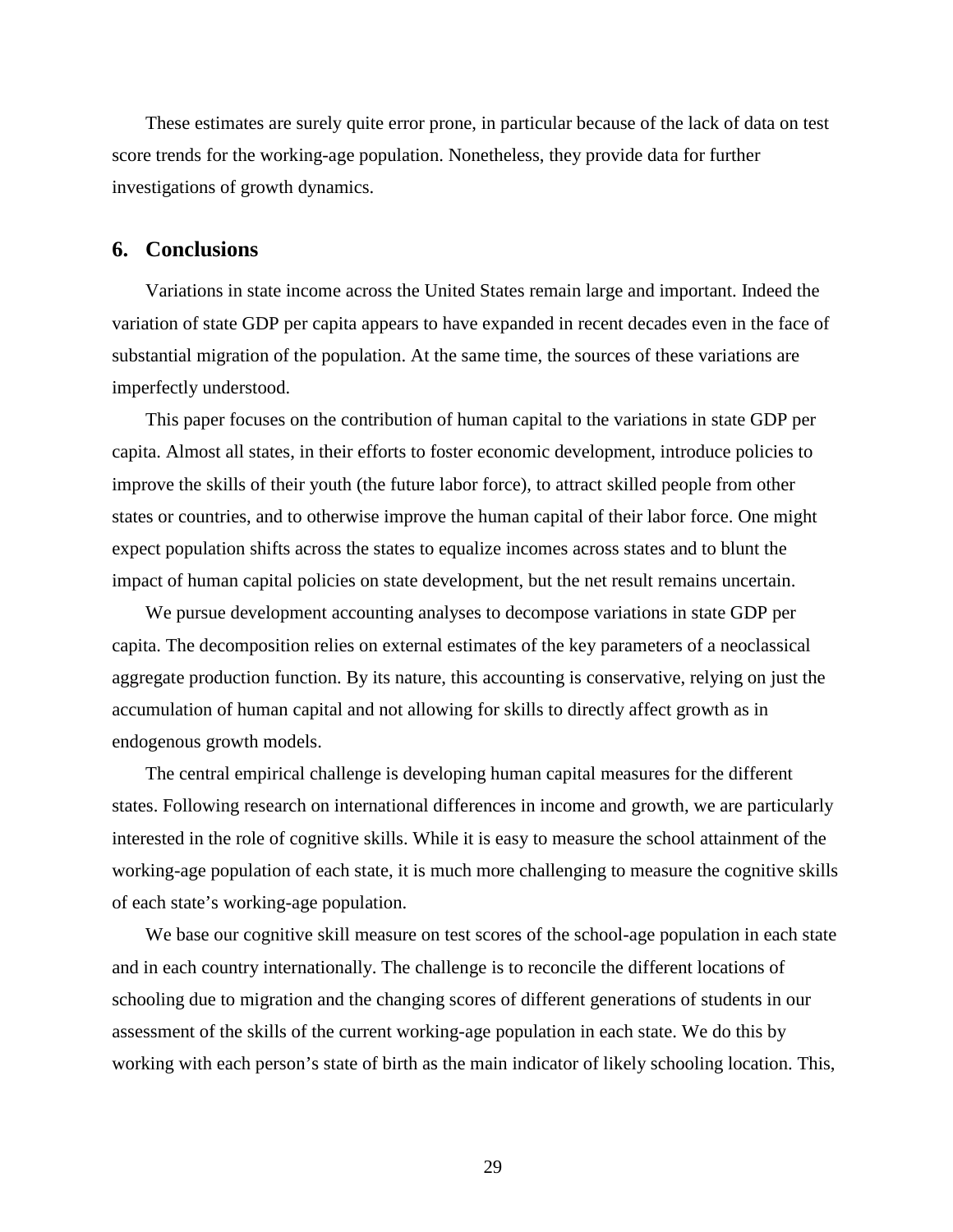These estimates are surely quite error prone, in particular because of the lack of data on test score trends for the working-age population. Nonetheless, they provide data for further investigations of growth dynamics.

## 6. Conclusions

Variations in state income across the United States remain large and important. Indeed the variation of state GDP per capita appears to have expanded in recent decades even in the face of substantial migration of the population. At the same time, the sources of these variations are imperfectly understood.

This paper focuses on the contribution of human capital to the variations in state GDP per capita. Almost all states, in their efforts to foster economic development, introduce policies to improve the skills of their youth (the future labor force), to attract skilled people from other states or countries, and to otherwise improve the human capital of their labor force. One might expect population shifts across the states to equalize incomes across states and to blunt the impact of human capital policies on state development, but the net result remains uncertain.

We pursue development accounting analyses to decompose variations in state GDP per capita. The decomposition relies on external estimates of the key parameters of a neoclassical aggregate production function. By its nature, this accounting is conservative, relying on just the accumulation of human capital and not allowing for skills to directly affect growth as in endogenous growth models.

The central empirical challenge is developing human capital measures for the different states. Following research on international differences in income and growth, we are particularly interested in the role of cognitive skills. While it is easy to measure the school attainment of the working-age population of each state, it is much more challenging to measure the cognitive skills of each state's working-age population.

We base our cognitive skill measure on test scores of the school-age population in each state and in each country internationally. The challenge is to reconcile the different locations of schooling due to migration and the changing scores of different generations of students in our assessment of the skills of the current working-age population in each state. We do this by working with each person's state of birth as the main indicator of likely schooling location. This,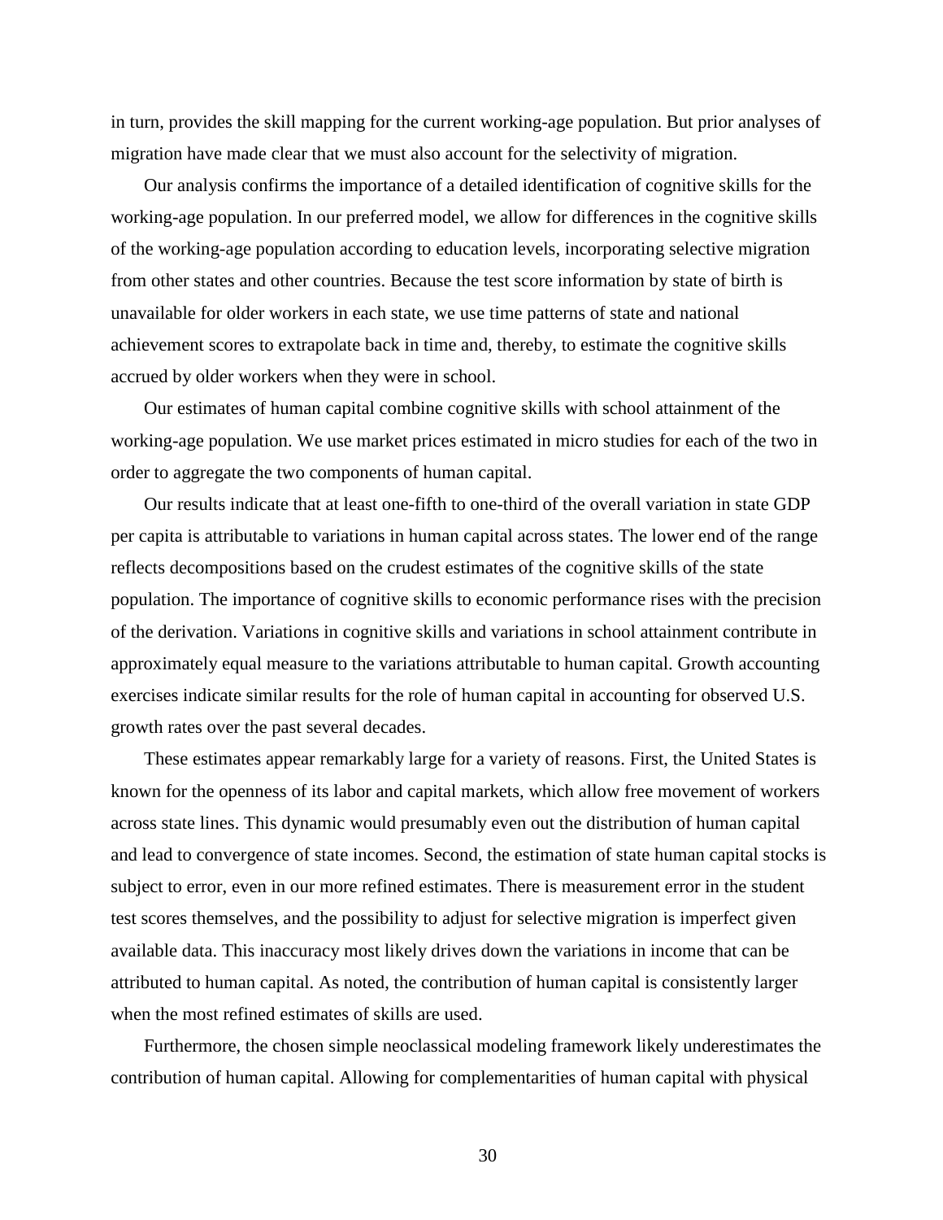in turn, provides the skill mapping for the current working-age population. But prior analyses of migration have made clear that we must also account for the selectivity of migration.

Our analysis confirms the importance of a detailed identification of cognitive skills for the working-age population. In our preferred model, we allow for differences in the cognitive skills of the working-age population according to education levels, incorporating selective migration from other states and other countries. Because the test score information by state of birth is unavailable for older workers in each state, we use time patterns of state and national achievement scores to extrapolate back in time and, thereby, to estimate the cognitive skills accrued by older workers when they were in school.

Our estimates of human capital combine cognitive skills with school attainment of the working-age population. We use market prices estimated in micro studies for each of the two in order to aggregate the two components of human capital.

Our results indicate that at least one-fifth to one-third of the overall variation in state GDP per capita is attributable to variations in human capital across states. The lower end of the range reflects decompositions based on the crudest estimates of the cognitive skills of the state population. The importance of cognitive skills to economic performance rises with the precision of the derivation. Variations in cognitive skills and variations in school attainment contribute in approximately equal measure to the variations attributable to human capital. Growth accounting exercises indicate similar results for the role of human capital in accounting for observed U.S. growth rates over the past several decades.

These estimates appear remarkably large for a variety of reasons. First, the United States is known for the openness of its labor and capital markets, which allow free movement of workers across state lines. This dynamic would presumably even out the distribution of human capital and lead to convergence of state incomes. Second, the estimation of state human capital stocks is subject to error, even in our more refined estimates. There is measurement error in the student test scores themselves, and the possibility to adjust for selective migration is imperfect given available data. This inaccuracy most likely drives down the variations in income that can be attributed to human capital. As noted, the contribution of human capital is consistently larger when the most refined estimates of skills are used.

Furthermore, the chosen simple neoclassical modeling framework likely underestimates the contribution of human capital. Allowing for complementarities of human capital with physical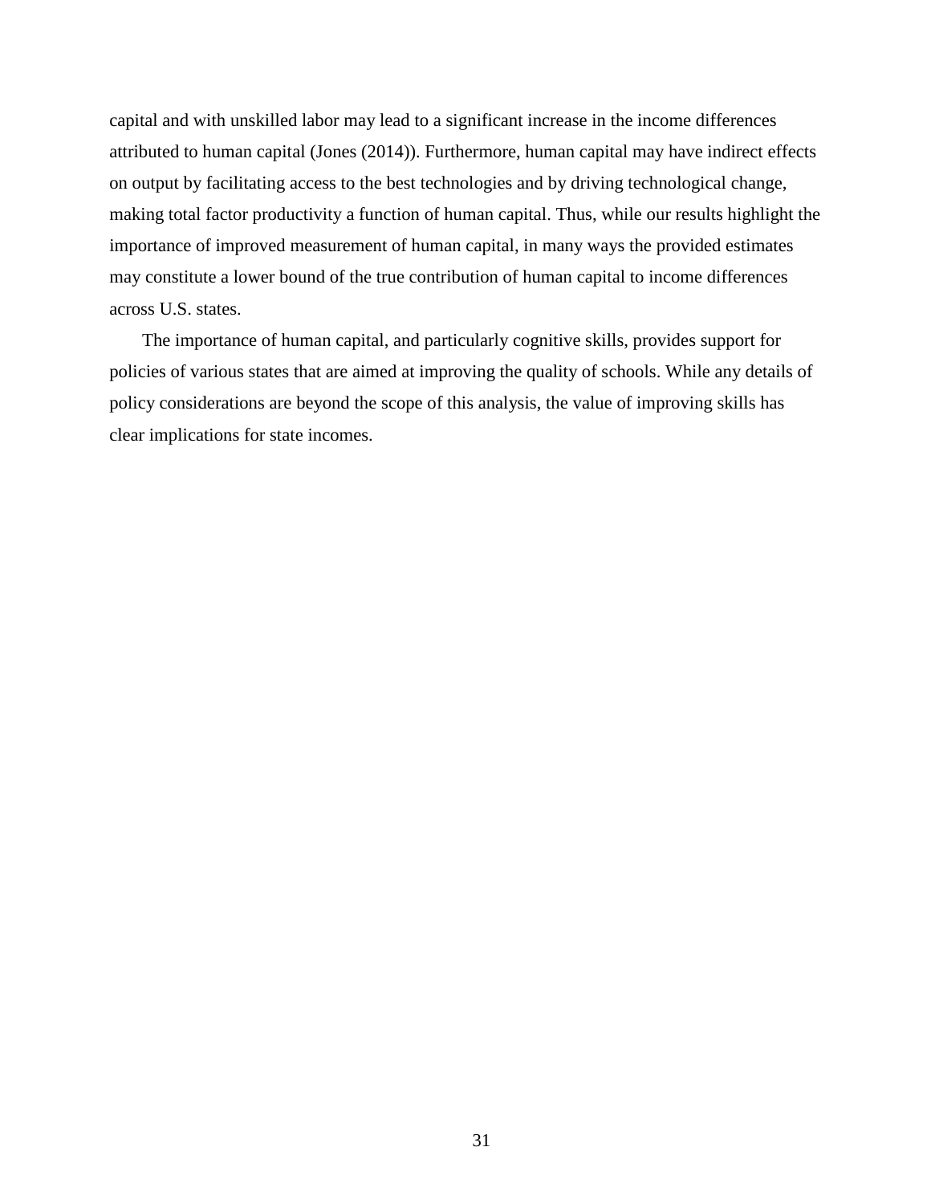capital and with unskilled labor may lead to a significant increase in the income differences attributed to human capital (Jones (2014)). Furthermore, human capital may have indirect effects on output by facilitating access to the best technologies and by driving technological change, making total factor productivity a function of human capital. Thus, while our results highlight the importance of improved measurement of human capital, in many ways the provided estimates may constitute a lower bound of the true contribution of human capital to income differences across U.S. states.

The importance of human capital, and particularly cognitive skills, provides support for policies of various states that are aimed at improving the quality of schools. While any details of policy considerations are beyond the scope of this analysis, the value of improving skills has clear implications for state incomes.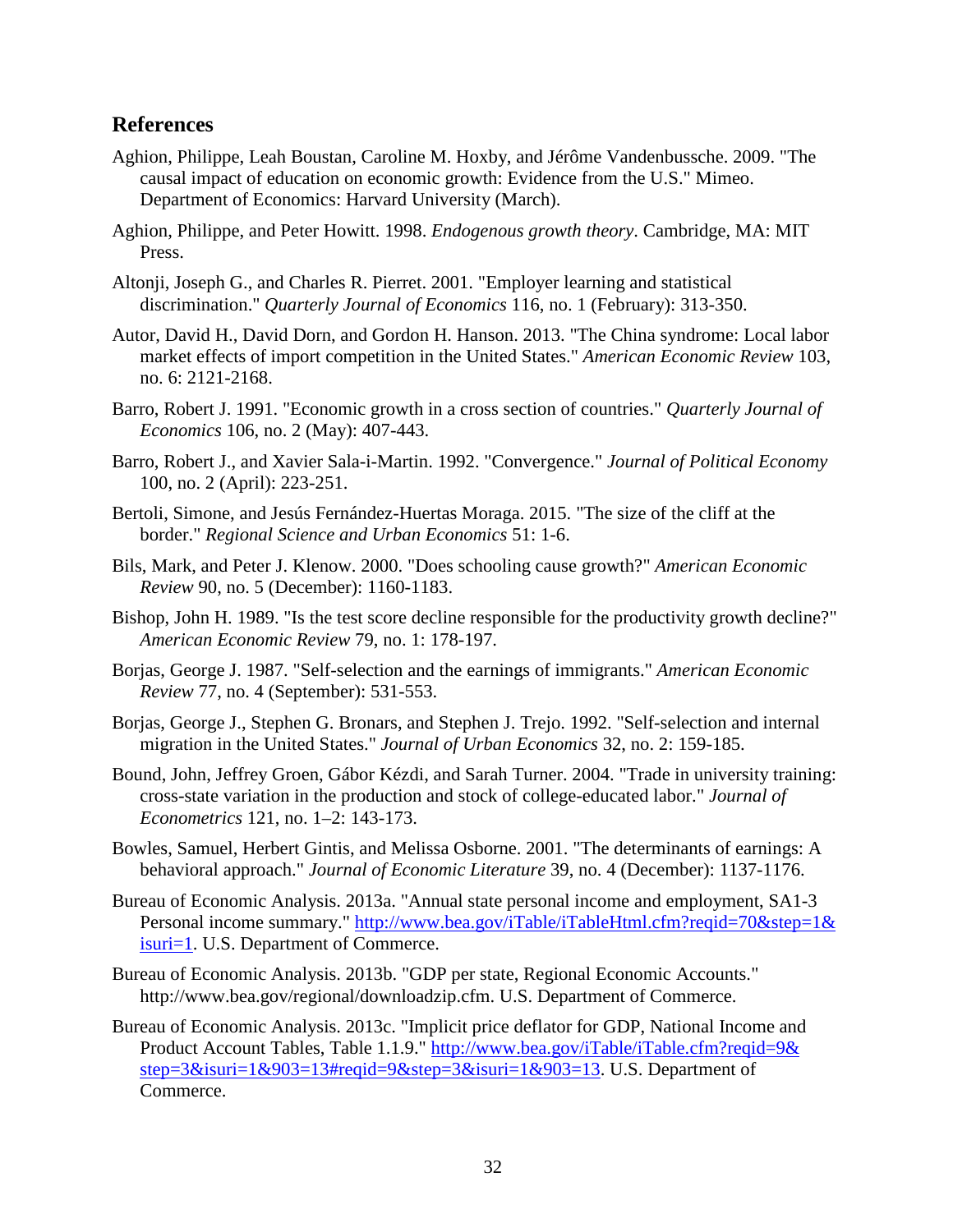## References

Aghion, Philippe, Leah Boustan, Caroline M. Hoxby, and Jérôme Vandenbussche. 2009. "The causal impact of education on economic growth: Evidence from the U.S." Mimeo. Department of Economics: Harvard University (March).

Aghion, Philippe, and Peter Howitt. 1998. *Endogenous growth theory*. Cambridge, MA: MIT Press.

Altonji, Joseph G., and Charles R. Pierret. 2001. "Employer learning and statistical discrimination." *Quarterly Journal of Economics* 116, no. 1 (February): 313-350.

Autor, David H., David Dorn, and Gordon H. Hanson. 2013. "The China syndrome: Local labor market effects of import competition in the United States." *American Economic Review* 103, no. 6: 2121-2168.

Barro, Robert J. 1991. "Economic growth in a cross section of countries." *Quarterly Journal of Economics* 106, no. 2 (May): 407-443.

Barro, Robert J., and Xavier Sala-i-Martin. 1992. "Convergence." *Journal of Political Economy* 100, no. 2 (April): 223-251.

Bertoli, Simone, and Jesús Fernández-Huertas Moraga. 2015. "The size of the cliff at the border." *Regional Science and Urban Economics* 51: 1-6.

Bils, Mark, and Peter J. Klenow. 2000. "Does schooling cause growth?" *American Economic Review* 90, no. 5 (December): 1160-1183.

Bishop, John H. 1989. "Is the test score decline responsible for the productivity growth decline?" *American Economic Review* 79, no. 1: 178-197.

Borjas, George J. 1987. "Self-selection and the earnings of immigrants." *American Economic Review* 77, no. 4 (September): 531-553.

Borjas, George J., Stephen G. Bronars, and Stephen J. Trejo. 1992. "Self-selection and internal migration in the United States." *Journal of Urban Economics* 32, no. 2: 159-185.

Bound, John, Jeffrey Groen, Gábor Kézdi, and Sarah Turner. 2004. "Trade in university training: cross-state variation in the production and stock of college-educated labor." *Journal of Econometrics* 121, no. 1–2: 143-173.

Bowles, Samuel, Herbert Gintis, and Melissa Osborne. 2001. "The determinants of earnings: A behavioral approach." *Journal of Economic Literature* 39, no. 4 (December): 1137-1176.

Bureau of Economic Analysis. 2013a. "Annual state personal income and employment, SA1-3 Personal income summary." http://www.bea.gov/iTable/iTableHtml.cfm?reqid=70&step=1&isuri=1. U.S. Department of Commerce.

Bureau of Economic Analysis. 2013b. "GDP per state, Regional Economic Accounts." http://www.bea.gov/regional/downloadzip.cfm. U.S. Department of Commerce.

Bureau of Economic Analysis. 2013c. "Implicit price deflator for GDP, National Income and Product Account Tables, Table 1.1.9." http://www.bea.gov/iTable/iTable.cfm?reqid=9&step=3&isuri=1&903=13#reqid=9&step=3&isuri=1&903=13. U.S. Department of Commerce.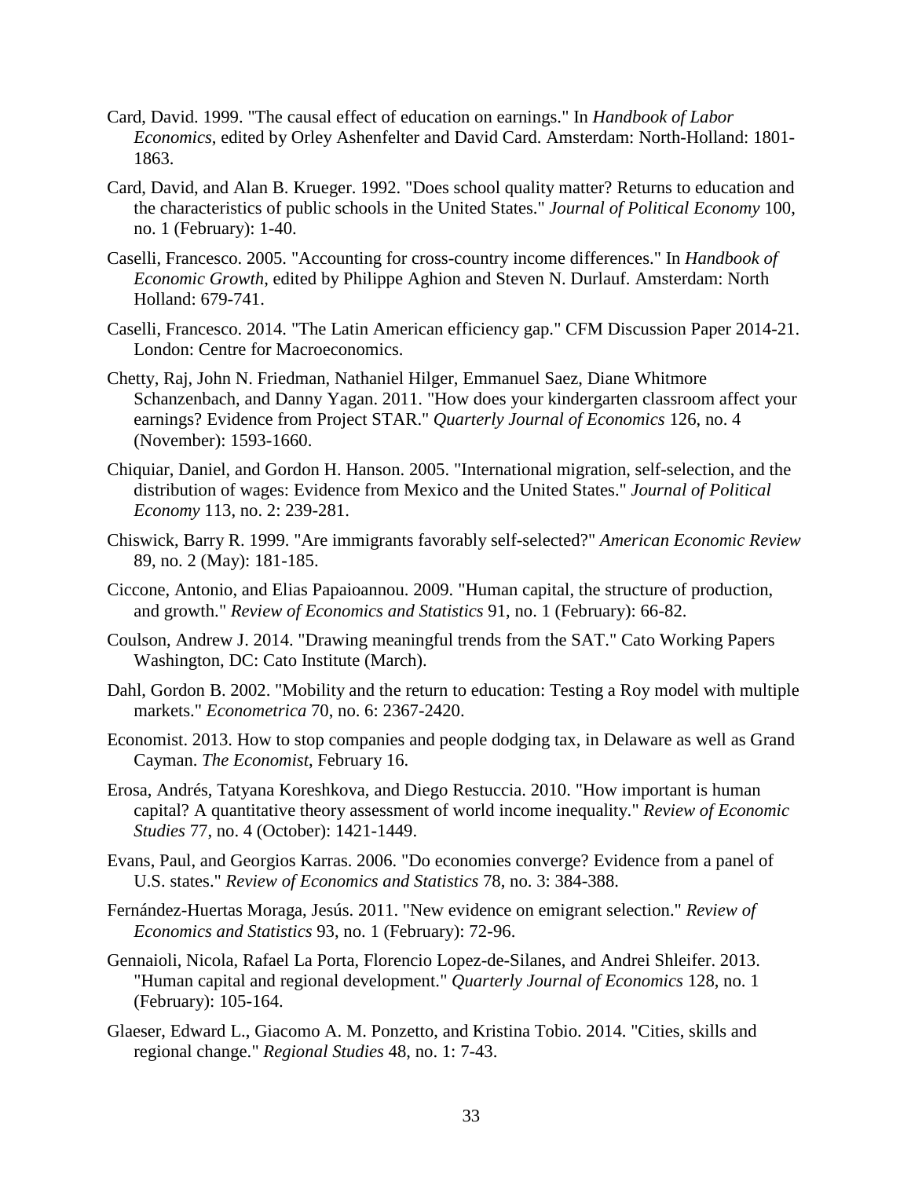Card, David. 1999. "The causal effect of education on earnings." In *Handbook of Labor Economics*, edited by Orley Ashenfelter and David Card. Amsterdam: North-Holland: 1801-1863.

Card, David, and Alan B. Krueger. 1992. "Does school quality matter? Returns to education and the characteristics of public schools in the United States." *Journal of Political Economy* 100, no. 1 (February): 1-40.

Caselli, Francesco. 2005. "Accounting for cross-country income differences." In *Handbook of Economic Growth*, edited by Philippe Aghion and Steven N. Durlauf. Amsterdam: North Holland: 679-741.

Caselli, Francesco. 2014. "The Latin American efficiency gap." CFM Discussion Paper 2014-21. London: Centre for Macroeconomics.

Chetty, Raj, John N. Friedman, Nathaniel Hilger, Emmanuel Saez, Diane Whitmore Schanzenbach, and Danny Yagan. 2011. "How does your kindergarten classroom affect your earnings? Evidence from Project STAR." *Quarterly Journal of Economics* 126, no. 4 (November): 1593-1660.

Chiquiar, Daniel, and Gordon H. Hanson. 2005. "International migration, self-selection, and the distribution of wages: Evidence from Mexico and the United States." *Journal of Political Economy* 113, no. 2: 239-281.

Chiswick, Barry R. 1999. "Are immigrants favorably self-selected?" *American Economic Review* 89, no. 2 (May): 181-185.

Ciccone, Antonio, and Elias Papaioannou. 2009. "Human capital, the structure of production, and growth." *Review of Economics and Statistics* 91, no. 1 (February): 66-82.

Coulson, Andrew J. 2014. "Drawing meaningful trends from the SAT." Cato Working Papers Washington, DC: Cato Institute (March).

Dahl, Gordon B. 2002. "Mobility and the return to education: Testing a Roy model with multiple markets." *Econometrica* 70, no. 6: 2367-2420.

Economist. 2013. How to stop companies and people dodging tax, in Delaware as well as Grand Cayman. *The Economist*, February 16.

Erosa, Andrés, Tatyana Koreshkova, and Diego Restuccia. 2010. "How important is human capital? A quantitative theory assessment of world income inequality." *Review of Economic Studies* 77, no. 4 (October): 1421-1449.

Evans, Paul, and Georgios Karras. 2006. "Do economies converge? Evidence from a panel of U.S. states." *Review of Economics and Statistics* 78, no. 3: 384-388.

Fernández-Huertas Moraga, Jesús. 2011. "New evidence on emigrant selection." *Review of Economics and Statistics* 93, no. 1 (February): 72-96.

Gennaioli, Nicola, Rafael La Porta, Florencio Lopez-de-Silanes, and Andrei Shleifer. 2013. "Human capital and regional development." *Quarterly Journal of Economics* 128, no. 1 (February): 105-164.

Glaeser, Edward L., Giacomo A. M. Ponzetto, and Kristina Tobio. 2014. "Cities, skills and regional change." *Regional Studies* 48, no. 1: 7-43.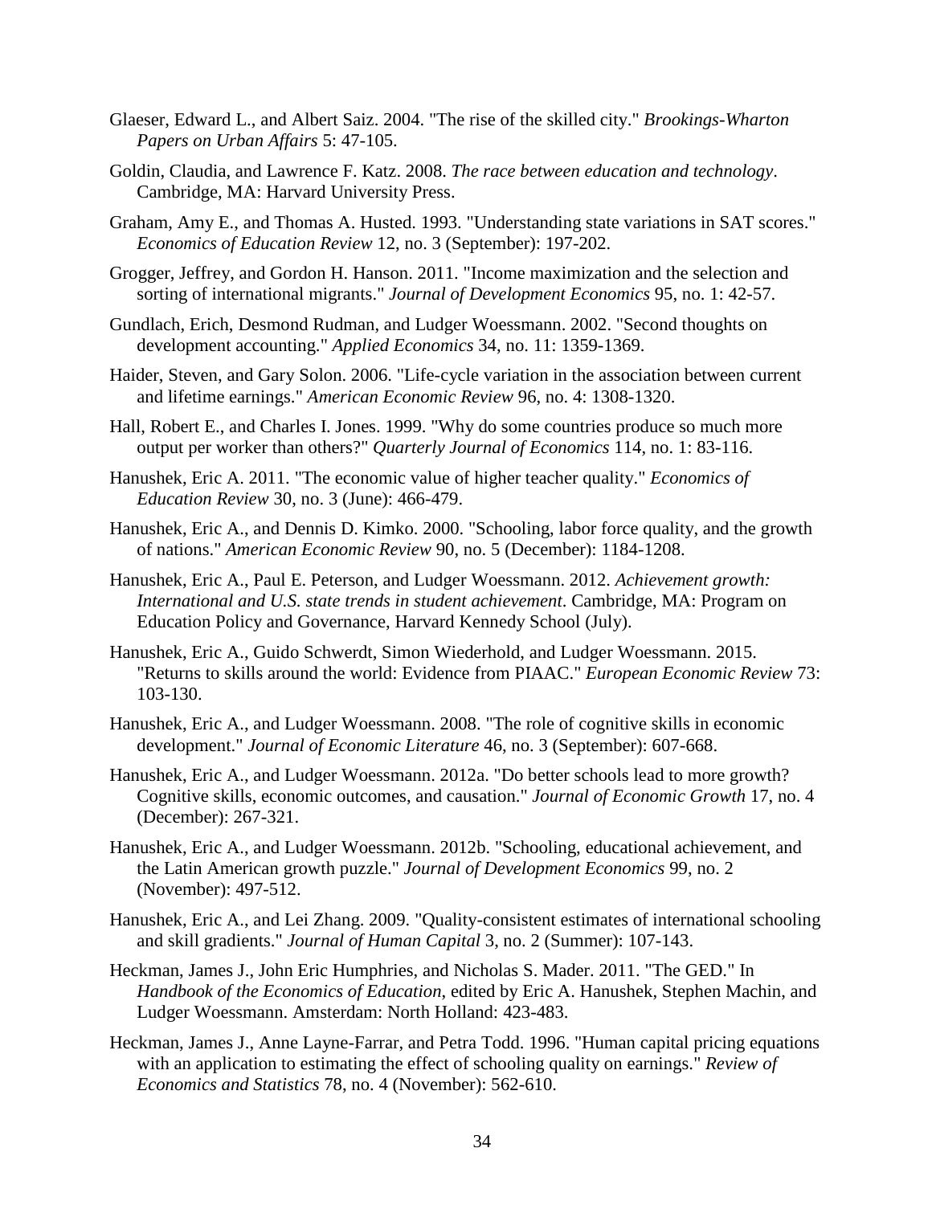Glaeser, Edward L., and Albert Saiz. 2004. "The rise of the skilled city." *Brookings-Wharton Papers on Urban Affairs* 5: 47-105.

Goldin, Claudia, and Lawrence F. Katz. 2008. *The race between education and technology*. Cambridge, MA: Harvard University Press.

Graham, Amy E., and Thomas A. Husted. 1993. "Understanding state variations in SAT scores." *Economics of Education Review* 12, no. 3 (September): 197-202.

Grogger, Jeffrey, and Gordon H. Hanson. 2011. "Income maximization and the selection and sorting of international migrants." *Journal of Development Economics* 95, no. 1: 42-57.

Gundlach, Erich, Desmond Rudman, and Ludger Woessmann. 2002. "Second thoughts on development accounting." *Applied Economics* 34, no. 11: 1359-1369.

Haider, Steven, and Gary Solon. 2006. "Life-cycle variation in the association between current and lifetime earnings." *American Economic Review* 96, no. 4: 1308-1320.

Hall, Robert E., and Charles I. Jones. 1999. "Why do some countries produce so much more output per worker than others?" *Quarterly Journal of Economics* 114, no. 1: 83-116.

Hanushek, Eric A. 2011. "The economic value of higher teacher quality." *Economics of Education Review* 30, no. 3 (June): 466-479.

Hanushek, Eric A., and Dennis D. Kimko. 2000. "Schooling, labor force quality, and the growth of nations." *American Economic Review* 90, no. 5 (December): 1184-1208.

Hanushek, Eric A., Paul E. Peterson, and Ludger Woessmann. 2012. *Achievement growth: International and U.S. state trends in student achievement*. Cambridge, MA: Program on Education Policy and Governance, Harvard Kennedy School (July).

Hanushek, Eric A., Guido Schwerdt, Simon Wiederhold, and Ludger Woessmann. 2015. "Returns to skills around the world: Evidence from PIAAC." *European Economic Review* 73: 103-130.

Hanushek, Eric A., and Ludger Woessmann. 2008. "The role of cognitive skills in economic development." *Journal of Economic Literature* 46, no. 3 (September): 607-668.

Hanushek, Eric A., and Ludger Woessmann. 2012a. "Do better schools lead to more growth? Cognitive skills, economic outcomes, and causation." *Journal of Economic Growth* 17, no. 4 (December): 267-321.

Hanushek, Eric A., and Ludger Woessmann. 2012b. "Schooling, educational achievement, and the Latin American growth puzzle." *Journal of Development Economics* 99, no. 2 (November): 497-512.

Hanushek, Eric A., and Lei Zhang. 2009. "Quality-consistent estimates of international schooling and skill gradients." *Journal of Human Capital* 3, no. 2 (Summer): 107-143.

Heckman, James J., John Eric Humphries, and Nicholas S. Mader. 2011. "The GED." In *Handbook of the Economics of Education*, edited by Eric A. Hanushek, Stephen Machin, and Ludger Woessmann. Amsterdam: North Holland: 423-483.

Heckman, James J., Anne Layne-Farrar, and Petra Todd. 1996. "Human capital pricing equations with an application to estimating the effect of schooling quality on earnings." *Review of Economics and Statistics* 78, no. 4 (November): 562-610.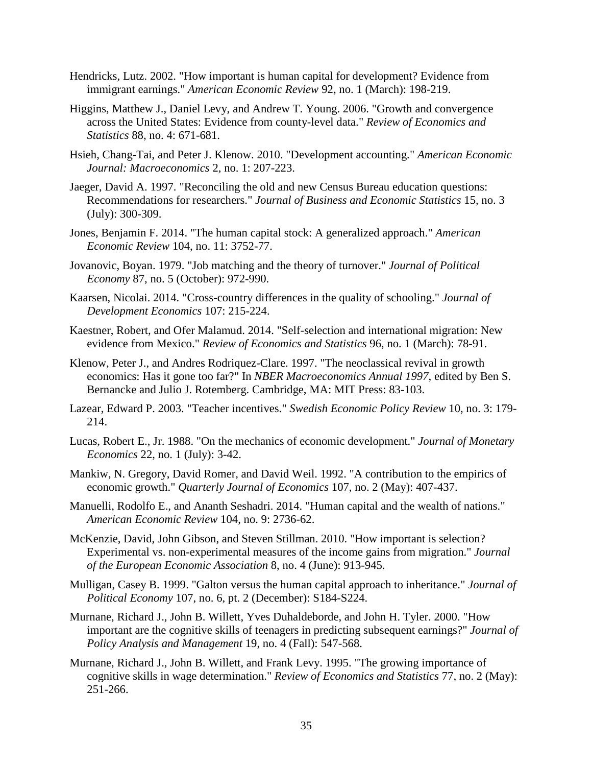Hendricks, Lutz. 2002. "How important is human capital for development? Evidence from immigrant earnings." *American Economic Review* 92, no. 1 (March): 198-219.

Higgins, Matthew J., Daniel Levy, and Andrew T. Young. 2006. "Growth and convergence across the United States: Evidence from county-level data." *Review of Economics and Statistics* 88, no. 4: 671-681.

Hsieh, Chang-Tai, and Peter J. Klenow. 2010. "Development accounting." *American Economic Journal: Macroeconomics* 2, no. 1: 207-223.

Jaeger, David A. 1997. "Reconciling the old and new Census Bureau education questions: Recommendations for researchers." *Journal of Business and Economic Statistics* 15, no. 3 (July): 300-309.

Jones, Benjamin F. 2014. "The human capital stock: A generalized approach." *American Economic Review* 104, no. 11: 3752-77.

Jovanovic, Boyan. 1979. "Job matching and the theory of turnover." *Journal of Political Economy* 87, no. 5 (October): 972-990.

Kaarsen, Nicolai. 2014. "Cross-country differences in the quality of schooling." *Journal of Development Economics* 107: 215-224.

Kaestner, Robert, and Ofer Malamud. 2014. "Self-selection and international migration: New evidence from Mexico." *Review of Economics and Statistics* 96, no. 1 (March): 78-91.

Klenow, Peter J., and Andres Rodriquez-Clare. 1997. "The neoclassical revival in growth economics: Has it gone too far?" In *NBER Macroeconomics Annual 1997*, edited by Ben S. Bernancke and Julio J. Rotemberg. Cambridge, MA: MIT Press: 83-103.

Lazear, Edward P. 2003. "Teacher incentives." *Swedish Economic Policy Review* 10, no. 3: 179-214.

Lucas, Robert E., Jr. 1988. "On the mechanics of economic development." *Journal of Monetary Economics* 22, no. 1 (July): 3-42.

Mankiw, N. Gregory, David Romer, and David Weil. 1992. "A contribution to the empirics of economic growth." *Quarterly Journal of Economics* 107, no. 2 (May): 407-437.

Manuelli, Rodolfo E., and Ananth Seshadri. 2014. "Human capital and the wealth of nations." *American Economic Review* 104, no. 9: 2736-62.

McKenzie, David, John Gibson, and Steven Stillman. 2010. "How important is selection? Experimental vs. non-experimental measures of the income gains from migration." *Journal of the European Economic Association* 8, no. 4 (June): 913-945.

Mulligan, Casey B. 1999. "Galton versus the human capital approach to inheritance." *Journal of Political Economy* 107, no. 6, pt. 2 (December): S184-S224.

Murnane, Richard J., John B. Willett, Yves Duhaldeborde, and John H. Tyler. 2000. "How important are the cognitive skills of teenagers in predicting subsequent earnings?" *Journal of Policy Analysis and Management* 19, no. 4 (Fall): 547-568.

Murnane, Richard J., John B. Willett, and Frank Levy. 1995. "The growing importance of cognitive skills in wage determination." *Review of Economics and Statistics* 77, no. 2 (May): 251-266.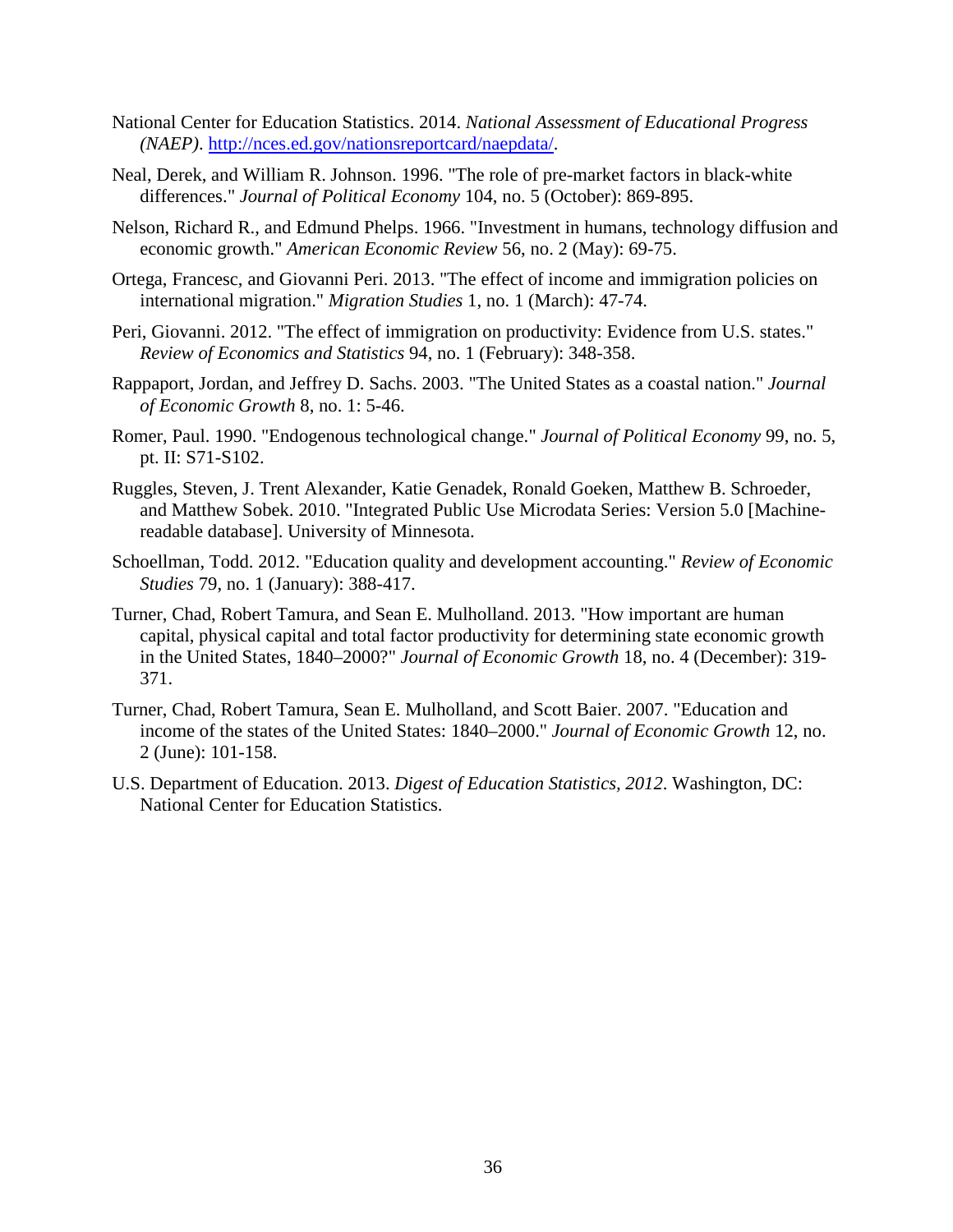National Center for Education Statistics. 2014. *National Assessment of Educational Progress (NAEP)*. http://nces.ed.gov/nationsreportcard/naepdata/.

Neal, Derek, and William R. Johnson. 1996. "The role of pre-market factors in black-white differences." *Journal of Political Economy* 104, no. 5 (October): 869-895.

Nelson, Richard R., and Edmund Phelps. 1966. "Investment in humans, technology diffusion and economic growth." *American Economic Review* 56, no. 2 (May): 69-75.

Ortega, Francesc, and Giovanni Peri. 2013. "The effect of income and immigration policies on international migration." *Migration Studies* 1, no. 1 (March): 47-74.

Peri, Giovanni. 2012. "The effect of immigration on productivity: Evidence from U.S. states." *Review of Economics and Statistics* 94, no. 1 (February): 348-358.

Rappaport, Jordan, and Jeffrey D. Sachs. 2003. "The United States as a coastal nation." *Journal of Economic Growth* 8, no. 1: 5-46.

Romer, Paul. 1990. "Endogenous technological change." *Journal of Political Economy* 99, no. 5, pt. II: S71-S102.

Ruggles, Steven, J. Trent Alexander, Katie Genadek, Ronald Goeken, Matthew B. Schroeder, and Matthew Sobek. 2010. "Integrated Public Use Microdata Series: Version 5.0 [Machine-readable database]. University of Minnesota.

Schoellman, Todd. 2012. "Education quality and development accounting." *Review of Economic Studies* 79, no. 1 (January): 388-417.

Turner, Chad, Robert Tamura, and Sean E. Mulholland. 2013. "How important are human capital, physical capital and total factor productivity for determining state economic growth in the United States, 1840–2000?" *Journal of Economic Growth* 18, no. 4 (December): 319-371.

Turner, Chad, Robert Tamura, Sean E. Mulholland, and Scott Baier. 2007. "Education and income of the states of the United States: 1840–2000." *Journal of Economic Growth* 12, no. 2 (June): 101-158.

U.S. Department of Education. 2013. *Digest of Education Statistics, 2012*. Washington, DC: National Center for Education Statistics.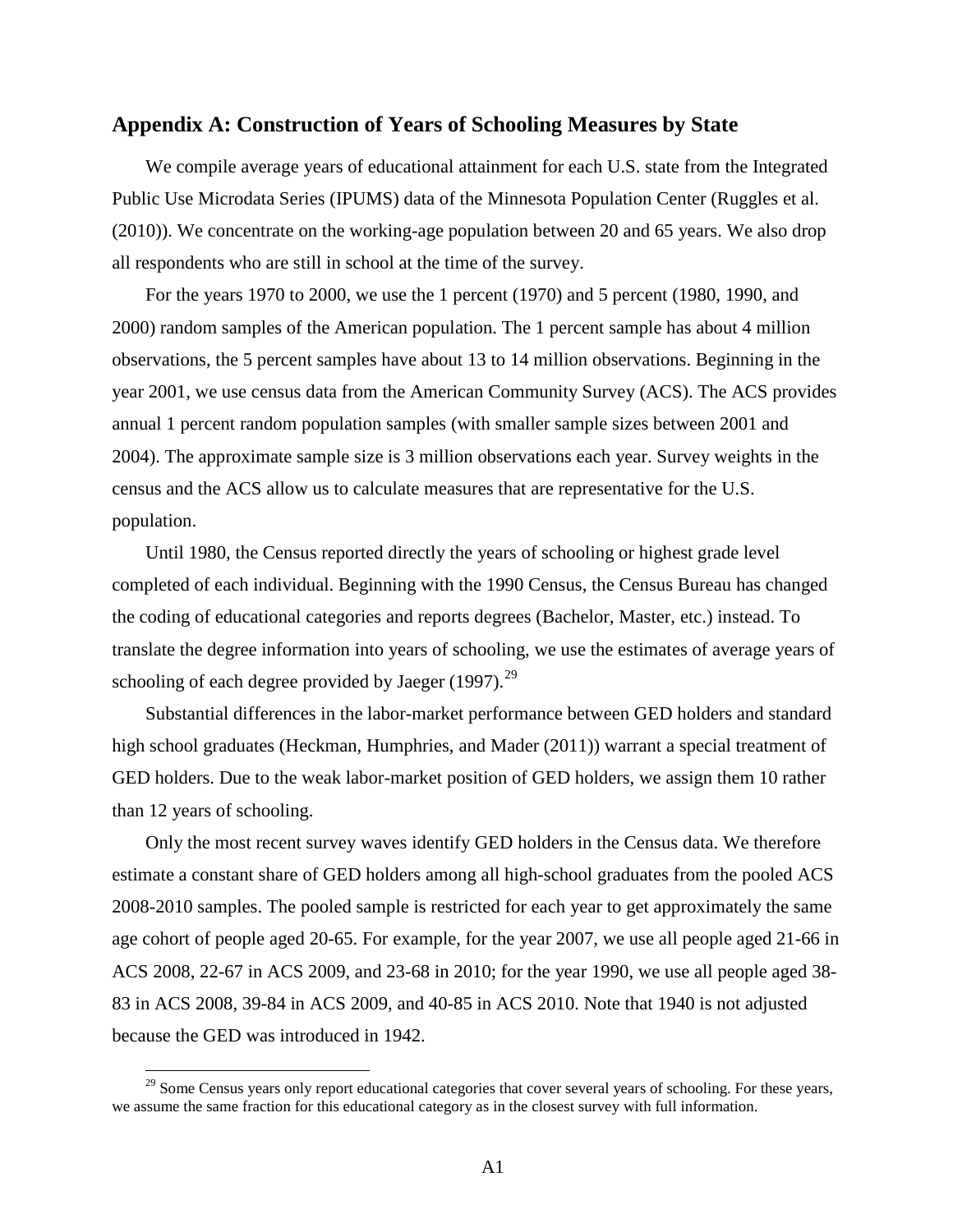## Appendix A: Construction of Years of Schooling Measures by State

We compile average years of educational attainment for each U.S. state from the Integrated Public Use Microdata Series (IPUMS) data of the Minnesota Population Center (Ruggles et al. (2010)). We concentrate on the working-age population between 20 and 65 years. We also drop all respondents who are still in school at the time of the survey.

For the years 1970 to 2000, we use the 1 percent (1970) and 5 percent (1980, 1990, and 2000) random samples of the American population. The 1 percent sample has about 4 million observations, the 5 percent samples have about 13 to 14 million observations. Beginning in the year 2001, we use census data from the American Community Survey (ACS). The ACS provides annual 1 percent random population samples (with smaller sample sizes between 2001 and 2004). The approximate sample size is 3 million observations each year. Survey weights in the census and the ACS allow us to calculate measures that are representative for the U.S. population.

Until 1980, the Census reported directly the years of schooling or highest grade level completed of each individual. Beginning with the 1990 Census, the Census Bureau has changed the coding of educational categories and reports degrees (Bachelor, Master, etc.) instead. To translate the degree information into years of schooling, we use the estimates of average years of schooling of each degree provided by Jaeger (1997).[29]

Substantial differences in the labor-market performance between GED holders and standard high school graduates (Heckman, Humphries, and Mader (2011)) warrant a special treatment of GED holders. Due to the weak labor-market position of GED holders, we assign them 10 rather than 12 years of schooling.

Only the most recent survey waves identify GED holders in the Census data. We therefore estimate a constant share of GED holders among all high-school graduates from the pooled ACS 2008-2010 samples. The pooled sample is restricted for each year to get approximately the same age cohort of people aged 20-65. For example, for the year 2007, we use all people aged 21-66 in ACS 2008, 22-67 in ACS 2009, and 23-68 in 2010; for the year 1990, we use all people aged 38-83 in ACS 2008, 39-84 in ACS 2009, and 40-85 in ACS 2010. Note that 1940 is not adjusted because the GED was introduced in 1942.

[29] Some Census years only report educational categories that cover several years of schooling. For these years, we assume the same fraction for this educational category as in the closest survey with full information.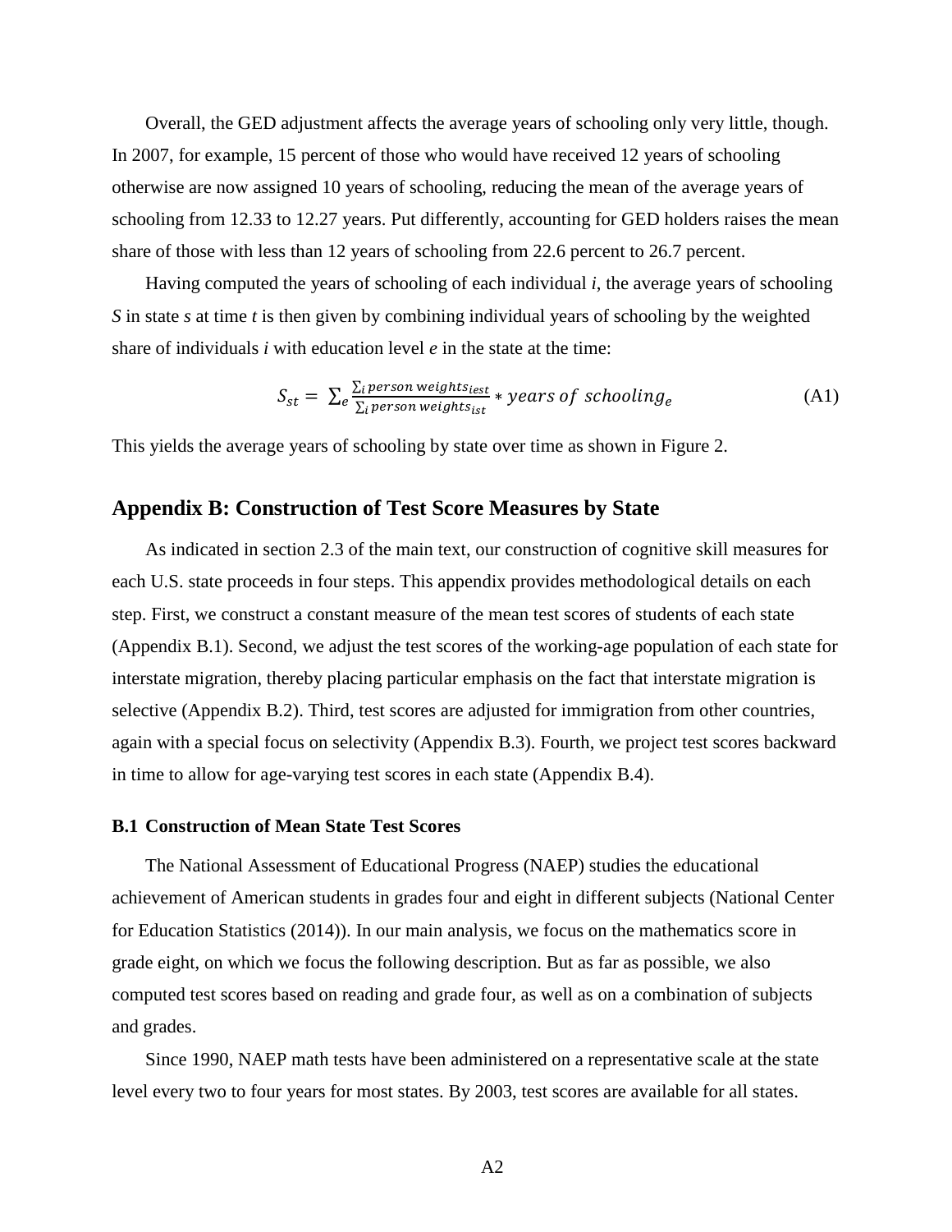Overall, the GED adjustment affects the average years of schooling only very little, though. In 2007, for example, 15 percent of those who would have received 12 years of schooling otherwise are now assigned 10 years of schooling, reducing the mean of the average years of schooling from 12.33 to 12.27 years. Put differently, accounting for GED holders raises the mean share of those with less than 12 years of schooling from 22.6 percent to 26.7 percent.

Having computed the years of schooling of each individual *i*, the average years of schooling *S* in state *s* at time *t* is then given by combining individual years of schooling by the weighted share of individuals *i* with education level *e* in the state at the time:

$$S_{st} = \sum_e \frac{\sum_i person\ weights_{iest}}{\sum_i person\ weights_{ist}} * years\ of\ schooling_e \tag{A1}$$

This yields the average years of schooling by state over time as shown in Figure 2.

## Appendix B: Construction of Test Score Measures by State

As indicated in section 2.3 of the main text, our construction of cognitive skill measures for each U.S. state proceeds in four steps. This appendix provides methodological details on each step. First, we construct a constant measure of the mean test scores of students of each state (Appendix B.1). Second, we adjust the test scores of the working-age population of each state for interstate migration, thereby placing particular emphasis on the fact that interstate migration is selective (Appendix B.2). Third, test scores are adjusted for immigration from other countries, again with a special focus on selectivity (Appendix B.3). Fourth, we project test scores backward in time to allow for age-varying test scores in each state (Appendix B.4).

### B.1 Construction of Mean State Test Scores

The National Assessment of Educational Progress (NAEP) studies the educational achievement of American students in grades four and eight in different subjects (National Center for Education Statistics (2014)). In our main analysis, we focus on the mathematics score in grade eight, on which we focus the following description. But as far as possible, we also computed test scores based on reading and grade four, as well as on a combination of subjects and grades.

Since 1990, NAEP math tests have been administered on a representative scale at the state level every two to four years for most states. By 2003, test scores are available for all states.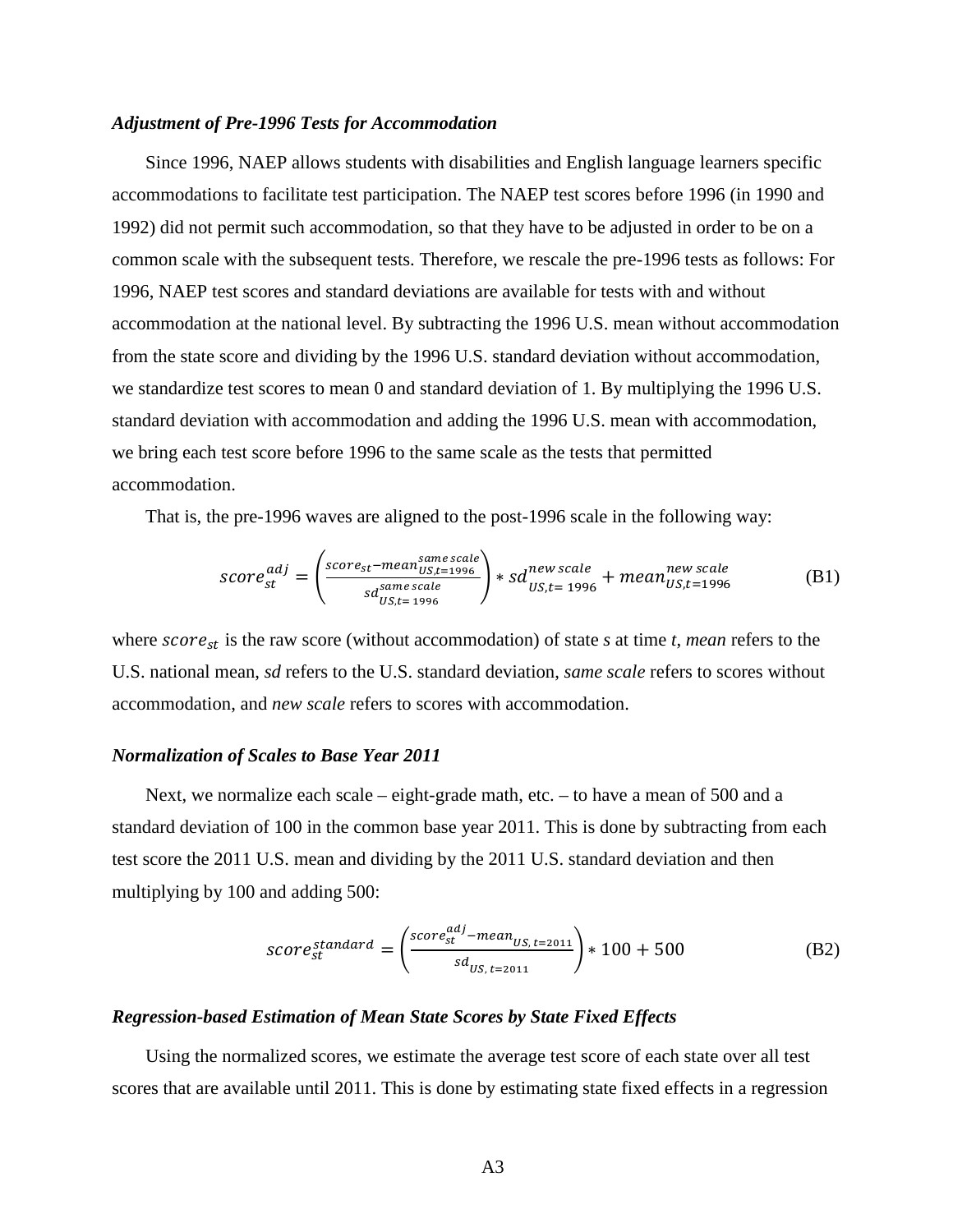***Adjustment of Pre-1996 Tests for Accommodation***

Since 1996, NAEP allows students with disabilities and English language learners specific accommodations to facilitate test participation. The NAEP test scores before 1996 (in 1990 and 1992) did not permit such accommodation, so that they have to be adjusted in order to be on a common scale with the subsequent tests. Therefore, we rescale the pre-1996 tests as follows: For 1996, NAEP test scores and standard deviations are available for tests with and without accommodation at the national level. By subtracting the 1996 U.S. mean without accommodation from the state score and dividing by the 1996 U.S. standard deviation without accommodation, we standardize test scores to mean 0 and standard deviation of 1. By multiplying the 1996 U.S. standard deviation with accommodation and adding the 1996 U.S. mean with accommodation, we bring each test score before 1996 to the same scale as the tests that permitted accommodation.

That is, the pre-1996 waves are aligned to the post-1996 scale in the following way:

$$score_{st}^{adj} = \left(\frac{score_{st} - mean_{US,t=1996}^{same\,scale}}{sd_{US,t=1996}^{same\,scale}}\right) * sd_{US,t=1996}^{new\,scale} + mean_{US,t=1996}^{new\,scale} \tag{B1}$$

where $score_{st}$ is the raw score (without accommodation) of state *s* at time *t*, *mean* refers to the U.S. national mean, *sd* refers to the U.S. standard deviation, *same scale* refers to scores without accommodation, and *new scale* refers to scores with accommodation.

***Normalization of Scales to Base Year 2011***

Next, we normalize each scale – eight-grade math, etc. – to have a mean of 500 and a standard deviation of 100 in the common base year 2011. This is done by subtracting from each test score the 2011 U.S. mean and dividing by the 2011 U.S. standard deviation and then multiplying by 100 and adding 500:

$$score_{st}^{standard} = \left(\frac{score_{st}^{adj} - mean_{US,\,t=2011}}{sd_{US,\,t=2011}}\right) * 100 + 500 \tag{B2}$$

***Regression-based Estimation of Mean State Scores by State Fixed Effects***

Using the normalized scores, we estimate the average test score of each state over all test scores that are available until 2011. This is done by estimating state fixed effects in a regression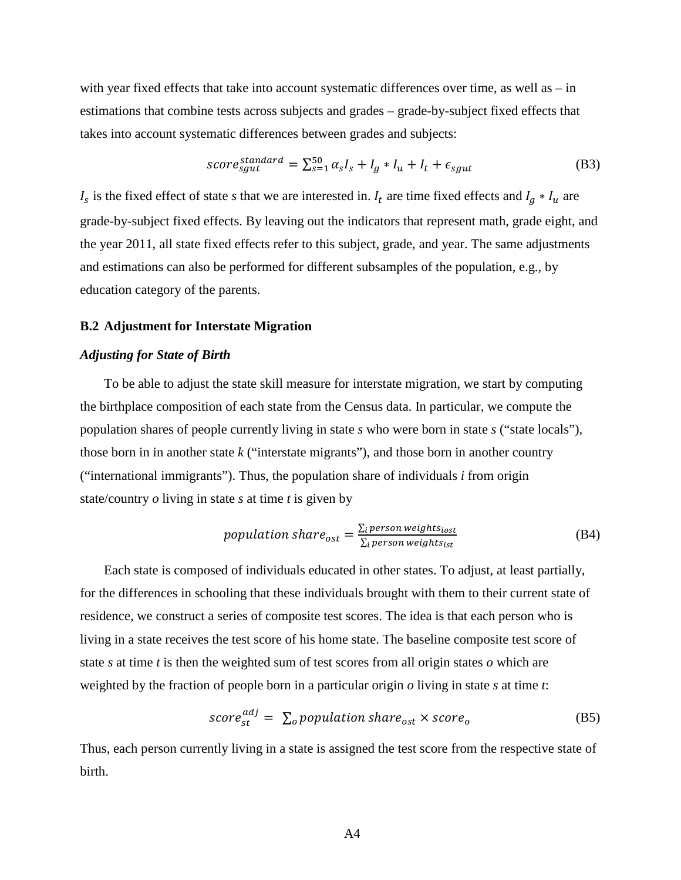with year fixed effects that take into account systematic differences over time, as well as – in estimations that combine tests across subjects and grades – grade-by-subject fixed effects that takes into account systematic differences between grades and subjects:

$$score_{sgut}^{standard} = \sum_{s=1}^{50} \alpha_s I_s + I_g * I_u + I_t + \epsilon_{sgut} \tag{B3}$$

$I_s$ is the fixed effect of state *s* that we are interested in. $I_t$ are time fixed effects and $I_g * I_u$ are grade-by-subject fixed effects. By leaving out the indicators that represent math, grade eight, and the year 2011, all state fixed effects refer to this subject, grade, and year. The same adjustments and estimations can also be performed for different subsamples of the population, e.g., by education category of the parents.

### B.2 Adjustment for Interstate Migration

#### *Adjusting for State of Birth*

To be able to adjust the state skill measure for interstate migration, we start by computing the birthplace composition of each state from the Census data. In particular, we compute the population shares of people currently living in state *s* who were born in state *s* ("state locals"), those born in in another state *k* ("interstate migrants"), and those born in another country ("international immigrants"). Thus, the population share of individuals *i* from origin state/country *o* living in state *s* at time *t* is given by

$$population\ share_{ost} = \frac{\sum_i person\ weights_{iost}}{\sum_i person\ weights_{ist}} \tag{B4}$$

Each state is composed of individuals educated in other states. To adjust, at least partially, for the differences in schooling that these individuals brought with them to their current state of residence, we construct a series of composite test scores. The idea is that each person who is living in a state receives the test score of his home state. The baseline composite test score of state *s* at time *t* is then the weighted sum of test scores from all origin states *o* which are weighted by the fraction of people born in a particular origin *o* living in state *s* at time *t*:

$$score_{st}^{adj} = \sum_o population\ share_{ost} \times score_o \tag{B5}$$

Thus, each person currently living in a state is assigned the test score from the respective state of birth.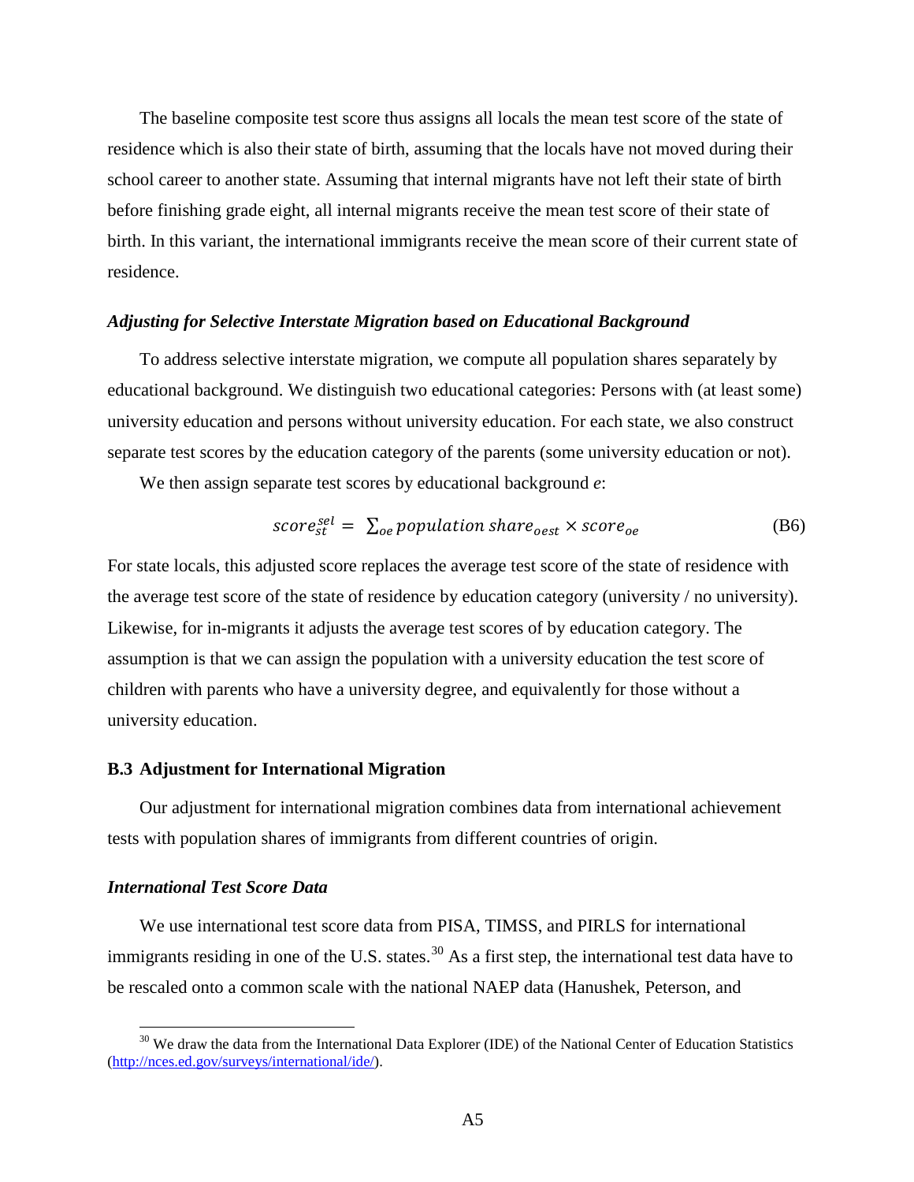The baseline composite test score thus assigns all locals the mean test score of the state of residence which is also their state of birth, assuming that the locals have not moved during their school career to another state. Assuming that internal migrants have not left their state of birth before finishing grade eight, all internal migrants receive the mean test score of their state of birth. In this variant, the international immigrants receive the mean score of their current state of residence.

### *Adjusting for Selective Interstate Migration based on Educational Background*

To address selective interstate migration, we compute all population shares separately by educational background. We distinguish two educational categories: Persons with (at least some) university education and persons without university education. For each state, we also construct separate test scores by the education category of the parents (some university education or not).

We then assign separate test scores by educational background *e*:

$$score_{st}^{sel} = \sum_{oe} population\ share_{oest} \times score_{oe} \tag{B6}$$

For state locals, this adjusted score replaces the average test score of the state of residence with the average test score of the state of residence by education category (university / no university). Likewise, for in-migrants it adjusts the average test scores of by education category. The assumption is that we can assign the population with a university education the test score of children with parents who have a university degree, and equivalently for those without a university education.

## B.3 Adjustment for International Migration

Our adjustment for international migration combines data from international achievement tests with population shares of immigrants from different countries of origin.

### *International Test Score Data*

We use international test score data from PISA, TIMSS, and PIRLS for international immigrants residing in one of the U.S. states.[30] As a first step, the international test data have to be rescaled onto a common scale with the national NAEP data (Hanushek, Peterson, and

[30] We draw the data from the International Data Explorer (IDE) of the National Center of Education Statistics (http://nces.ed.gov/surveys/international/ide/).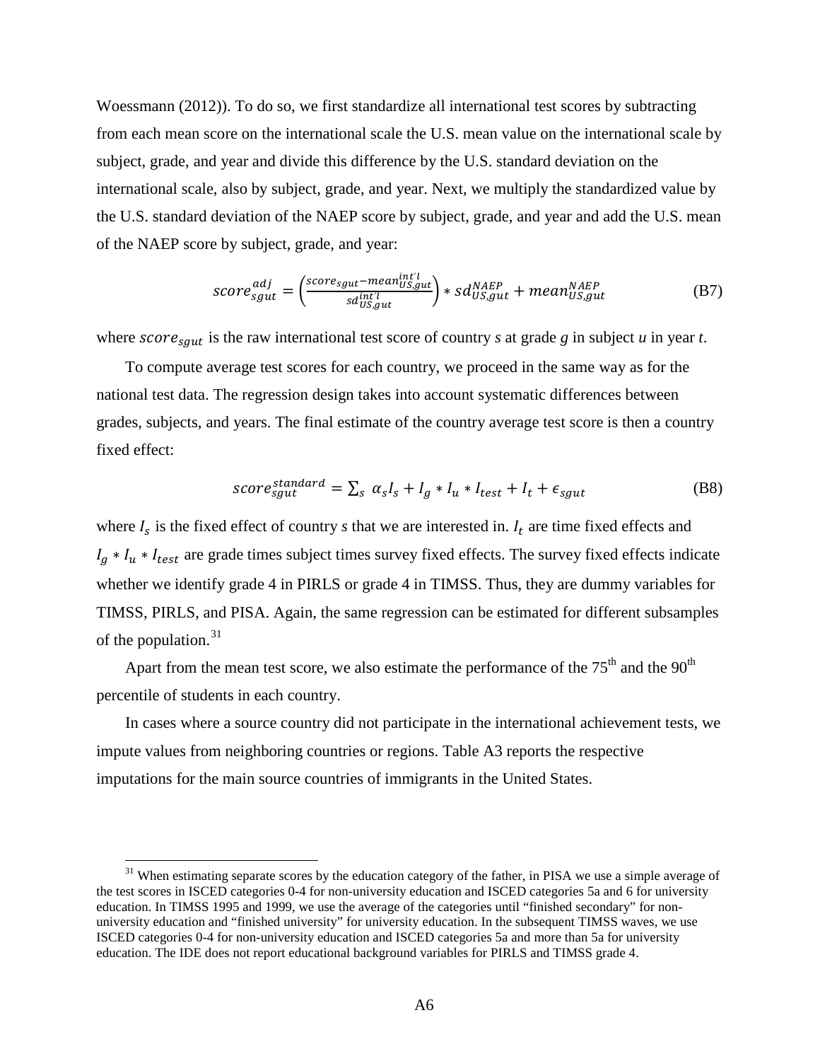Woessmann (2012)). To do so, we first standardize all international test scores by subtracting from each mean score on the international scale the U.S. mean value on the international scale by subject, grade, and year and divide this difference by the U.S. standard deviation on the international scale, also by subject, grade, and year. Next, we multiply the standardized value by the U.S. standard deviation of the NAEP score by subject, grade, and year and add the U.S. mean of the NAEP score by subject, grade, and year:

$$score_{sgut}^{adj} = \left(\frac{score_{sgut} - mean_{US,gut}^{int'l}}{sd_{US,gut}^{int'l}}\right) * sd_{US,gut}^{NAEP} + mean_{US,gut}^{NAEP} \tag{B7}$$

where $score_{sgut}$ is the raw international test score of country *s* at grade *g* in subject *u* in year *t*.

To compute average test scores for each country, we proceed in the same way as for the national test data. The regression design takes into account systematic differences between grades, subjects, and years. The final estimate of the country average test score is then a country fixed effect:

$$score_{sgut}^{standard} = \sum_{s} \alpha_s I_s + I_g * I_u * I_{test} + I_t + \epsilon_{sgut} \tag{B8}$$

where $I_s$ is the fixed effect of country *s* that we are interested in. $I_t$ are time fixed effects and $I_g * I_u * I_{test}$ are grade times subject times survey fixed effects. The survey fixed effects indicate whether we identify grade 4 in PIRLS or grade 4 in TIMSS. Thus, they are dummy variables for TIMSS, PIRLS, and PISA. Again, the same regression can be estimated for different subsamples of the population.[31]

Apart from the mean test score, we also estimate the performance of the 75th and the 90th percentile of students in each country.

In cases where a source country did not participate in the international achievement tests, we impute values from neighboring countries or regions. Table A3 reports the respective imputations for the main source countries of immigrants in the United States.

[31] When estimating separate scores by the education category of the father, in PISA we use a simple average of the test scores in ISCED categories 0-4 for non-university education and ISCED categories 5a and 6 for university education. In TIMSS 1995 and 1999, we use the average of the categories until "finished secondary" for non-university education and "finished university" for university education. In the subsequent TIMSS waves, we use ISCED categories 0-4 for non-university education and ISCED categories 5a and more than 5a for university education. The IDE does not report educational background variables for PIRLS and TIMSS grade 4.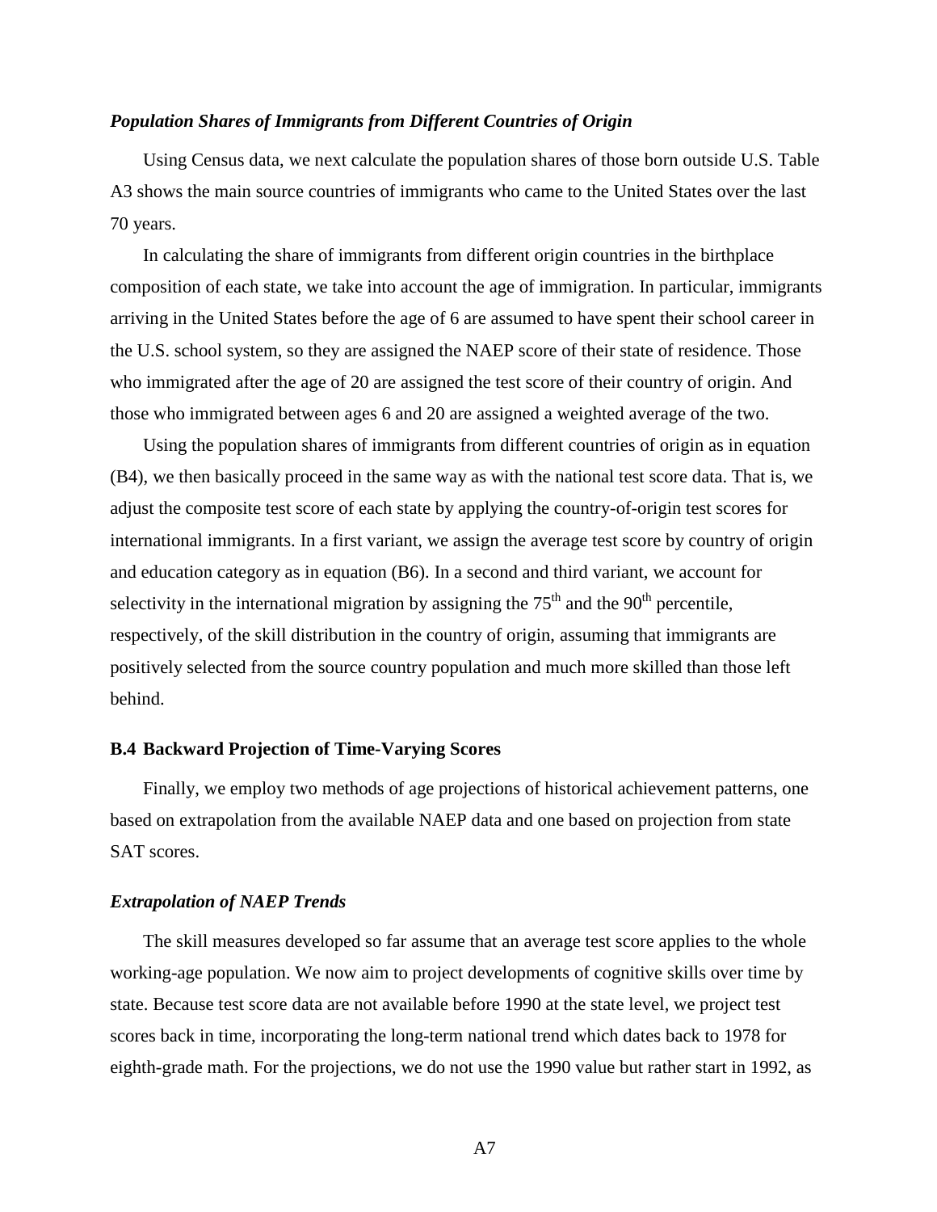### *Population Shares of Immigrants from Different Countries of Origin*

Using Census data, we next calculate the population shares of those born outside U.S. Table A3 shows the main source countries of immigrants who came to the United States over the last 70 years.

In calculating the share of immigrants from different origin countries in the birthplace composition of each state, we take into account the age of immigration. In particular, immigrants arriving in the United States before the age of 6 are assumed to have spent their school career in the U.S. school system, so they are assigned the NAEP score of their state of residence. Those who immigrated after the age of 20 are assigned the test score of their country of origin. And those who immigrated between ages 6 and 20 are assigned a weighted average of the two.

Using the population shares of immigrants from different countries of origin as in equation (B4), we then basically proceed in the same way as with the national test score data. That is, we adjust the composite test score of each state by applying the country-of-origin test scores for international immigrants. In a first variant, we assign the average test score by country of origin and education category as in equation (B6). In a second and third variant, we account for selectivity in the international migration by assigning the $75^{th}$ and the $90^{th}$ percentile, respectively, of the skill distribution in the country of origin, assuming that immigrants are positively selected from the source country population and much more skilled than those left behind.

## B.4 Backward Projection of Time-Varying Scores

Finally, we employ two methods of age projections of historical achievement patterns, one based on extrapolation from the available NAEP data and one based on projection from state SAT scores.

### *Extrapolation of NAEP Trends*

The skill measures developed so far assume that an average test score applies to the whole working-age population. We now aim to project developments of cognitive skills over time by state. Because test score data are not available before 1990 at the state level, we project test scores back in time, incorporating the long-term national trend which dates back to 1978 for eighth-grade math. For the projections, we do not use the 1990 value but rather start in 1992, as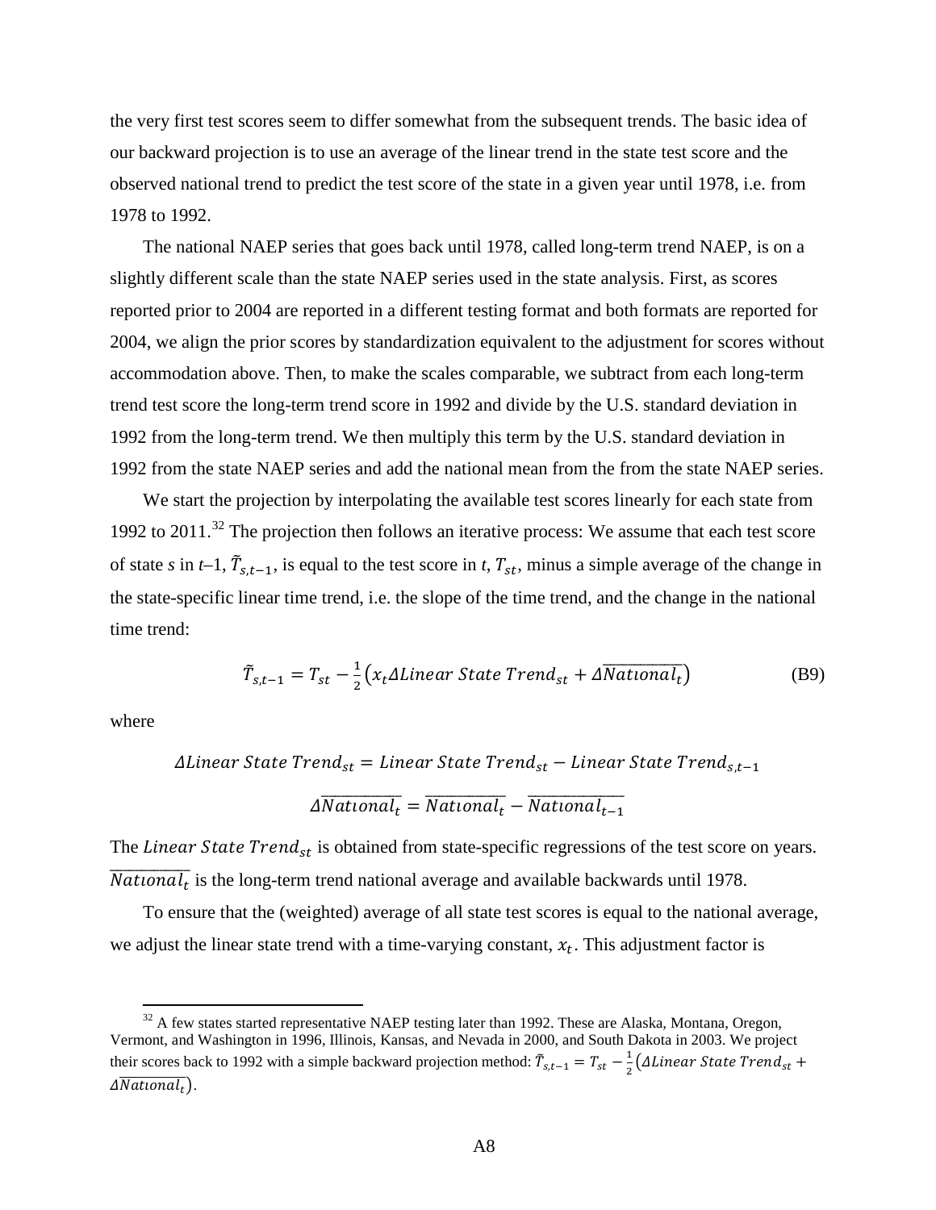the very first test scores seem to differ somewhat from the subsequent trends. The basic idea of our backward projection is to use an average of the linear trend in the state test score and the observed national trend to predict the test score of the state in a given year until 1978, i.e. from 1978 to 1992.

The national NAEP series that goes back until 1978, called long-term trend NAEP, is on a slightly different scale than the state NAEP series used in the state analysis. First, as scores reported prior to 2004 are reported in a different testing format and both formats are reported for 2004, we align the prior scores by standardization equivalent to the adjustment for scores without accommodation above. Then, to make the scales comparable, we subtract from each long-term trend test score the long-term trend score in 1992 and divide by the U.S. standard deviation in 1992 from the long-term trend. We then multiply this term by the U.S. standard deviation in 1992 from the state NAEP series and add the national mean from the from the state NAEP series.

We start the projection by interpolating the available test scores linearly for each state from 1992 to 2011.[32] The projection then follows an iterative process: We assume that each test score of state *s* in *t*–1, $\tilde{T}_{s,t-1}$, is equal to the test score in *t*, $T_{st}$, minus a simple average of the change in the state-specific linear time trend, i.e. the slope of the time trend, and the change in the national time trend:

$$\tilde{T}_{s,t-1} = T_{st} - \frac{1}{2}\left(x_t \Delta Linear\ State\ Trend_{st} + \Delta \overline{National_t}\right) \tag{B9}$$

where

$$\Delta Linear\ State\ Trend_{st} = Linear\ State\ Trend_{st} - Linear\ State\ Trend_{s,t-1}$$

$$\Delta \overline{National_t} = \overline{National_t} - \overline{National_{t-1}}$$

The $Linear\ State\ Trend_{st}$ is obtained from state-specific regressions of the test score on years. $\overline{National_t}$ is the long-term trend national average and available backwards until 1978.

To ensure that the (weighted) average of all state test scores is equal to the national average, we adjust the linear state trend with a time-varying constant, $x_t$. This adjustment factor is

[32] A few states started representative NAEP testing later than 1992. These are Alaska, Montana, Oregon, Vermont, and Washington in 1996, Illinois, Kansas, and Nevada in 2000, and South Dakota in 2003. We project their scores back to 1992 with a simple backward projection method: $\tilde{T}_{s,t-1} = T_{st} - \frac{1}{2}\left(\Delta Linear\ State\ Trend_{st} + \Delta \overline{National_t}\right)$.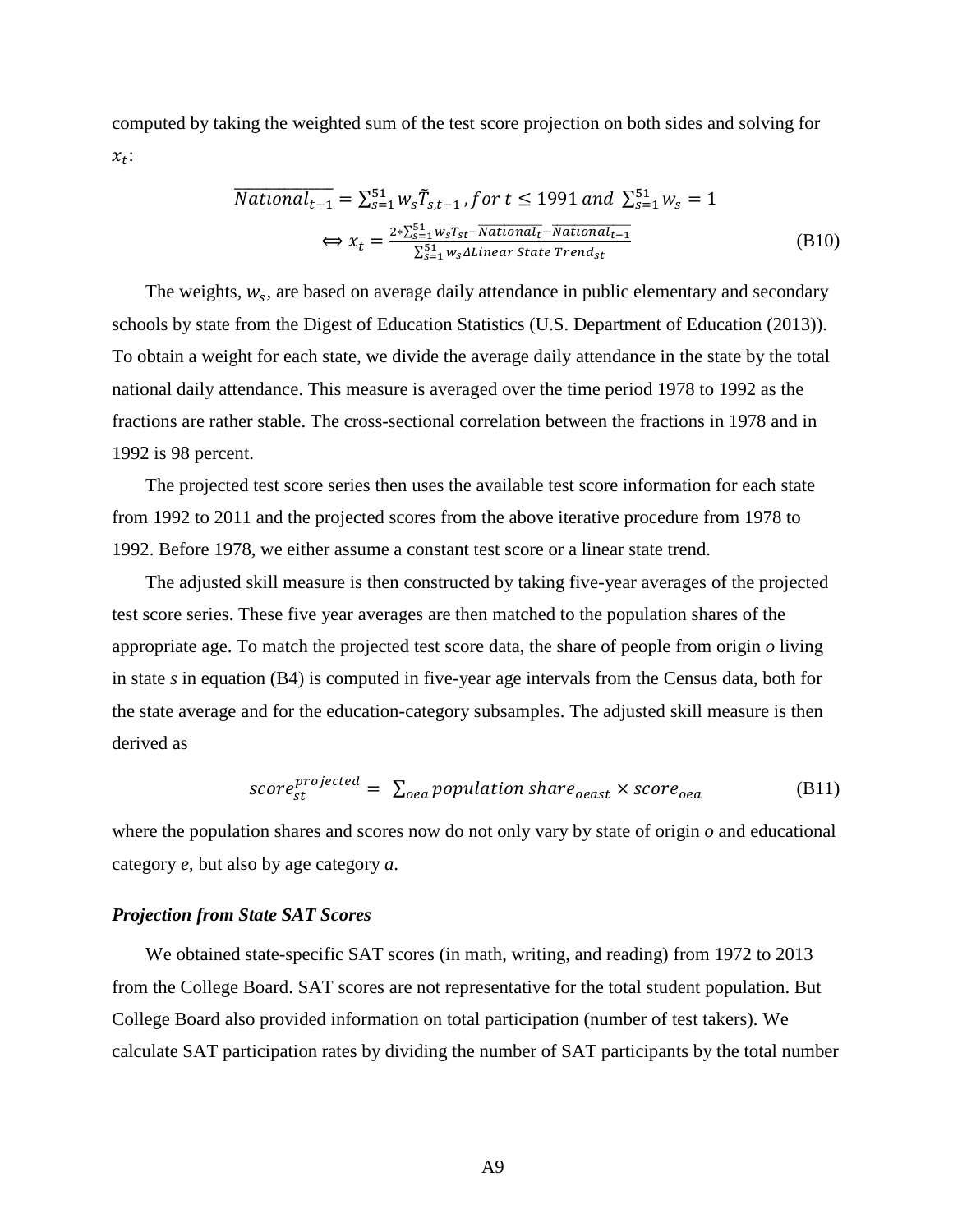computed by taking the weighted sum of the test score projection on both sides and solving for $x_t$:

$$\overline{National_{t-1}} = \sum_{s=1}^{51} w_s \tilde{T}_{s,t-1}\,, for\ t \leq 1991\ and\ \sum_{s=1}^{51} w_s = 1$$

$$\Leftrightarrow x_t = \frac{2 * \sum_{s=1}^{51} w_s T_{st} - \overline{National_t} - \overline{National_{t-1}}}{\sum_{s=1}^{51} w_s \Delta Linear\ State\ Trend_{st}} \tag{B10}$$

The weights, $w_s$, are based on average daily attendance in public elementary and secondary schools by state from the Digest of Education Statistics (U.S. Department of Education (2013)). To obtain a weight for each state, we divide the average daily attendance in the state by the total national daily attendance. This measure is averaged over the time period 1978 to 1992 as the fractions are rather stable. The cross-sectional correlation between the fractions in 1978 and in 1992 is 98 percent.

The projected test score series then uses the available test score information for each state from 1992 to 2011 and the projected scores from the above iterative procedure from 1978 to 1992. Before 1978, we either assume a constant test score or a linear state trend.

The adjusted skill measure is then constructed by taking five-year averages of the projected test score series. These five year averages are then matched to the population shares of the appropriate age. To match the projected test score data, the share of people from origin *o* living in state *s* in equation (B4) is computed in five-year age intervals from the Census data, both for the state average and for the education-category subsamples. The adjusted skill measure is then derived as

$$score_{st}^{projected} = \sum_{oea} population\ share_{oeast} \times score_{oea} \tag{B11}$$

where the population shares and scores now do not only vary by state of origin *o* and educational category *e*, but also by age category *a*.

***Projection from State SAT Scores***

We obtained state-specific SAT scores (in math, writing, and reading) from 1972 to 2013 from the College Board. SAT scores are not representative for the total student population. But College Board also provided information on total participation (number of test takers). We calculate SAT participation rates by dividing the number of SAT participants by the total number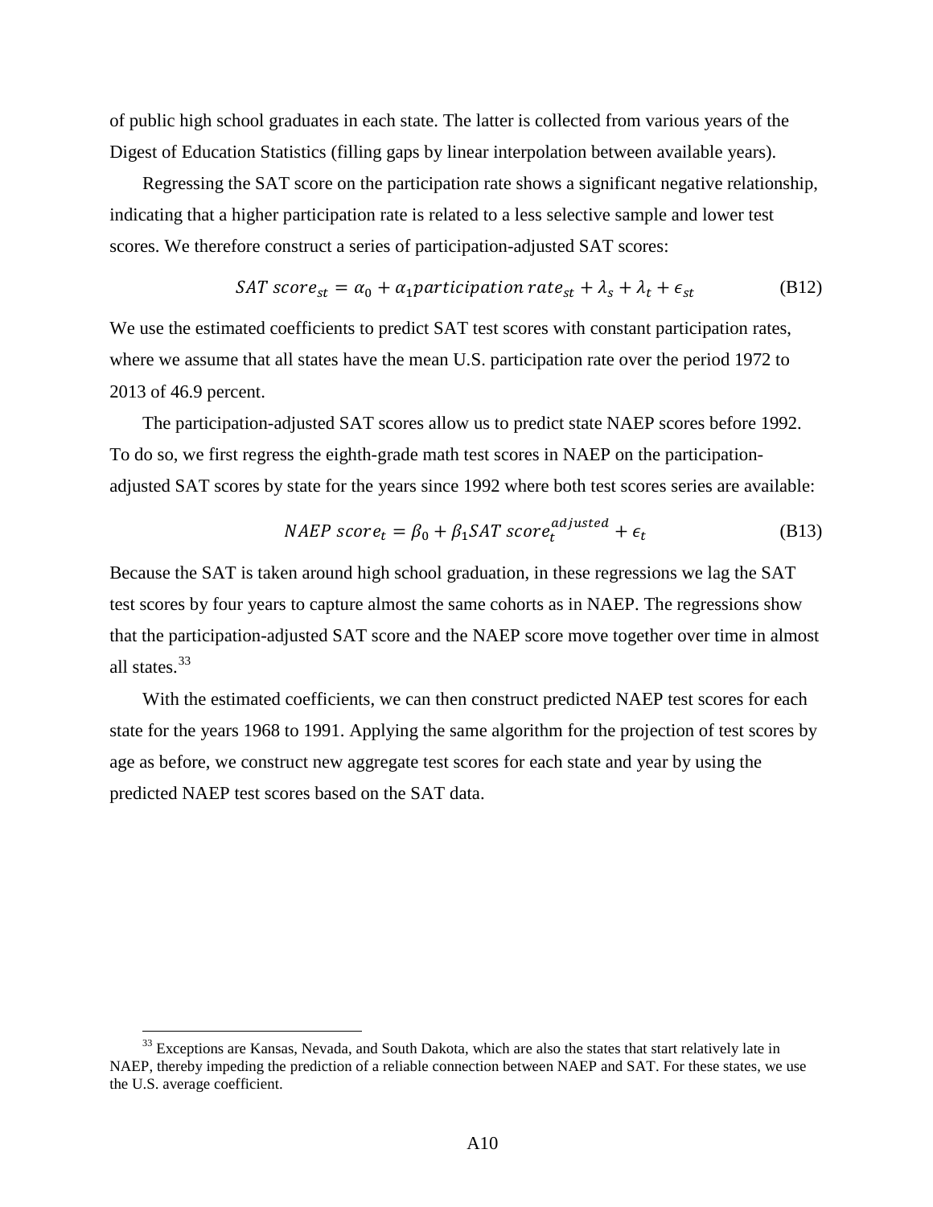of public high school graduates in each state. The latter is collected from various years of the Digest of Education Statistics (filling gaps by linear interpolation between available years).

Regressing the SAT score on the participation rate shows a significant negative relationship, indicating that a higher participation rate is related to a less selective sample and lower test scores. We therefore construct a series of participation-adjusted SAT scores:

$$SAT\ score_{st} = \alpha_0 + \alpha_1 participation\ rate_{st} + \lambda_s + \lambda_t + \epsilon_{st} \tag{B12}$$

We use the estimated coefficients to predict SAT test scores with constant participation rates, where we assume that all states have the mean U.S. participation rate over the period 1972 to 2013 of 46.9 percent.

The participation-adjusted SAT scores allow us to predict state NAEP scores before 1992. To do so, we first regress the eighth-grade math test scores in NAEP on the participation-adjusted SAT scores by state for the years since 1992 where both test scores series are available:

$$NAEP\ score_t = \beta_0 + \beta_1 SAT\ score_t^{adjusted} + \epsilon_t \tag{B13}$$

Because the SAT is taken around high school graduation, in these regressions we lag the SAT test scores by four years to capture almost the same cohorts as in NAEP. The regressions show that the participation-adjusted SAT score and the NAEP score move together over time in almost all states.[33]

With the estimated coefficients, we can then construct predicted NAEP test scores for each state for the years 1968 to 1991. Applying the same algorithm for the projection of test scores by age as before, we construct new aggregate test scores for each state and year by using the predicted NAEP test scores based on the SAT data.

[33] Exceptions are Kansas, Nevada, and South Dakota, which are also the states that start relatively late in NAEP, thereby impeding the prediction of a reliable connection between NAEP and SAT. For these states, we use the U.S. average coefficient.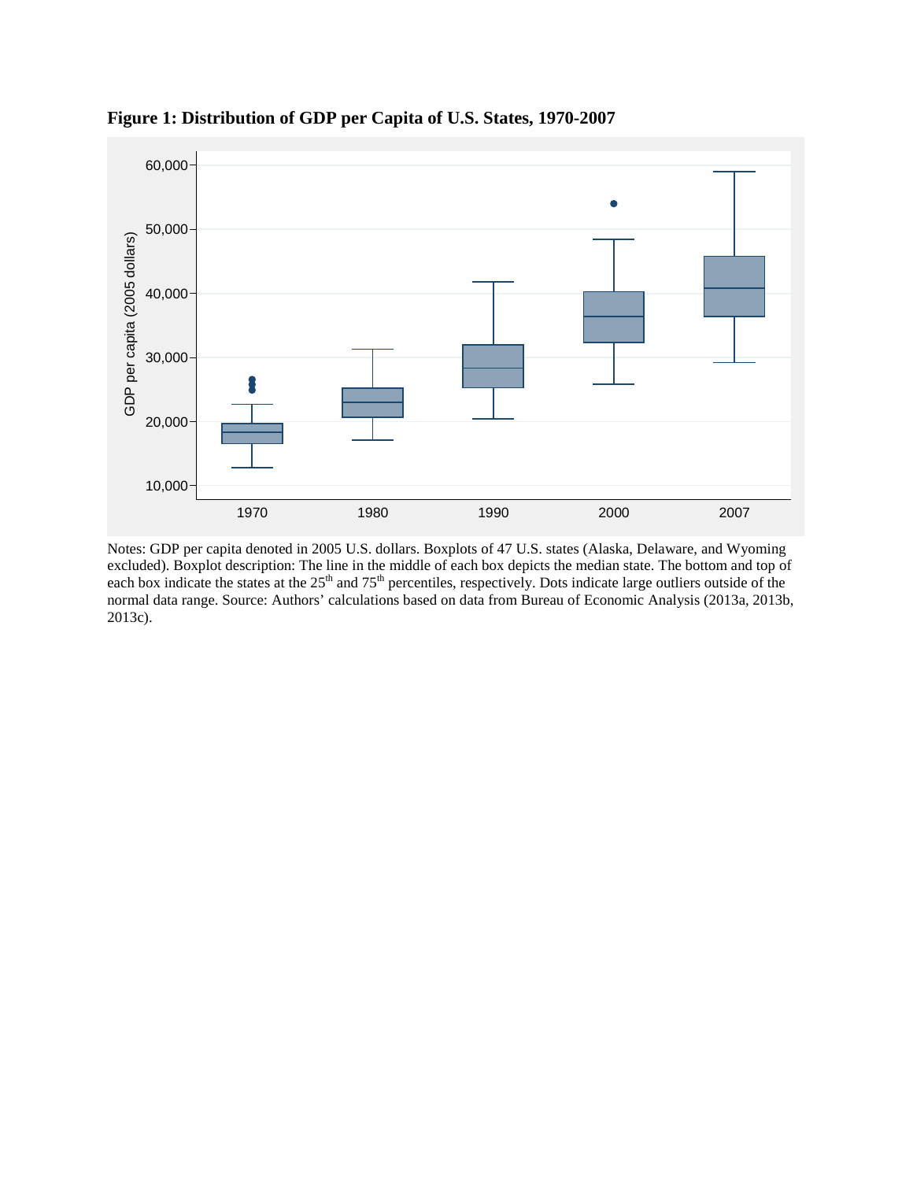**Figure 1: Distribution of GDP per Capita of U.S. States, 1970-2007**

Notes: GDP per capita denoted in 2005 U.S. dollars. Boxplots of 47 U.S. states (Alaska, Delaware, and Wyoming excluded). Boxplot description: The line in the middle of each box depicts the median state. The bottom and top of each box indicate the states at the 25[th] and 75[th] percentiles, respectively. Dots indicate large outliers outside of the normal data range. Source: Authors' calculations based on data from Bureau of Economic Analysis (2013a, 2013b, 2013c).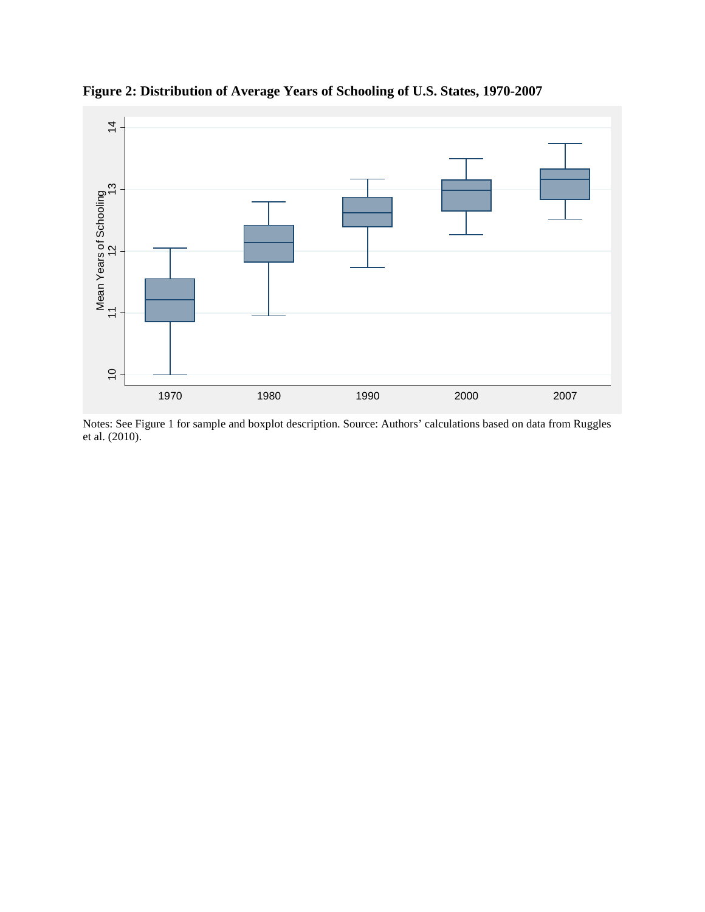**Figure 2: Distribution of Average Years of Schooling of U.S. States, 1970-2007**

Notes: See Figure 1 for sample and boxplot description. Source: Authors' calculations based on data from Ruggles et al. (2010).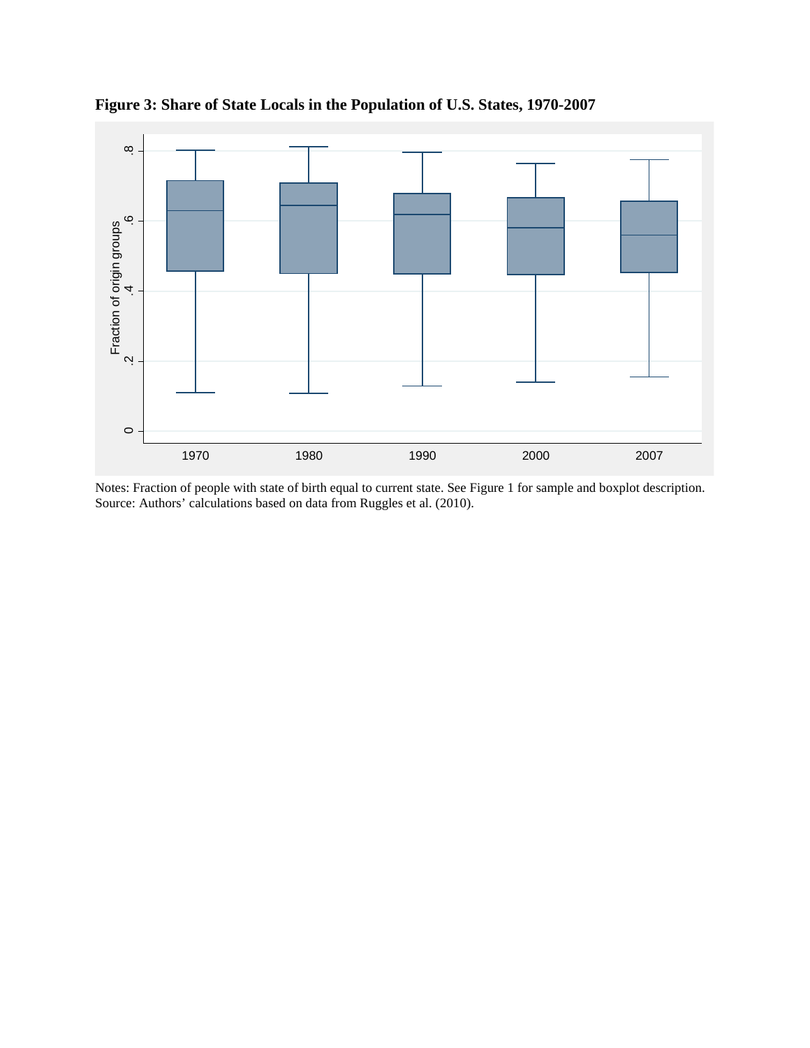**Figure 3: Share of State Locals in the Population of U.S. States, 1970-2007**

Notes: Fraction of people with state of birth equal to current state. See Figure 1 for sample and boxplot description.
Source: Authors' calculations based on data from Ruggles et al. (2010).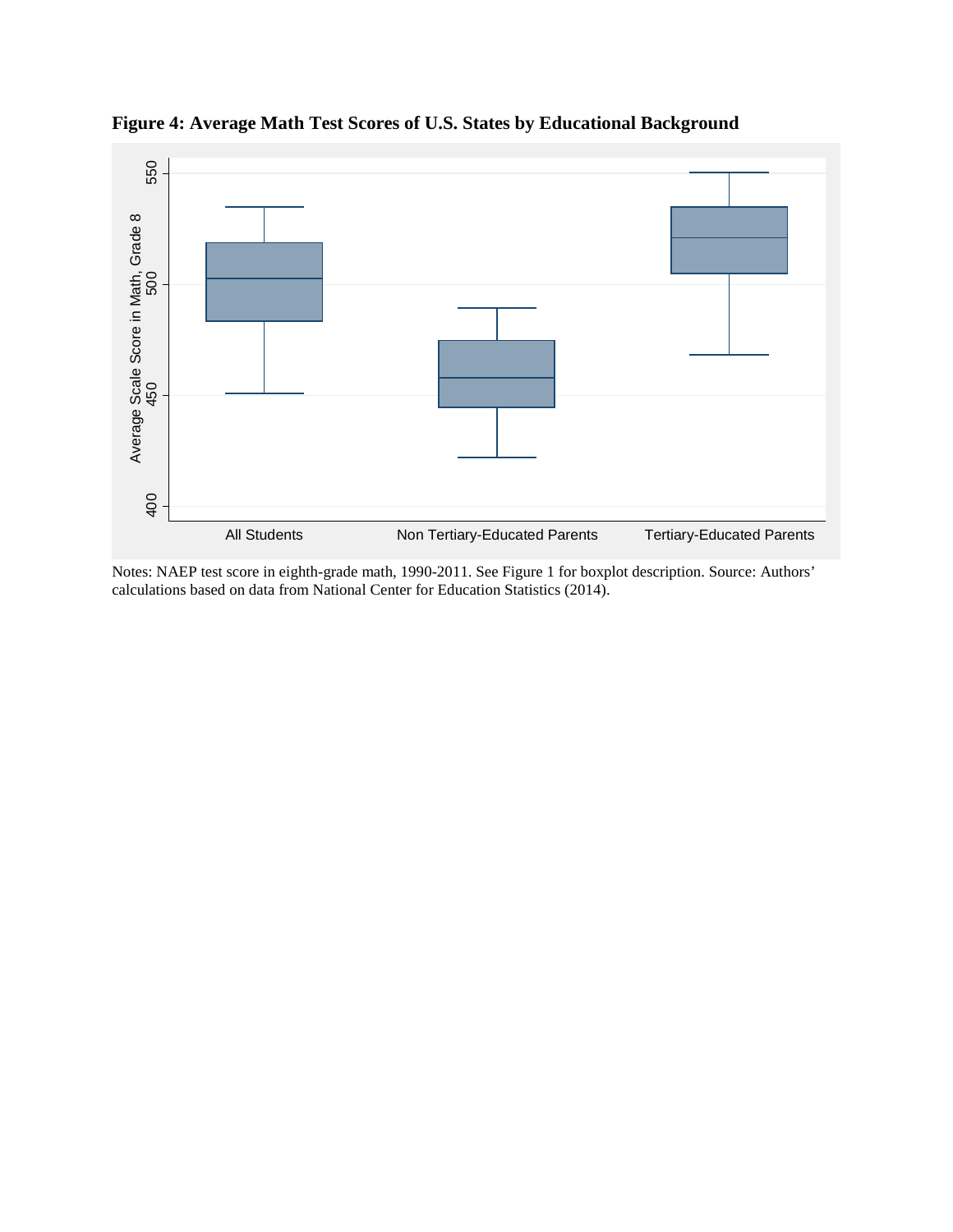**Figure 4: Average Math Test Scores of U.S. States by Educational Background**

Notes: NAEP test score in eighth-grade math, 1990-2011. See Figure 1 for boxplot description. Source: Authors' calculations based on data from National Center for Education Statistics (2014).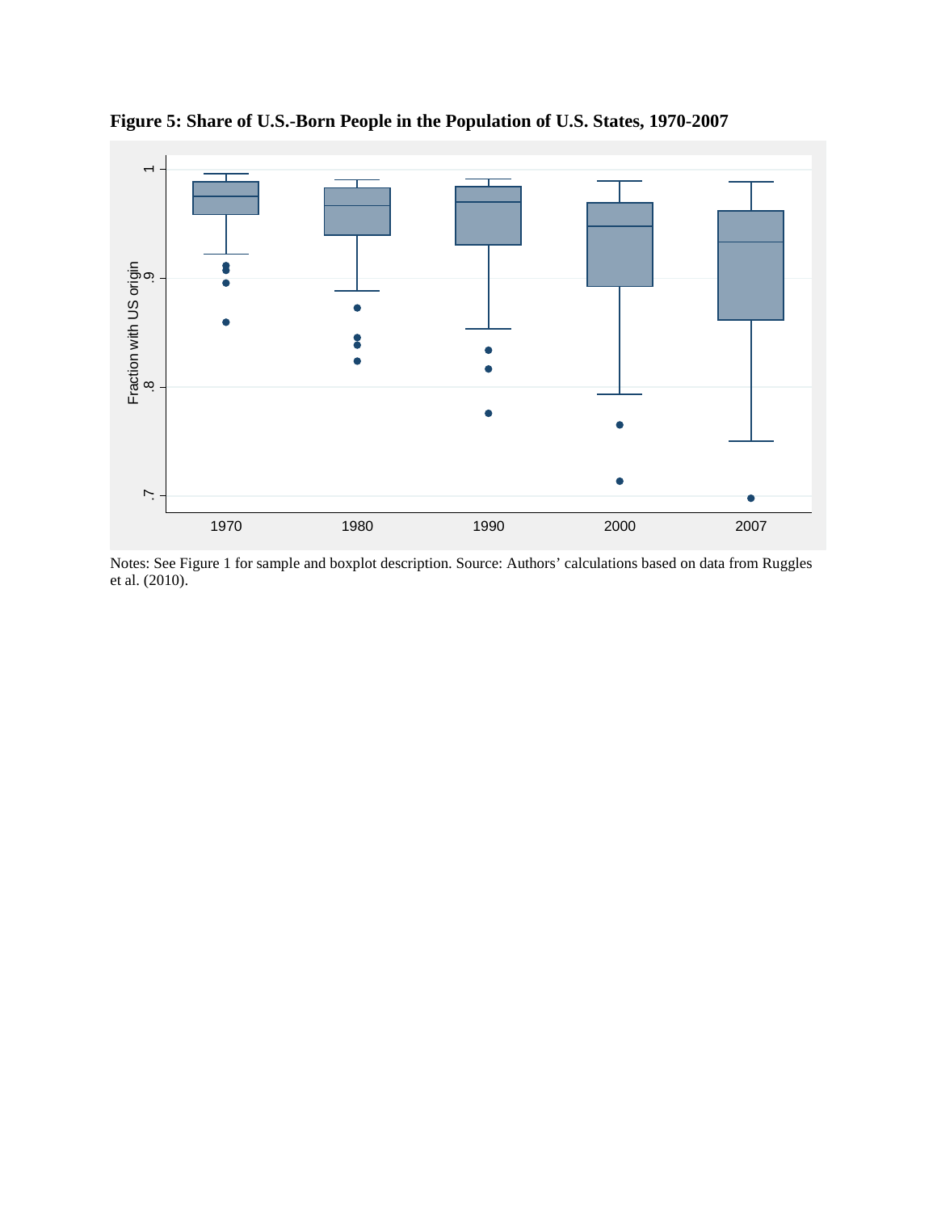**Figure 5: Share of U.S.-Born People in the Population of U.S. States, 1970-2007**

Notes: See Figure 1 for sample and boxplot description. Source: Authors' calculations based on data from Ruggles et al. (2010).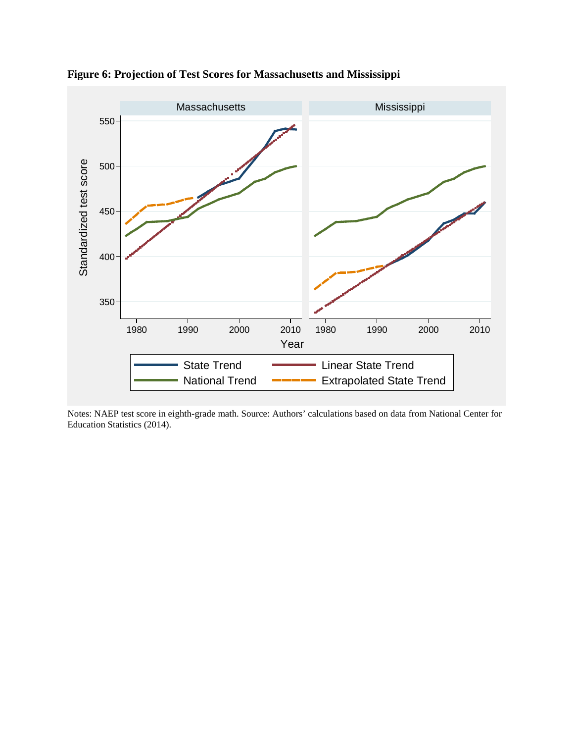**Figure 6: Projection of Test Scores for Massachusetts and Mississippi**

Notes: NAEP test score in eighth-grade math. Source: Authors' calculations based on data from National Center for Education Statistics (2014).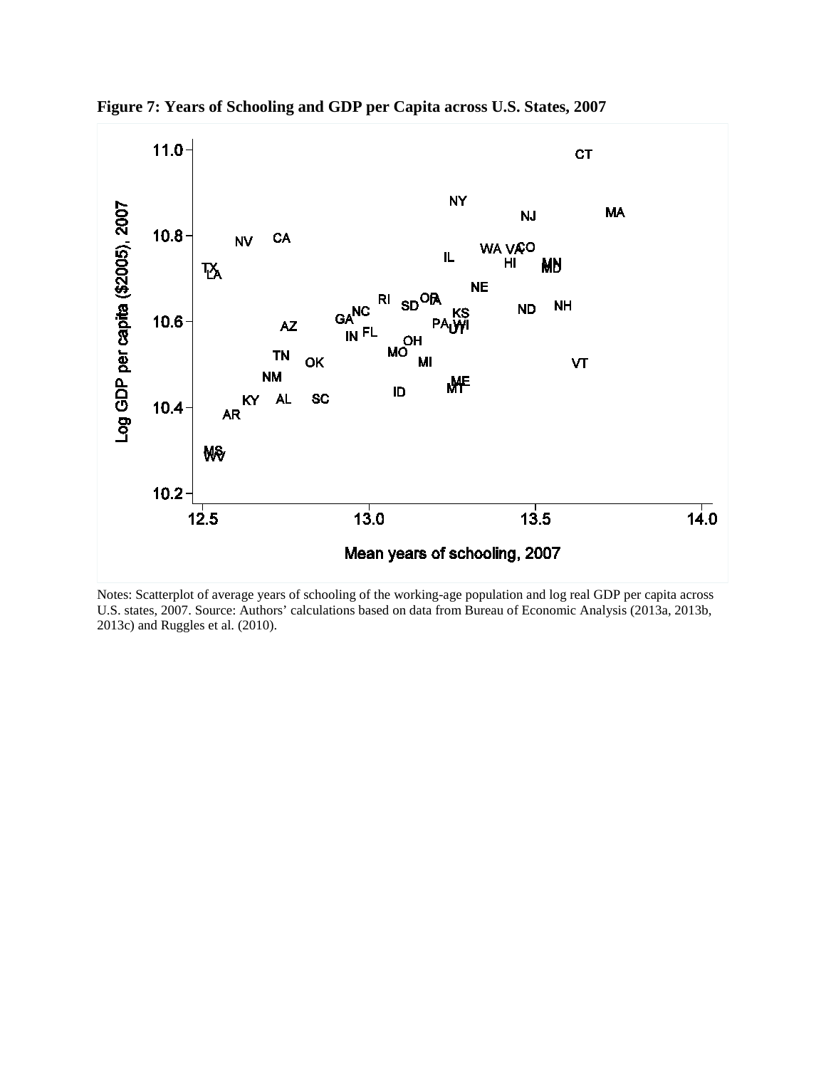**Figure 7: Years of Schooling and GDP per Capita across U.S. States, 2007**

Notes: Scatterplot of average years of schooling of the working-age population and log real GDP per capita across U.S. states, 2007. Source: Authors' calculations based on data from Bureau of Economic Analysis (2013a, 2013b, 2013c) and Ruggles et al. (2010).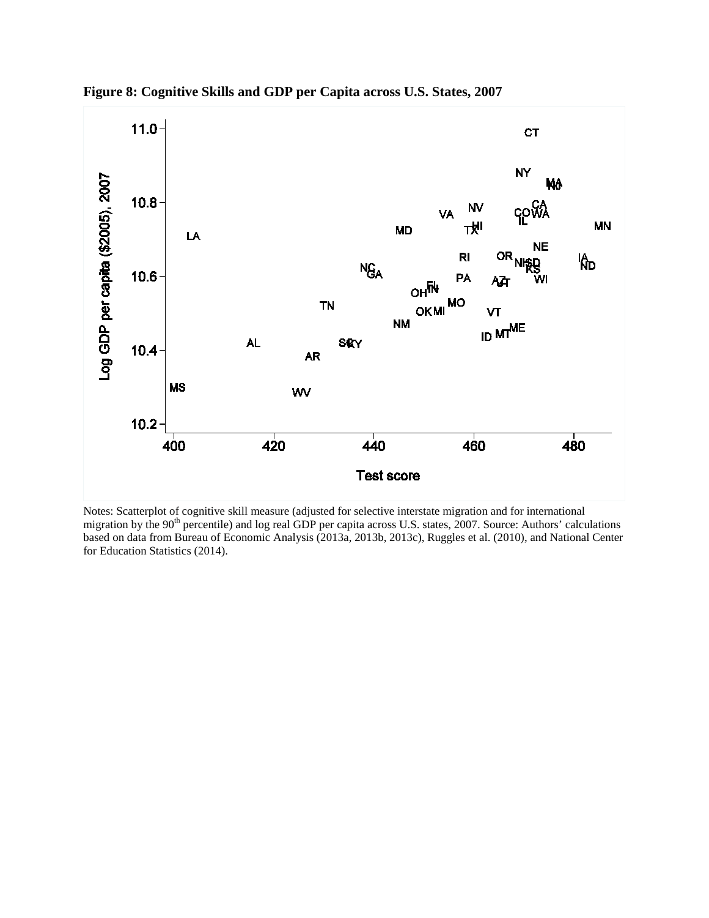**Figure 8: Cognitive Skills and GDP per Capita across U.S. States, 2007**

Notes: Scatterplot of cognitive skill measure (adjusted for selective interstate migration and for international migration by the 90th percentile) and log real GDP per capita across U.S. states, 2007. Source: Authors' calculations based on data from Bureau of Economic Analysis (2013a, 2013b, 2013c), Ruggles et al. (2010), and National Center for Education Statistics (2014).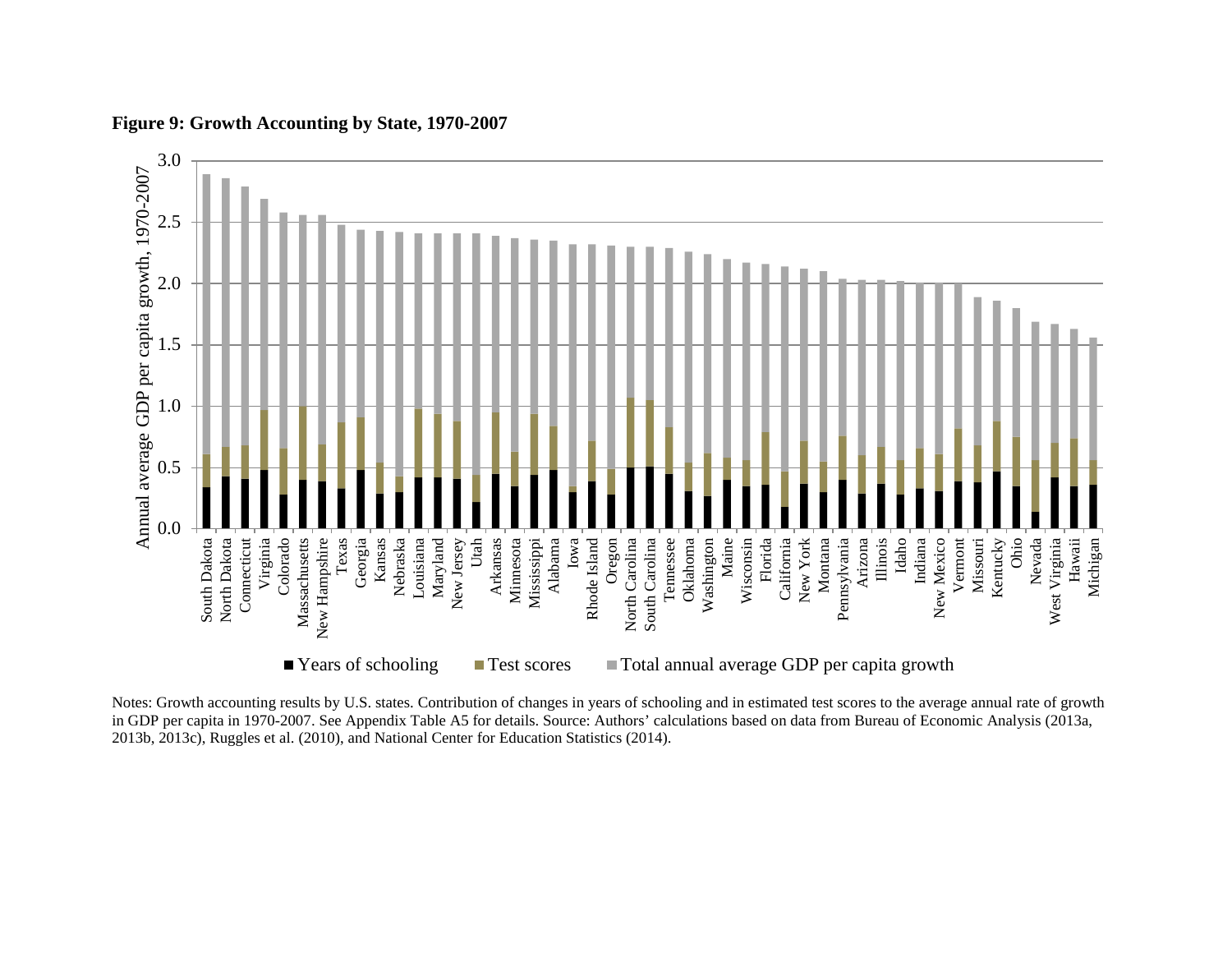**Figure 9: Growth Accounting by State, 1970-2007**

Notes: Growth accounting results by U.S. states. Contribution of changes in years of schooling and in estimated test scores to the average annual rate of growth in GDP per capita in 1970-2007. See Appendix Table A5 for details. Source: Authors' calculations based on data from Bureau of Economic Analysis (2013a, 2013b, 2013c), Ruggles et al. (2010), and National Center for Education Statistics (2014).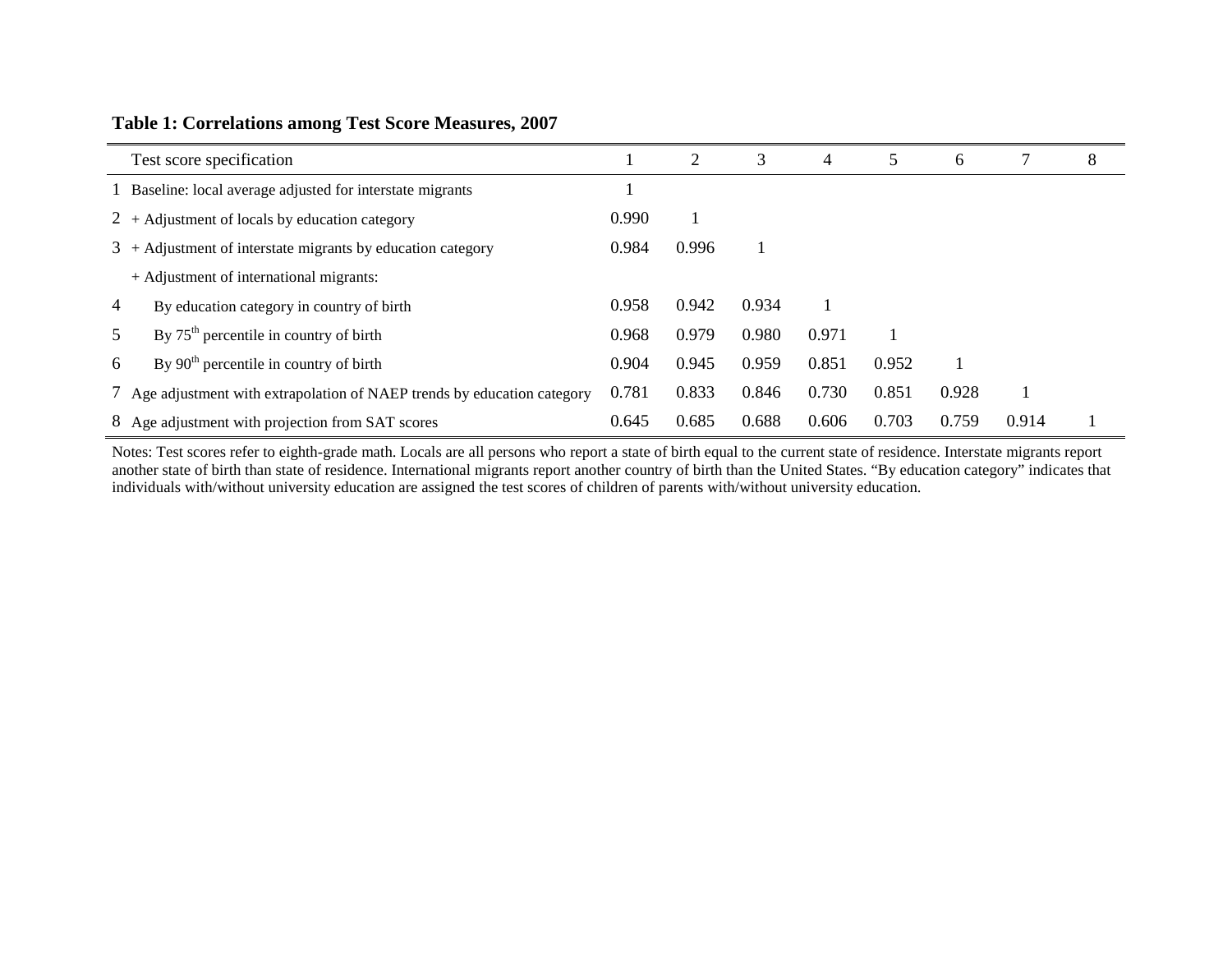**Table 1: Correlations among Test Score Measures, 2007**

| | Test score specification | 1 | 2 | 3 | 4 | 5 | 6 | 7 | 8 |
|---|---|---|---|---|---|---|---|---|---|
| 1 | Baseline: local average adjusted for interstate migrants | 1 | | | | | | | |
| 2 | + Adjustment of locals by education category | 0.990 | 1 | | | | | | |
| 3 | + Adjustment of interstate migrants by education category | 0.984 | 0.996 | 1 | | | | | |
| | + Adjustment of international migrants: | | | | | | | | |
| 4 | By education category in country of birth | 0.958 | 0.942 | 0.934 | 1 | | | | |
| 5 | By 75th percentile in country of birth | 0.968 | 0.979 | 0.980 | 0.971 | 1 | | | |
| 6 | By 90th percentile in country of birth | 0.904 | 0.945 | 0.959 | 0.851 | 0.952 | 1 | | |
| 7 | Age adjustment with extrapolation of NAEP trends by education category | 0.781 | 0.833 | 0.846 | 0.730 | 0.851 | 0.928 | 1 | |
| 8 | Age adjustment with projection from SAT scores | 0.645 | 0.685 | 0.688 | 0.606 | 0.703 | 0.759 | 0.914 | 1 |

Notes: Test scores refer to eighth-grade math. Locals are all persons who report a state of birth equal to the current state of residence. Interstate migrants report another state of birth than state of residence. International migrants report another country of birth than the United States. "By education category" indicates that individuals with/without university education are assigned the test scores of children of parents with/without university education.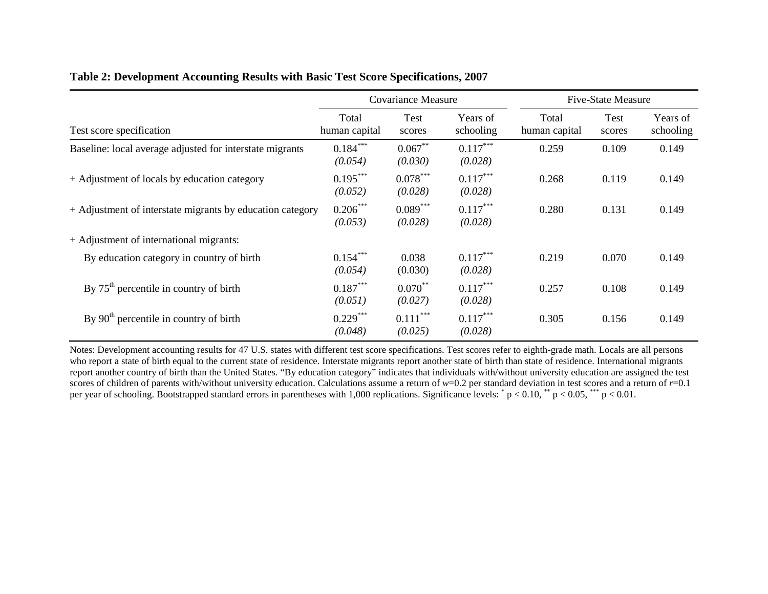**Table 2: Development Accounting Results with Basic Test Score Specifications, 2007**

| | Covariance Measure | | | Five-State Measure | | |
|---|---|---|---|---|---|---|
| Test score specification | Total human capital | Test scores | Years of schooling | Total human capital | Test scores | Years of schooling |
| Baseline: local average adjusted for interstate migrants | $0.184^{***}$ | $0.067^{**}$ | $0.117^{***}$ | 0.259 | 0.109 | 0.149 |
| | *(0.054)* | *(0.030)* | *(0.028)* | | | |
| + Adjustment of locals by education category | $0.195^{***}$ | $0.078^{***}$ | $0.117^{***}$ | 0.268 | 0.119 | 0.149 |
| | *(0.052)* | *(0.028)* | *(0.028)* | | | |
| + Adjustment of interstate migrants by education category | $0.206^{***}$ | $0.089^{***}$ | $0.117^{***}$ | 0.280 | 0.131 | 0.149 |
| | *(0.053)* | *(0.028)* | *(0.028)* | | | |
| + Adjustment of international migrants: | | | | | | |
| By education category in country of birth | $0.154^{***}$ | 0.038 | $0.117^{***}$ | 0.219 | 0.070 | 0.149 |
| | *(0.054)* | (0.030) | *(0.028)* | | | |
| By 75th percentile in country of birth | $0.187^{***}$ | $0.070^{**}$ | $0.117^{***}$ | 0.257 | 0.108 | 0.149 |
| | *(0.051)* | *(0.027)* | *(0.028)* | | | |
| By 90th percentile in country of birth | $0.229^{***}$ | $0.111^{***}$ | $0.117^{***}$ | 0.305 | 0.156 | 0.149 |
| | *(0.048)* | *(0.025)* | *(0.028)* | | | |

Notes: Development accounting results for 47 U.S. states with different test score specifications. Test scores refer to eighth-grade math. Locals are all persons who report a state of birth equal to the current state of residence. Interstate migrants report another state of birth than state of residence. International migrants report another country of birth than the United States. "By education category" indicates that individuals with/without university education are assigned the test scores of children of parents with/without university education. Calculations assume a return of $w$=0.2 per standard deviation in test scores and a return of $r$=0.1 per year of schooling. Bootstrapped standard errors in parentheses with 1,000 replications. Significance levels: $^{*}$ $p < 0.10$, $^{**}$ $p < 0.05$, $^{***}$ $p < 0.01$.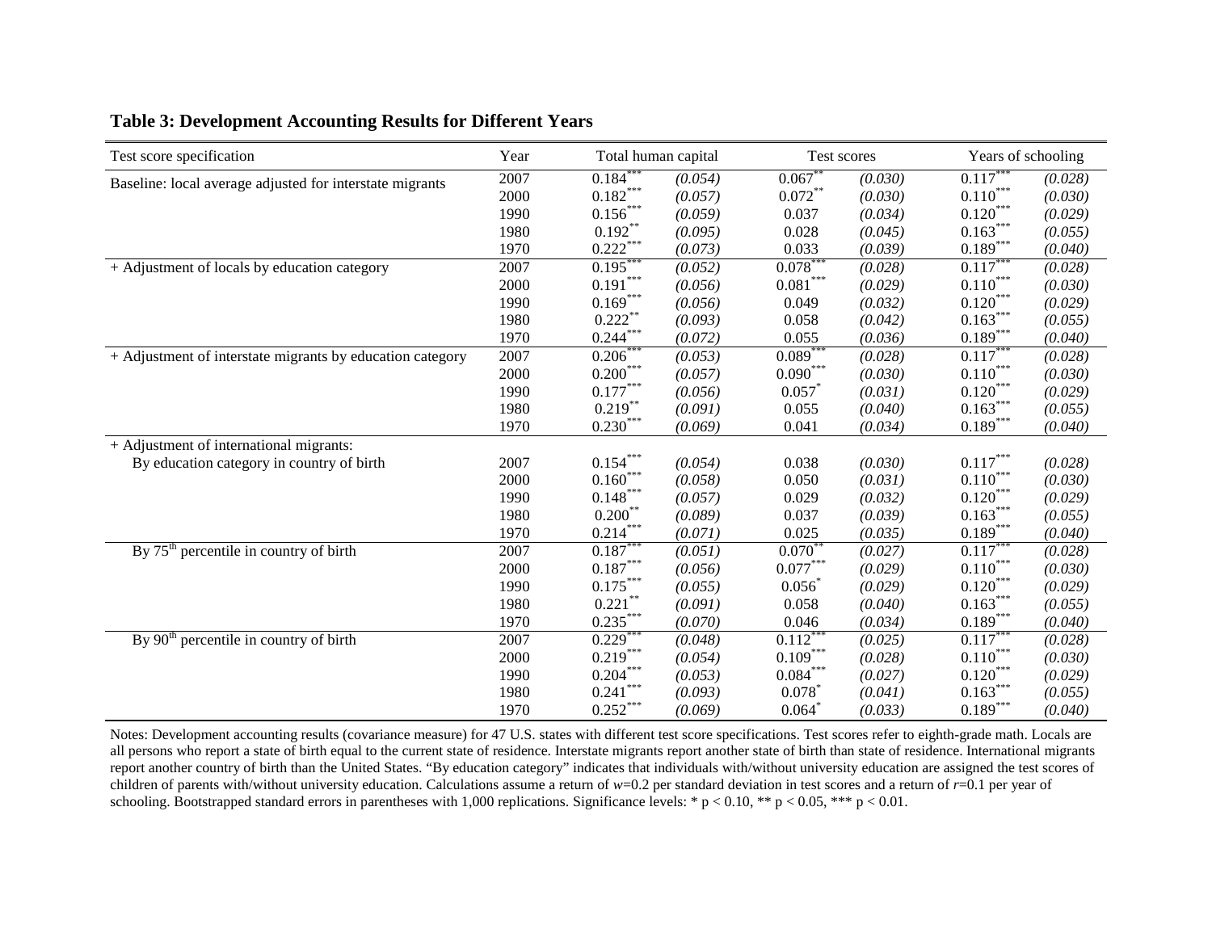**Table 3: Development Accounting Results for Different Years**

| Test score specification | Year | Total human capital | | Test scores | | Years of schooling | |
|---|---|---|---|---|---|---|---|
| Baseline: local average adjusted for interstate migrants | 2007 | 0.184*** | (0.054) | 0.067** | (0.030) | 0.117*** | (0.028) |
| | 2000 | 0.182*** | (0.057) | 0.072** | (0.030) | 0.110*** | (0.030) |
| | 1990 | 0.156*** | (0.059) | 0.037 | (0.034) | 0.120*** | (0.029) |
| | 1980 | 0.192** | (0.095) | 0.028 | (0.045) | 0.163*** | (0.055) |
| | 1970 | 0.222*** | (0.073) | 0.033 | (0.039) | 0.189*** | (0.040) |
| + Adjustment of locals by education category | 2007 | 0.195*** | (0.052) | 0.078*** | (0.028) | 0.117*** | (0.028) |
| | 2000 | 0.191*** | (0.056) | 0.081*** | (0.029) | 0.110*** | (0.030) |
| | 1990 | 0.169*** | (0.056) | 0.049 | (0.032) | 0.120*** | (0.029) |
| | 1980 | 0.222** | (0.093) | 0.058 | (0.042) | 0.163*** | (0.055) |
| | 1970 | 0.244*** | (0.072) | 0.055 | (0.036) | 0.189*** | (0.040) |
| + Adjustment of interstate migrants by education category | 2007 | 0.206*** | (0.053) | 0.089*** | (0.028) | 0.117*** | (0.028) |
| | 2000 | 0.200*** | (0.057) | 0.090*** | (0.030) | 0.110*** | (0.030) |
| | 1990 | 0.177*** | (0.056) | 0.057* | (0.031) | 0.120*** | (0.029) |
| | 1980 | 0.219** | (0.091) | 0.055 | (0.040) | 0.163*** | (0.055) |
| | 1970 | 0.230*** | (0.069) | 0.041 | (0.034) | 0.189*** | (0.040) |
| + Adjustment of international migrants: | | | | | | | |
| By education category in country of birth | 2007 | 0.154*** | (0.054) | 0.038 | (0.030) | 0.117*** | (0.028) |
| | 2000 | 0.160*** | (0.058) | 0.050 | (0.031) | 0.110*** | (0.030) |
| | 1990 | 0.148*** | (0.057) | 0.029 | (0.032) | 0.120*** | (0.029) |
| | 1980 | 0.200** | (0.089) | 0.037 | (0.039) | 0.163*** | (0.055) |
| | 1970 | 0.214*** | (0.071) | 0.025 | (0.035) | 0.189*** | (0.040) |
| By 75th percentile in country of birth | 2007 | 0.187*** | (0.051) | 0.070** | (0.027) | 0.117*** | (0.028) |
| | 2000 | 0.187*** | (0.056) | 0.077*** | (0.029) | 0.110*** | (0.030) |
| | 1990 | 0.175*** | (0.055) | 0.056* | (0.029) | 0.120*** | (0.029) |
| | 1980 | 0.221** | (0.091) | 0.058 | (0.040) | 0.163*** | (0.055) |
| | 1970 | 0.235*** | (0.070) | 0.046 | (0.034) | 0.189*** | (0.040) |
| By 90th percentile in country of birth | 2007 | 0.229*** | (0.048) | 0.112*** | (0.025) | 0.117*** | (0.028) |
| | 2000 | 0.219*** | (0.054) | 0.109*** | (0.028) | 0.110*** | (0.030) |
| | 1990 | 0.204*** | (0.053) | 0.084*** | (0.027) | 0.120*** | (0.029) |
| | 1980 | 0.241*** | (0.093) | 0.078* | (0.041) | 0.163*** | (0.055) |
| | 1970 | 0.252*** | (0.069) | 0.064* | (0.033) | 0.189*** | (0.040) |

Notes: Development accounting results (covariance measure) for 47 U.S. states with different test score specifications. Test scores refer to eighth-grade math. Locals are all persons who report a state of birth equal to the current state of residence. Interstate migrants report another state of birth than state of residence. International migrants report another country of birth than the United States. "By education category" indicates that individuals with/without university education are assigned the test scores of children of parents with/without university education. Calculations assume a return of $w$=0.2 per standard deviation in test scores and a return of $r$=0.1 per year of schooling. Bootstrapped standard errors in parentheses with 1,000 replications. Significance levels: * $p < 0.10$, ** $p < 0.05$, *** $p < 0.01$.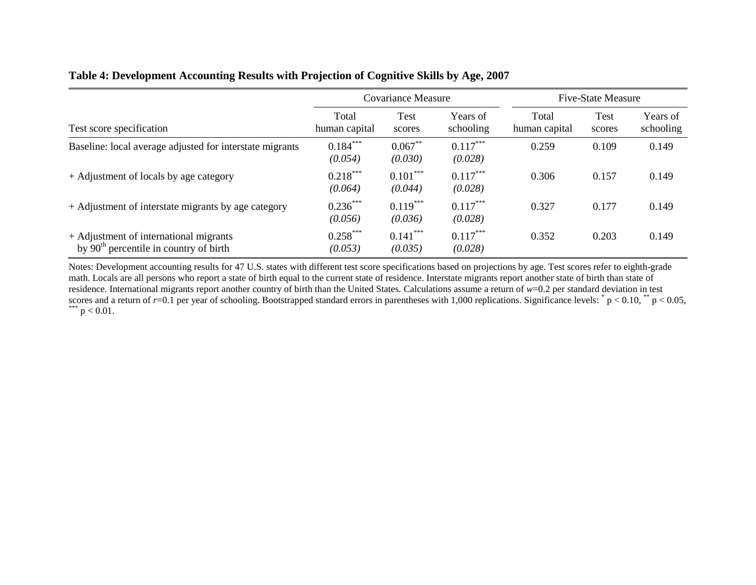**Table 4: Development Accounting Results with Projection of Cognitive Skills by Age, 2007**

| | Covariance Measure | | | Five-State Measure | | |
|---|---|---|---|---|---|---|
| Test score specification | Total human capital | Test scores | Years of schooling | Total human capital | Test scores | Years of schooling |
| Baseline: local average adjusted for interstate migrants | 0.184*** | 0.067** | 0.117*** | 0.259 | 0.109 | 0.149 |
| | *(0.054)* | *(0.030)* | *(0.028)* | | | |
| + Adjustment of locals by age category | 0.218*** | 0.101*** | 0.117*** | 0.306 | 0.157 | 0.149 |
| | *(0.064)* | *(0.044)* | *(0.028)* | | | |
| + Adjustment of interstate migrants by age category | 0.236*** | 0.119*** | 0.117*** | 0.327 | 0.177 | 0.149 |
| | *(0.056)* | *(0.036)* | *(0.028)* | | | |
| + Adjustment of international migrants by 90th percentile in country of birth | 0.258*** | 0.141*** | 0.117*** | 0.352 | 0.203 | 0.149 |
| | *(0.053)* | *(0.035)* | *(0.028)* | | | |

Notes: Development accounting results for 47 U.S. states with different test score specifications based on projections by age. Test scores refer to eighth-grade math. Locals are all persons who report a state of birth equal to the current state of residence. Interstate migrants report another state of birth than state of residence. International migrants report another country of birth than the United States. Calculations assume a return of $w$=0.2 per standard deviation in test scores and a return of $r$=0.1 per year of schooling. Bootstrapped standard errors in parentheses with 1,000 replications. Significance levels: * $p < 0.10$, ** $p < 0.05$, *** $p < 0.01$.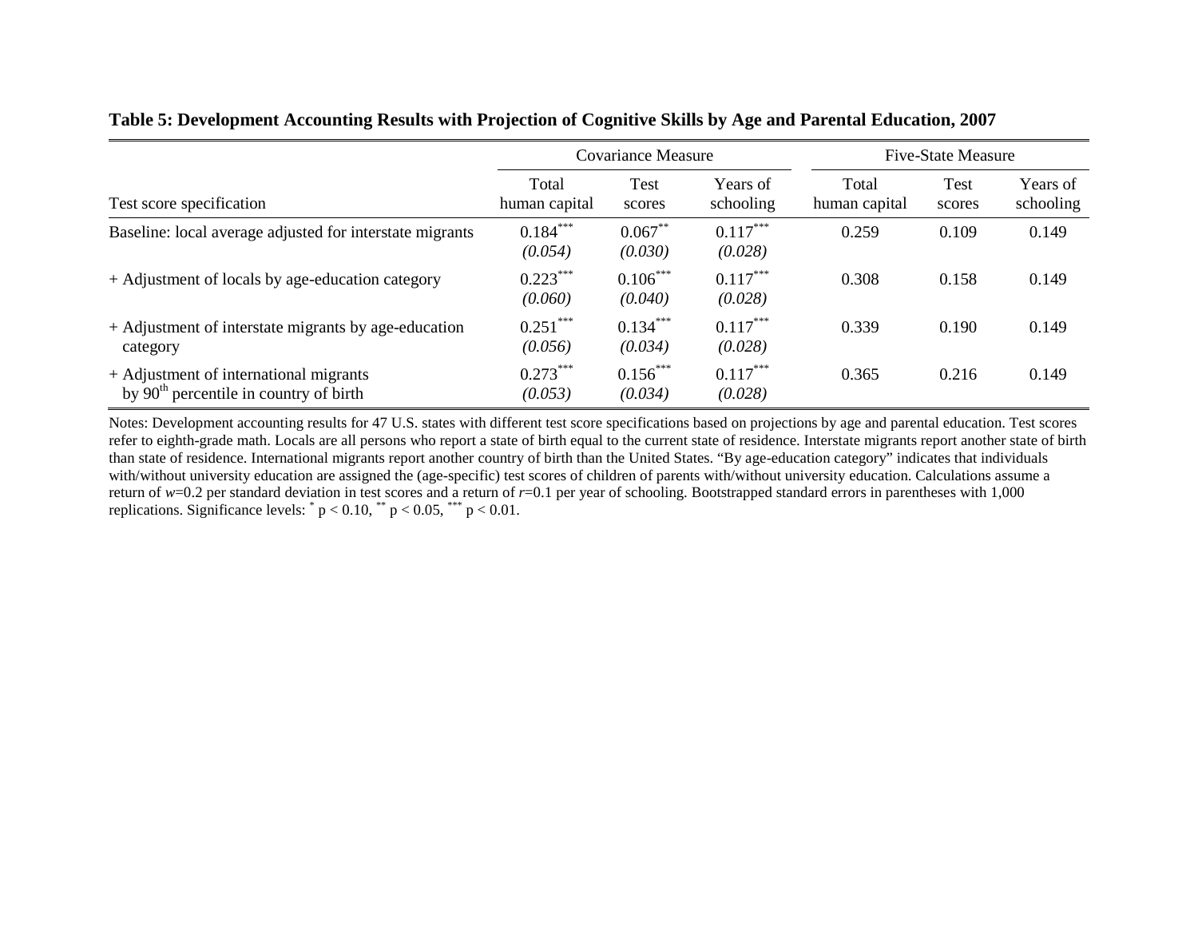**Table 5: Development Accounting Results with Projection of Cognitive Skills by Age and Parental Education, 2007**

| | Covariance Measure | | | Five-State Measure | | |
|---|---|---|---|---|---|---|
| Test score specification | Total human capital | Test scores | Years of schooling | Total human capital | Test scores | Years of schooling |
| Baseline: local average adjusted for interstate migrants | $0.184^{***}$ *(0.054)* | $0.067^{**}$ *(0.030)* | $0.117^{***}$ *(0.028)* | 0.259 | 0.109 | 0.149 |
| + Adjustment of locals by age-education category | $0.223^{***}$ *(0.060)* | $0.106^{***}$ *(0.040)* | $0.117^{***}$ *(0.028)* | 0.308 | 0.158 | 0.149 |
| + Adjustment of interstate migrants by age-education category | $0.251^{***}$ *(0.056)* | $0.134^{***}$ *(0.034)* | $0.117^{***}$ *(0.028)* | 0.339 | 0.190 | 0.149 |
| + Adjustment of international migrants by $90^{th}$ percentile in country of birth | $0.273^{***}$ *(0.053)* | $0.156^{***}$ *(0.034)* | $0.117^{***}$ *(0.028)* | 0.365 | 0.216 | 0.149 |

Notes: Development accounting results for 47 U.S. states with different test score specifications based on projections by age and parental education. Test scores refer to eighth-grade math. Locals are all persons who report a state of birth equal to the current state of residence. Interstate migrants report another state of birth than state of residence. International migrants report another country of birth than the United States. "By age-education category" indicates that individuals with/without university education are assigned the (age-specific) test scores of children of parents with/without university education. Calculations assume a return of $w$=0.2 per standard deviation in test scores and a return of $r$=0.1 per year of schooling. Bootstrapped standard errors in parentheses with 1,000 replications. Significance levels: $^{*}$ $p < 0.10$, $^{**}$ $p < 0.05$, $^{***}$ $p < 0.01$.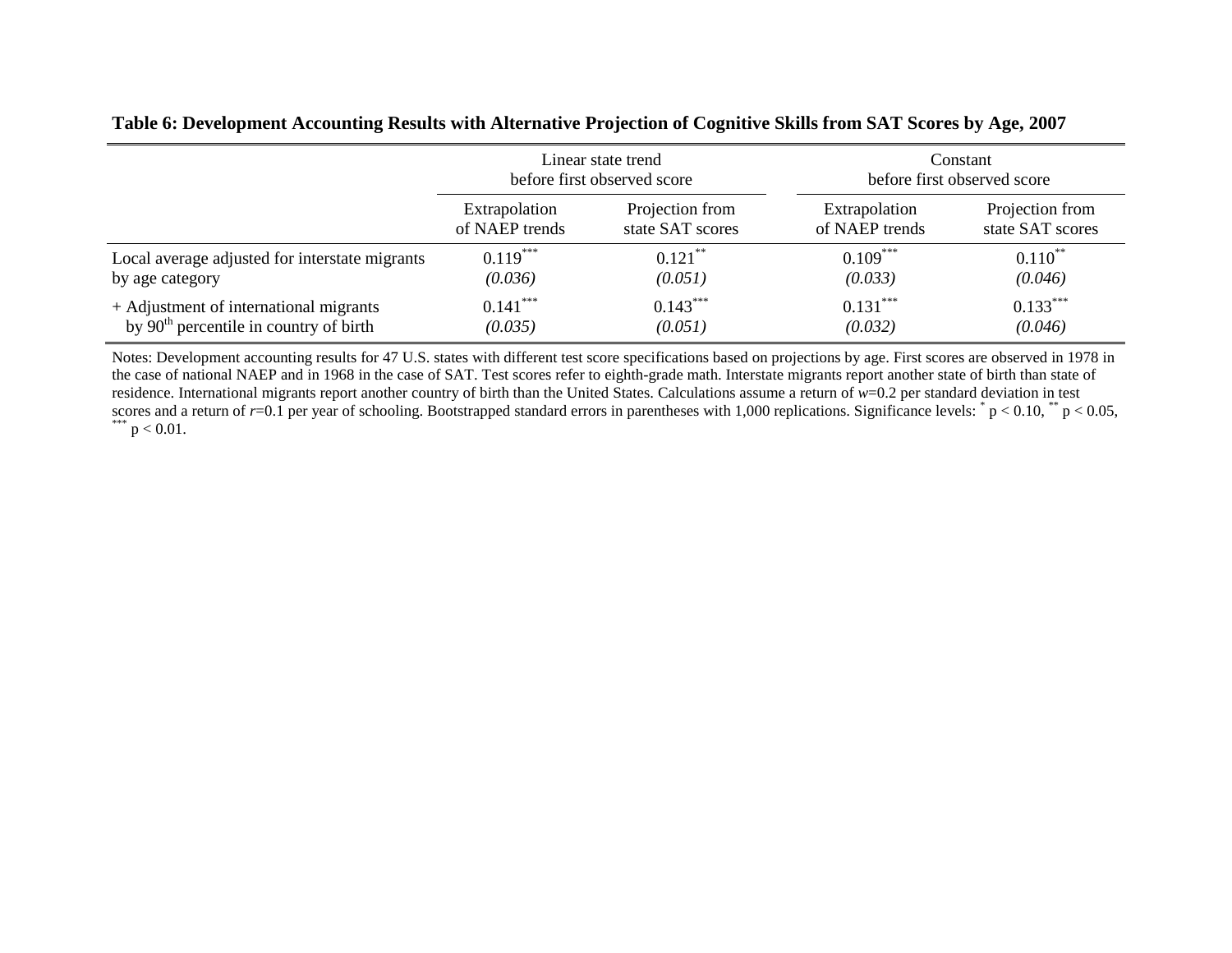**Table 6: Development Accounting Results with Alternative Projection of Cognitive Skills from SAT Scores by Age, 2007**

| | Linear state trend before first observed score | | Constant before first observed score | |
|---|---|---|---|---|
| | Extrapolation of NAEP trends | Projection from state SAT scores | Extrapolation of NAEP trends | Projection from state SAT scores |
| Local average adjusted for interstate migrants by age category | $0.119^{***}$ | $0.121^{**}$ | $0.109^{***}$ | $0.110^{**}$ |
| | *(0.036)* | *(0.051)* | *(0.033)* | *(0.046)* |
| + Adjustment of international migrants by 90th percentile in country of birth | $0.141^{***}$ | $0.143^{***}$ | $0.131^{***}$ | $0.133^{***}$ |
| | *(0.035)* | *(0.051)* | *(0.032)* | *(0.046)* |

Notes: Development accounting results for 47 U.S. states with different test score specifications based on projections by age. First scores are observed in 1978 in the case of national NAEP and in 1968 in the case of SAT. Test scores refer to eighth-grade math. Interstate migrants report another state of birth than state of residence. International migrants report another country of birth than the United States. Calculations assume a return of $w$=0.2 per standard deviation in test scores and a return of $r$=0.1 per year of schooling. Bootstrapped standard errors in parentheses with 1,000 replications. Significance levels: $^{*}$ $p < 0.10$, $^{**}$ $p < 0.05$, $^{***}$ $p < 0.01$.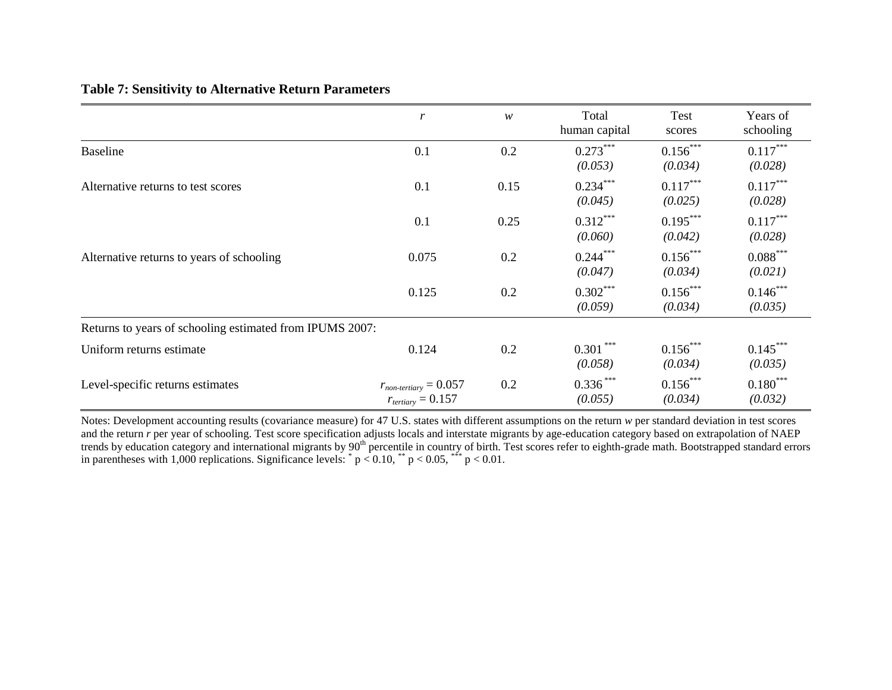**Table 7: Sensitivity to Alternative Return Parameters**

| | $r$ | $w$ | Total human capital | Test scores | Years of schooling |
|---|---|---|---|---|---|
| Baseline | 0.1 | 0.2 | 0.273*** | 0.156*** | 0.117*** |
| | | | *(0.053)* | *(0.034)* | *(0.028)* |
| Alternative returns to test scores | 0.1 | 0.15 | 0.234*** | 0.117*** | 0.117*** |
| | | | *(0.045)* | *(0.025)* | *(0.028)* |
| | 0.1 | 0.25 | 0.312*** | 0.195*** | 0.117*** |
| | | | *(0.060)* | *(0.042)* | *(0.028)* |
| Alternative returns to years of schooling | 0.075 | 0.2 | 0.244*** | 0.156*** | 0.088*** |
| | | | *(0.047)* | *(0.034)* | *(0.021)* |
| | 0.125 | 0.2 | 0.302*** | 0.156*** | 0.146*** |
| | | | *(0.059)* | *(0.034)* | *(0.035)* |
| Returns to years of schooling estimated from IPUMS 2007: | | | | | |
| Uniform returns estimate | 0.124 | 0.2 | 0.301*** | 0.156*** | 0.145*** |
| | | | *(0.058)* | *(0.034)* | *(0.035)* |
| Level-specific returns estimates | $r_{non\text{-}tertiary} = 0.057$ | 0.2 | 0.336*** | 0.156*** | 0.180*** |
| | $r_{tertiary} = 0.157$ | | *(0.055)* | *(0.034)* | *(0.032)* |

Notes: Development accounting results (covariance measure) for 47 U.S. states with different assumptions on the return $w$ per standard deviation in test scores and the return $r$ per year of schooling. Test score specification adjusts locals and interstate migrants by age-education category based on extrapolation of NAEP trends by education category and international migrants by 90th percentile in country of birth. Test scores refer to eighth-grade math. Bootstrapped standard errors in parentheses with 1,000 replications. Significance levels: * $p < 0.10$, ** $p < 0.05$, *** $p < 0.01$.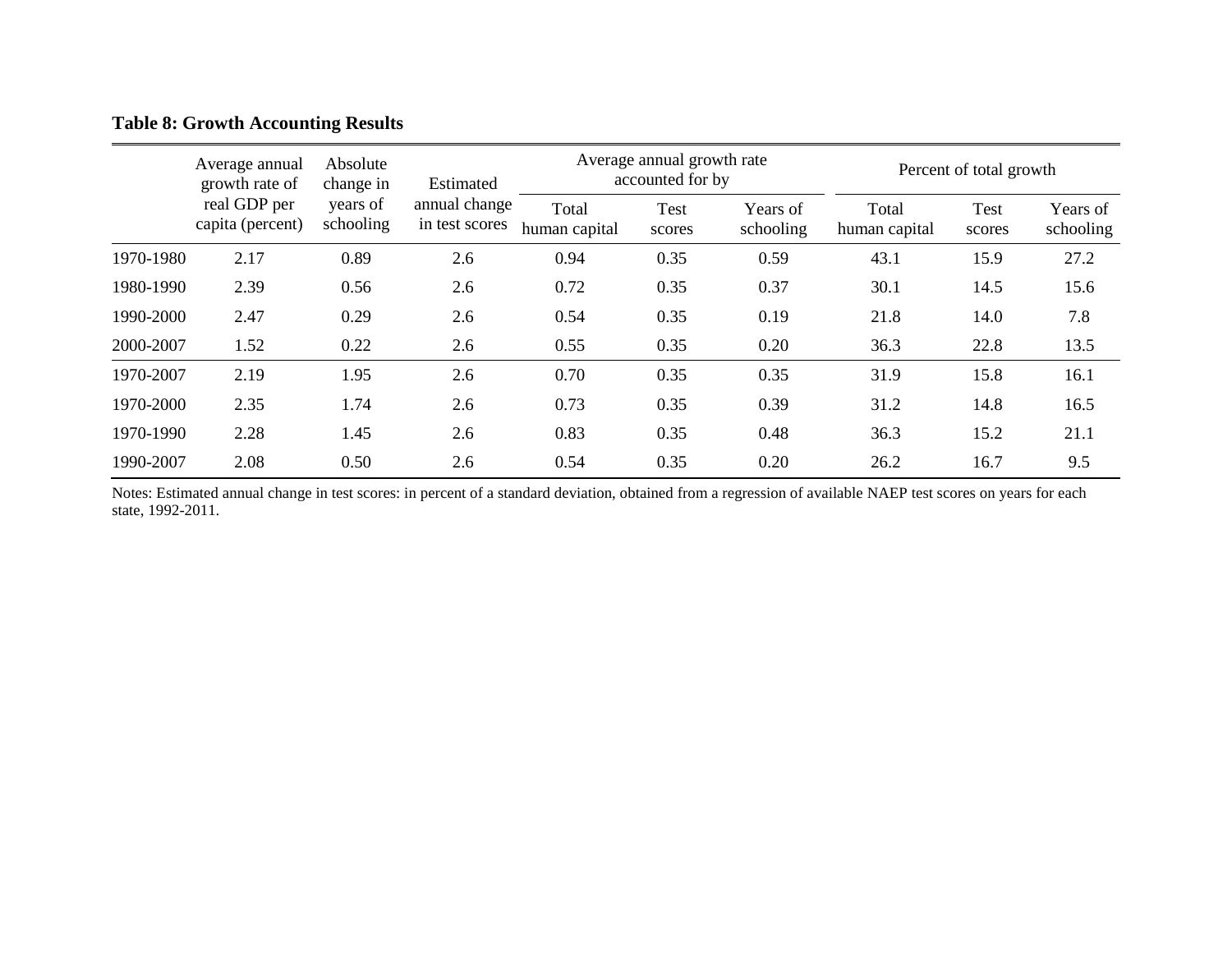**Table 8: Growth Accounting Results**

| | Average annual growth rate of real GDP per capita (percent) | Absolute change in years of schooling | Estimated annual change in test scores | Average annual growth rate accounted for by | | | Percent of total growth | | |
|---|---|---|---|---|---|---|---|---|---|
| | | | | Total human capital | Test scores | Years of schooling | Total human capital | Test scores | Years of schooling |
| 1970-1980 | 2.17 | 0.89 | 2.6 | 0.94 | 0.35 | 0.59 | 43.1 | 15.9 | 27.2 |
| 1980-1990 | 2.39 | 0.56 | 2.6 | 0.72 | 0.35 | 0.37 | 30.1 | 14.5 | 15.6 |
| 1990-2000 | 2.47 | 0.29 | 2.6 | 0.54 | 0.35 | 0.19 | 21.8 | 14.0 | 7.8 |
| 2000-2007 | 1.52 | 0.22 | 2.6 | 0.55 | 0.35 | 0.20 | 36.3 | 22.8 | 13.5 |
| 1970-2007 | 2.19 | 1.95 | 2.6 | 0.70 | 0.35 | 0.35 | 31.9 | 15.8 | 16.1 |
| 1970-2000 | 2.35 | 1.74 | 2.6 | 0.73 | 0.35 | 0.39 | 31.2 | 14.8 | 16.5 |
| 1970-1990 | 2.28 | 1.45 | 2.6 | 0.83 | 0.35 | 0.48 | 36.3 | 15.2 | 21.1 |
| 1990-2007 | 2.08 | 0.50 | 2.6 | 0.54 | 0.35 | 0.20 | 26.2 | 16.7 | 9.5 |

Notes: Estimated annual change in test scores: in percent of a standard deviation, obtained from a regression of available NAEP test scores on years for each state, 1992-2011.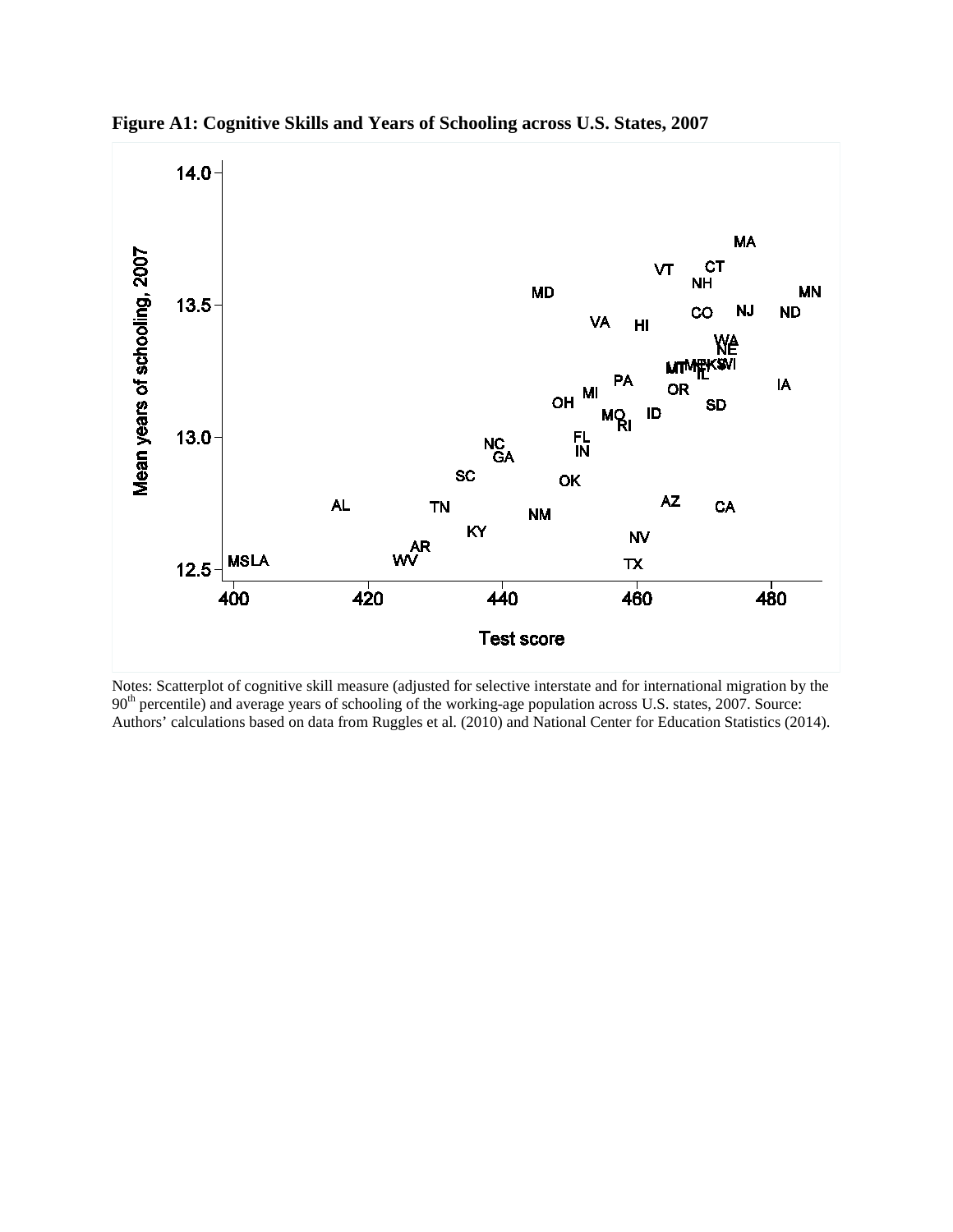**Figure A1: Cognitive Skills and Years of Schooling across U.S. States, 2007**

Notes: Scatterplot of cognitive skill measure (adjusted for selective interstate and for international migration by the 90th percentile) and average years of schooling of the working-age population across U.S. states, 2007. Source: Authors' calculations based on data from Ruggles et al. (2010) and National Center for Education Statistics (2014).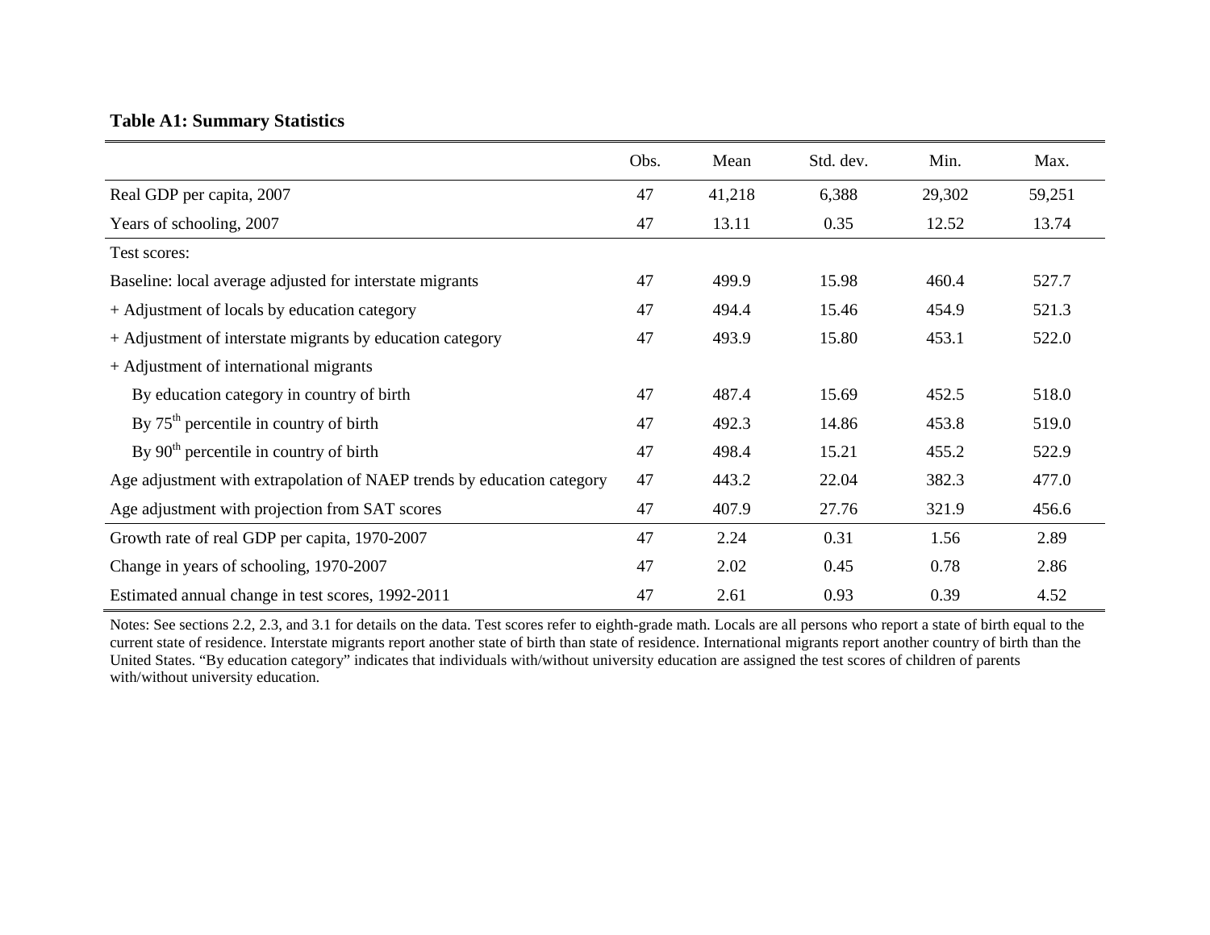**Table A1: Summary Statistics**

| | Obs. | Mean | Std. dev. | Min. | Max. |
|---|---|---|---|---|---|
| Real GDP per capita, 2007 | 47 | 41,218 | 6,388 | 29,302 | 59,251 |
| Years of schooling, 2007 | 47 | 13.11 | 0.35 | 12.52 | 13.74 |
| Test scores: | | | | | |
| Baseline: local average adjusted for interstate migrants | 47 | 499.9 | 15.98 | 460.4 | 527.7 |
| + Adjustment of locals by education category | 47 | 494.4 | 15.46 | 454.9 | 521.3 |
| + Adjustment of interstate migrants by education category | 47 | 493.9 | 15.80 | 453.1 | 522.0 |
| + Adjustment of international migrants | | | | | |
| By education category in country of birth | 47 | 487.4 | 15.69 | 452.5 | 518.0 |
| By 75th percentile in country of birth | 47 | 492.3 | 14.86 | 453.8 | 519.0 |
| By 90th percentile in country of birth | 47 | 498.4 | 15.21 | 455.2 | 522.9 |
| Age adjustment with extrapolation of NAEP trends by education category | 47 | 443.2 | 22.04 | 382.3 | 477.0 |
| Age adjustment with projection from SAT scores | 47 | 407.9 | 27.76 | 321.9 | 456.6 |
| Growth rate of real GDP per capita, 1970-2007 | 47 | 2.24 | 0.31 | 1.56 | 2.89 |
| Change in years of schooling, 1970-2007 | 47 | 2.02 | 0.45 | 0.78 | 2.86 |
| Estimated annual change in test scores, 1992-2011 | 47 | 2.61 | 0.93 | 0.39 | 4.52 |

Notes: See sections 2.2, 2.3, and 3.1 for details on the data. Test scores refer to eighth-grade math. Locals are all persons who report a state of birth equal to the current state of residence. Interstate migrants report another state of birth than state of residence. International migrants report another country of birth than the United States. "By education category" indicates that individuals with/without university education are assigned the test scores of children of parents with/without university education.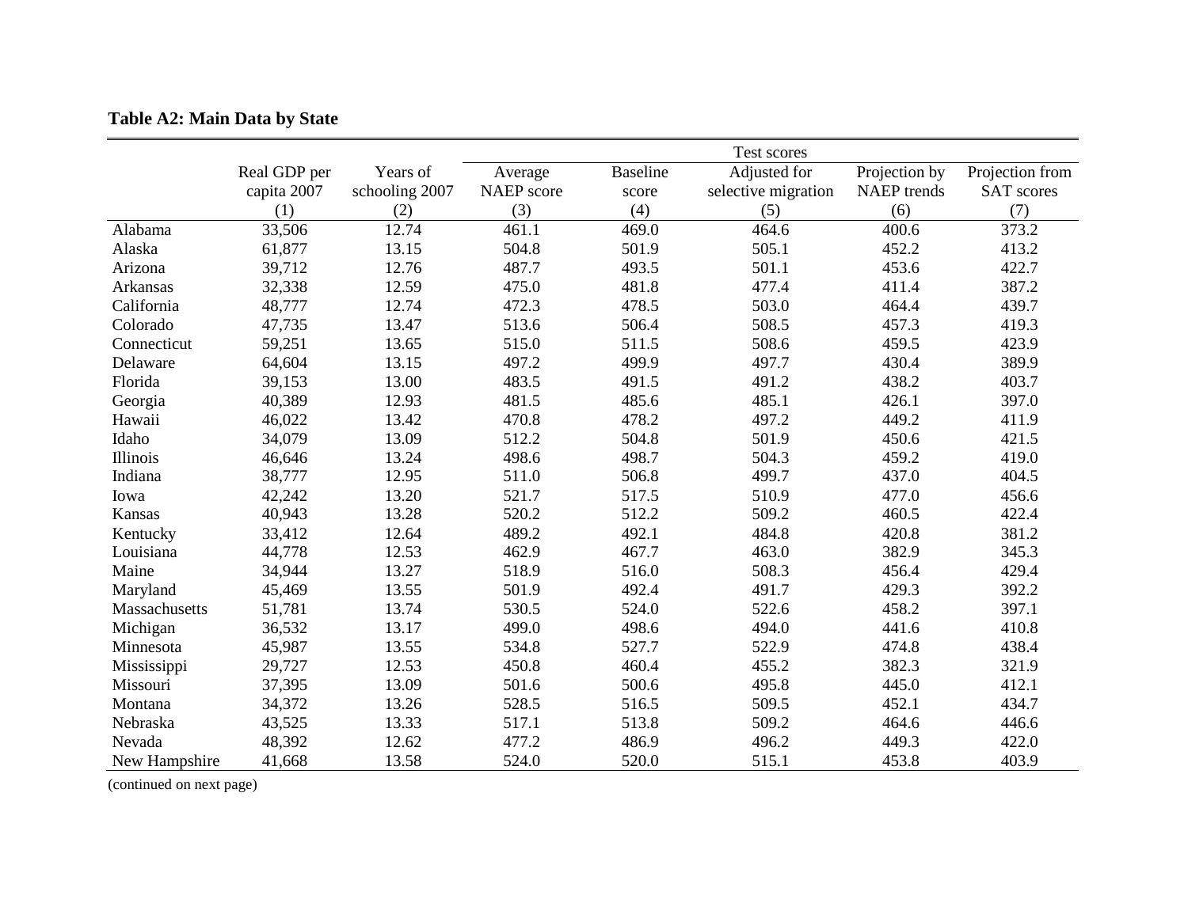**Table A2: Main Data by State**

| | Real GDP per capita 2007 | Years of schooling 2007 | Test scores | | | | |
|---|---|---|---|---|---|---|---|
| | | | Average NAEP score | Baseline score | Adjusted for selective migration | Projection by NAEP trends | Projection from SAT scores |
| | (1) | (2) | (3) | (4) | (5) | (6) | (7) |
| Alabama | 33,506 | 12.74 | 461.1 | 469.0 | 464.6 | 400.6 | 373.2 |
| Alaska | 61,877 | 13.15 | 504.8 | 501.9 | 505.1 | 452.2 | 413.2 |
| Arizona | 39,712 | 12.76 | 487.7 | 493.5 | 501.1 | 453.6 | 422.7 |
| Arkansas | 32,338 | 12.59 | 475.0 | 481.8 | 477.4 | 411.4 | 387.2 |
| California | 48,777 | 12.74 | 472.3 | 478.5 | 503.0 | 464.4 | 439.7 |
| Colorado | 47,735 | 13.47 | 513.6 | 506.4 | 508.5 | 457.3 | 419.3 |
| Connecticut | 59,251 | 13.65 | 515.0 | 511.5 | 508.6 | 459.5 | 423.9 |
| Delaware | 64,604 | 13.15 | 497.2 | 499.9 | 497.7 | 430.4 | 389.9 |
| Florida | 39,153 | 13.00 | 483.5 | 491.5 | 491.2 | 438.2 | 403.7 |
| Georgia | 40,389 | 12.93 | 481.5 | 485.6 | 485.1 | 426.1 | 397.0 |
| Hawaii | 46,022 | 13.42 | 470.8 | 478.2 | 497.2 | 449.2 | 411.9 |
| Idaho | 34,079 | 13.09 | 512.2 | 504.8 | 501.9 | 450.6 | 421.5 |
| Illinois | 46,646 | 13.24 | 498.6 | 498.7 | 504.3 | 459.2 | 419.0 |
| Indiana | 38,777 | 12.95 | 511.0 | 506.8 | 499.7 | 437.0 | 404.5 |
| Iowa | 42,242 | 13.20 | 521.7 | 517.5 | 510.9 | 477.0 | 456.6 |
| Kansas | 40,943 | 13.28 | 520.2 | 512.2 | 509.2 | 460.5 | 422.4 |
| Kentucky | 33,412 | 12.64 | 489.2 | 492.1 | 484.8 | 420.8 | 381.2 |
| Louisiana | 44,778 | 12.53 | 462.9 | 467.7 | 463.0 | 382.9 | 345.3 |
| Maine | 34,944 | 13.27 | 518.9 | 516.0 | 508.3 | 456.4 | 429.4 |
| Maryland | 45,469 | 13.55 | 501.9 | 492.4 | 491.7 | 429.3 | 392.2 |
| Massachusetts | 51,781 | 13.74 | 530.5 | 524.0 | 522.6 | 458.2 | 397.1 |
| Michigan | 36,532 | 13.17 | 499.0 | 498.6 | 494.0 | 441.6 | 410.8 |
| Minnesota | 45,987 | 13.55 | 534.8 | 527.7 | 522.9 | 474.8 | 438.4 |
| Mississippi | 29,727 | 12.53 | 450.8 | 460.4 | 455.2 | 382.3 | 321.9 |
| Missouri | 37,395 | 13.09 | 501.6 | 500.6 | 495.8 | 445.0 | 412.1 |
| Montana | 34,372 | 13.26 | 528.5 | 516.5 | 509.5 | 452.1 | 434.7 |
| Nebraska | 43,525 | 13.33 | 517.1 | 513.8 | 509.2 | 464.6 | 446.6 |
| Nevada | 48,392 | 12.62 | 477.2 | 486.9 | 496.2 | 449.3 | 422.0 |
| New Hampshire | 41,668 | 13.58 | 524.0 | 520.0 | 515.1 | 453.8 | 403.9 |

(continued on next page)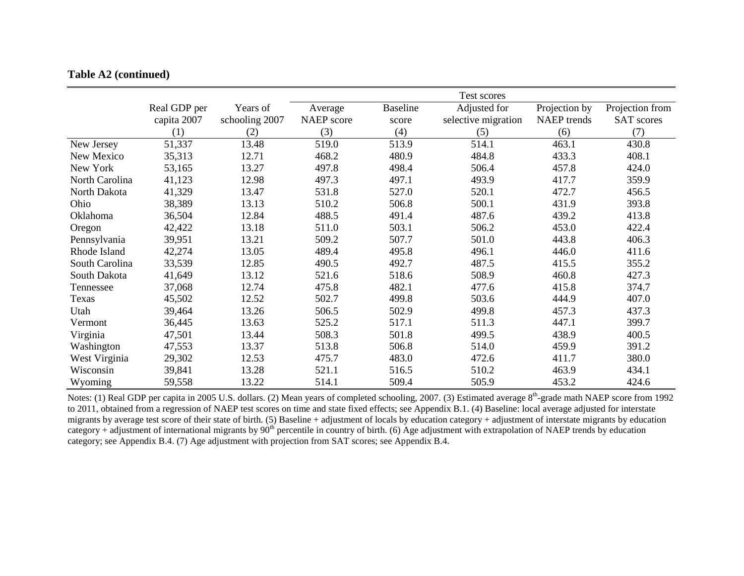**Table A2 (continued)**

| | Real GDP per capita 2007 | Years of schooling 2007 | Test scores | | | | |
|---|---|---|---|---|---|---|---|
| | | | Average NAEP score | Baseline score | Adjusted for selective migration | Projection by NAEP trends | Projection from SAT scores |
| | (1) | (2) | (3) | (4) | (5) | (6) | (7) |
| New Jersey | 51,337 | 13.48 | 519.0 | 513.9 | 514.1 | 463.1 | 430.8 |
| New Mexico | 35,313 | 12.71 | 468.2 | 480.9 | 484.8 | 433.3 | 408.1 |
| New York | 53,165 | 13.27 | 497.8 | 498.4 | 506.4 | 457.8 | 424.0 |
| North Carolina | 41,123 | 12.98 | 497.3 | 497.1 | 493.9 | 417.7 | 359.9 |
| North Dakota | 41,329 | 13.47 | 531.8 | 527.0 | 520.1 | 472.7 | 456.5 |
| Ohio | 38,389 | 13.13 | 510.2 | 506.8 | 500.1 | 431.9 | 393.8 |
| Oklahoma | 36,504 | 12.84 | 488.5 | 491.4 | 487.6 | 439.2 | 413.8 |
| Oregon | 42,422 | 13.18 | 511.0 | 503.1 | 506.2 | 453.0 | 422.4 |
| Pennsylvania | 39,951 | 13.21 | 509.2 | 507.7 | 501.0 | 443.8 | 406.3 |
| Rhode Island | 42,274 | 13.05 | 489.4 | 495.8 | 496.1 | 446.0 | 411.6 |
| South Carolina | 33,539 | 12.85 | 490.5 | 492.7 | 487.5 | 415.5 | 355.2 |
| South Dakota | 41,649 | 13.12 | 521.6 | 518.6 | 508.9 | 460.8 | 427.3 |
| Tennessee | 37,068 | 12.74 | 475.8 | 482.1 | 477.6 | 415.8 | 374.7 |
| Texas | 45,502 | 12.52 | 502.7 | 499.8 | 503.6 | 444.9 | 407.0 |
| Utah | 39,464 | 13.26 | 506.5 | 502.9 | 499.8 | 457.3 | 437.3 |
| Vermont | 36,445 | 13.63 | 525.2 | 517.1 | 511.3 | 447.1 | 399.7 |
| Virginia | 47,501 | 13.44 | 508.3 | 501.8 | 499.5 | 438.9 | 400.5 |
| Washington | 47,553 | 13.37 | 513.8 | 506.8 | 514.0 | 459.9 | 391.2 |
| West Virginia | 29,302 | 12.53 | 475.7 | 483.0 | 472.6 | 411.7 | 380.0 |
| Wisconsin | 39,841 | 13.28 | 521.1 | 516.5 | 510.2 | 463.9 | 434.1 |
| Wyoming | 59,558 | 13.22 | 514.1 | 509.4 | 505.9 | 453.2 | 424.6 |

Notes: (1) Real GDP per capita in 2005 U.S. dollars. (2) Mean years of completed schooling, 2007. (3) Estimated average 8th-grade math NAEP score from 1992 to 2011, obtained from a regression of NAEP test scores on time and state fixed effects; see Appendix B.1. (4) Baseline: local average adjusted for interstate migrants by average test score of their state of birth. (5) Baseline + adjustment of locals by education category + adjustment of interstate migrants by education category + adjustment of international migrants by 90th percentile in country of birth. (6) Age adjustment with extrapolation of NAEP trends by education category; see Appendix B.4. (7) Age adjustment with projection from SAT scores; see Appendix B.4.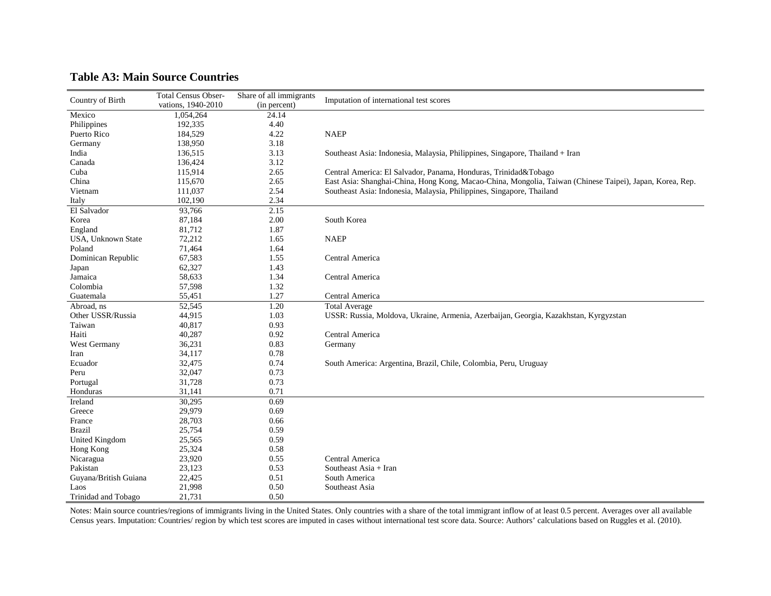### Table A3: Main Source Countries

| Country of Birth | Total Census Observations, 1940-2010 | Share of all immigrants (in percent) | Imputation of international test scores |
|---|---|---|---|
| Mexico | 1,054,264 | 24.14 | |
| Philippines | 192,335 | 4.40 | |
| Puerto Rico | 184,529 | 4.22 | NAEP |
| Germany | 138,950 | 3.18 | |
| India | 136,515 | 3.13 | Southeast Asia: Indonesia, Malaysia, Philippines, Singapore, Thailand + Iran |
| Canada | 136,424 | 3.12 | |
| Cuba | 115,914 | 2.65 | Central America: El Salvador, Panama, Honduras, Trinidad&Tobago |
| China | 115,670 | 2.65 | East Asia: Shanghai-China, Hong Kong, Macao-China, Mongolia, Taiwan (Chinese Taipei), Japan, Korea, Rep. |
| Vietnam | 111,037 | 2.54 | Southeast Asia: Indonesia, Malaysia, Philippines, Singapore, Thailand |
| Italy | 102,190 | 2.34 | |
| El Salvador | 93,766 | 2.15 | |
| Korea | 87,184 | 2.00 | South Korea |
| England | 81,712 | 1.87 | |
| USA, Unknown State | 72,212 | 1.65 | NAEP |
| Poland | 71,464 | 1.64 | |
| Dominican Republic | 67,583 | 1.55 | Central America |
| Japan | 62,327 | 1.43 | |
| Jamaica | 58,633 | 1.34 | Central America |
| Colombia | 57,598 | 1.32 | |
| Guatemala | 55,451 | 1.27 | Central America |
| Abroad, ns | 52,545 | 1.20 | Total Average |
| Other USSR/Russia | 44,915 | 1.03 | USSR: Russia, Moldova, Ukraine, Armenia, Azerbaijan, Georgia, Kazakhstan, Kyrgyzstan |
| Taiwan | 40,817 | 0.93 | |
| Haiti | 40,287 | 0.92 | Central America |
| West Germany | 36,231 | 0.83 | Germany |
| Iran | 34,117 | 0.78 | |
| Ecuador | 32,475 | 0.74 | South America: Argentina, Brazil, Chile, Colombia, Peru, Uruguay |
| Peru | 32,047 | 0.73 | |
| Portugal | 31,728 | 0.73 | |
| Honduras | 31,141 | 0.71 | |
| Ireland | 30,295 | 0.69 | |
| Greece | 29,979 | 0.69 | |
| France | 28,703 | 0.66 | |
| Brazil | 25,754 | 0.59 | |
| United Kingdom | 25,565 | 0.59 | |
| Hong Kong | 25,324 | 0.58 | |
| Nicaragua | 23,920 | 0.55 | Central America |
| Pakistan | 23,123 | 0.53 | Southeast Asia + Iran |
| Guyana/British Guiana | 22,425 | 0.51 | South America |
| Laos | 21,998 | 0.50 | Southeast Asia |
| Trinidad and Tobago | 21,731 | 0.50 | |

Notes: Main source countries/regions of immigrants living in the United States. Only countries with a share of the total immigrant inflow of at least 0.5 percent. Averages over all available Census years. Imputation: Countries/ region by which test scores are imputed in cases without international test score data. Source: Authors' calculations based on Ruggles et al. (2010).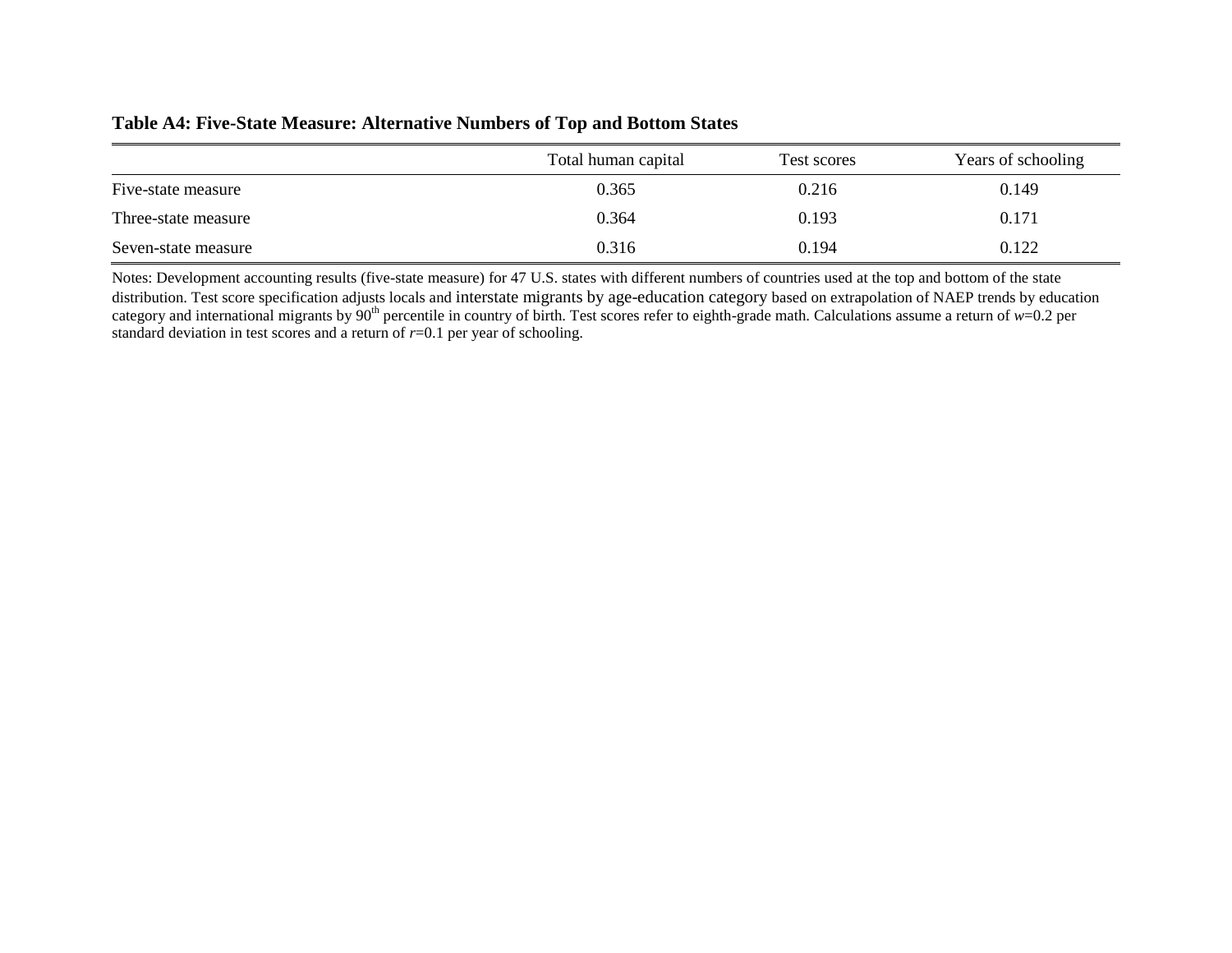**Table A4: Five-State Measure: Alternative Numbers of Top and Bottom States**

| | Total human capital | Test scores | Years of schooling |
|---|---|---|---|
| Five-state measure | 0.365 | 0.216 | 0.149 |
| Three-state measure | 0.364 | 0.193 | 0.171 |
| Seven-state measure | 0.316 | 0.194 | 0.122 |

Notes: Development accounting results (five-state measure) for 47 U.S. states with different numbers of countries used at the top and bottom of the state distribution. Test score specification adjusts locals and interstate migrants by age-education category based on extrapolation of NAEP trends by education category and international migrants by $90^{th}$ percentile in country of birth. Test scores refer to eighth-grade math. Calculations assume a return of $w$=0.2 per standard deviation in test scores and a return of $r$=0.1 per year of schooling.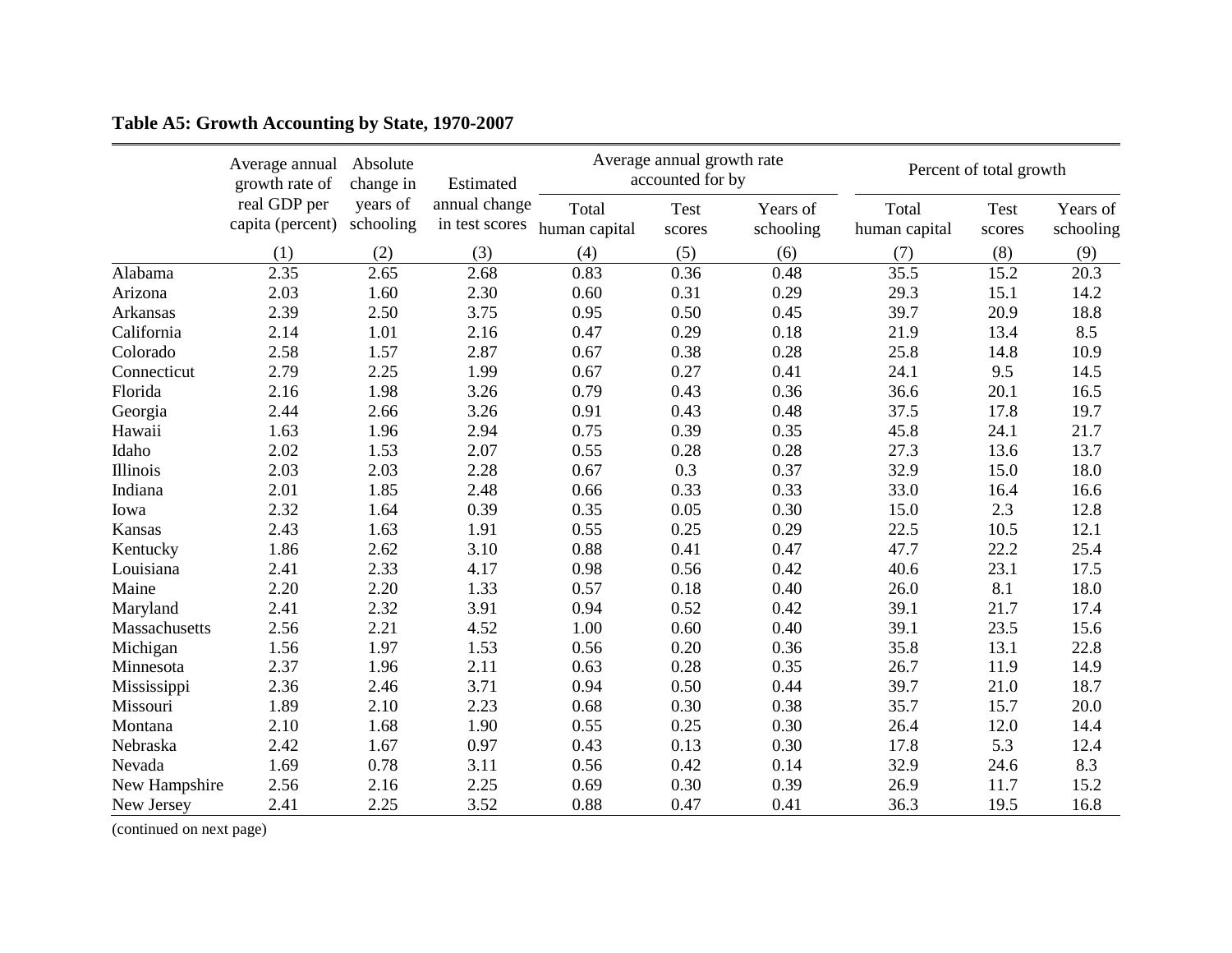**Table A5: Growth Accounting by State, 1970-2007**

| | Average annual growth rate of real GDP per capita (percent) | Absolute change in years of schooling | Estimated annual change in test scores | Average annual growth rate accounted for by | | | Percent of total growth | | |
|---|---|---|---|---|---|---|---|---|---|
| | | | | Total human capital | Test scores | Years of schooling | Total human capital | Test scores | Years of schooling |
| | (1) | (2) | (3) | (4) | (5) | (6) | (7) | (8) | (9) |
| Alabama | 2.35 | 2.65 | 2.68 | 0.83 | 0.36 | 0.48 | 35.5 | 15.2 | 20.3 |
| Arizona | 2.03 | 1.60 | 2.30 | 0.60 | 0.31 | 0.29 | 29.3 | 15.1 | 14.2 |
| Arkansas | 2.39 | 2.50 | 3.75 | 0.95 | 0.50 | 0.45 | 39.7 | 20.9 | 18.8 |
| California | 2.14 | 1.01 | 2.16 | 0.47 | 0.29 | 0.18 | 21.9 | 13.4 | 8.5 |
| Colorado | 2.58 | 1.57 | 2.87 | 0.67 | 0.38 | 0.28 | 25.8 | 14.8 | 10.9 |
| Connecticut | 2.79 | 2.25 | 1.99 | 0.67 | 0.27 | 0.41 | 24.1 | 9.5 | 14.5 |
| Florida | 2.16 | 1.98 | 3.26 | 0.79 | 0.43 | 0.36 | 36.6 | 20.1 | 16.5 |
| Georgia | 2.44 | 2.66 | 3.26 | 0.91 | 0.43 | 0.48 | 37.5 | 17.8 | 19.7 |
| Hawaii | 1.63 | 1.96 | 2.94 | 0.75 | 0.39 | 0.35 | 45.8 | 24.1 | 21.7 |
| Idaho | 2.02 | 1.53 | 2.07 | 0.55 | 0.28 | 0.28 | 27.3 | 13.6 | 13.7 |
| Illinois | 2.03 | 2.03 | 2.28 | 0.67 | 0.3 | 0.37 | 32.9 | 15.0 | 18.0 |
| Indiana | 2.01 | 1.85 | 2.48 | 0.66 | 0.33 | 0.33 | 33.0 | 16.4 | 16.6 |
| Iowa | 2.32 | 1.64 | 0.39 | 0.35 | 0.05 | 0.30 | 15.0 | 2.3 | 12.8 |
| Kansas | 2.43 | 1.63 | 1.91 | 0.55 | 0.25 | 0.29 | 22.5 | 10.5 | 12.1 |
| Kentucky | 1.86 | 2.62 | 3.10 | 0.88 | 0.41 | 0.47 | 47.7 | 22.2 | 25.4 |
| Louisiana | 2.41 | 2.33 | 4.17 | 0.98 | 0.56 | 0.42 | 40.6 | 23.1 | 17.5 |
| Maine | 2.20 | 2.20 | 1.33 | 0.57 | 0.18 | 0.40 | 26.0 | 8.1 | 18.0 |
| Maryland | 2.41 | 2.32 | 3.91 | 0.94 | 0.52 | 0.42 | 39.1 | 21.7 | 17.4 |
| Massachusetts | 2.56 | 2.21 | 4.52 | 1.00 | 0.60 | 0.40 | 39.1 | 23.5 | 15.6 |
| Michigan | 1.56 | 1.97 | 1.53 | 0.56 | 0.20 | 0.36 | 35.8 | 13.1 | 22.8 |
| Minnesota | 2.37 | 1.96 | 2.11 | 0.63 | 0.28 | 0.35 | 26.7 | 11.9 | 14.9 |
| Mississippi | 2.36 | 2.46 | 3.71 | 0.94 | 0.50 | 0.44 | 39.7 | 21.0 | 18.7 |
| Missouri | 1.89 | 2.10 | 2.23 | 0.68 | 0.30 | 0.38 | 35.7 | 15.7 | 20.0 |
| Montana | 2.10 | 1.68 | 1.90 | 0.55 | 0.25 | 0.30 | 26.4 | 12.0 | 14.4 |
| Nebraska | 2.42 | 1.67 | 0.97 | 0.43 | 0.13 | 0.30 | 17.8 | 5.3 | 12.4 |
| Nevada | 1.69 | 0.78 | 3.11 | 0.56 | 0.42 | 0.14 | 32.9 | 24.6 | 8.3 |
| New Hampshire | 2.56 | 2.16 | 2.25 | 0.69 | 0.30 | 0.39 | 26.9 | 11.7 | 15.2 |
| New Jersey | 2.41 | 2.25 | 3.52 | 0.88 | 0.47 | 0.41 | 36.3 | 19.5 | 16.8 |

(continued on next page)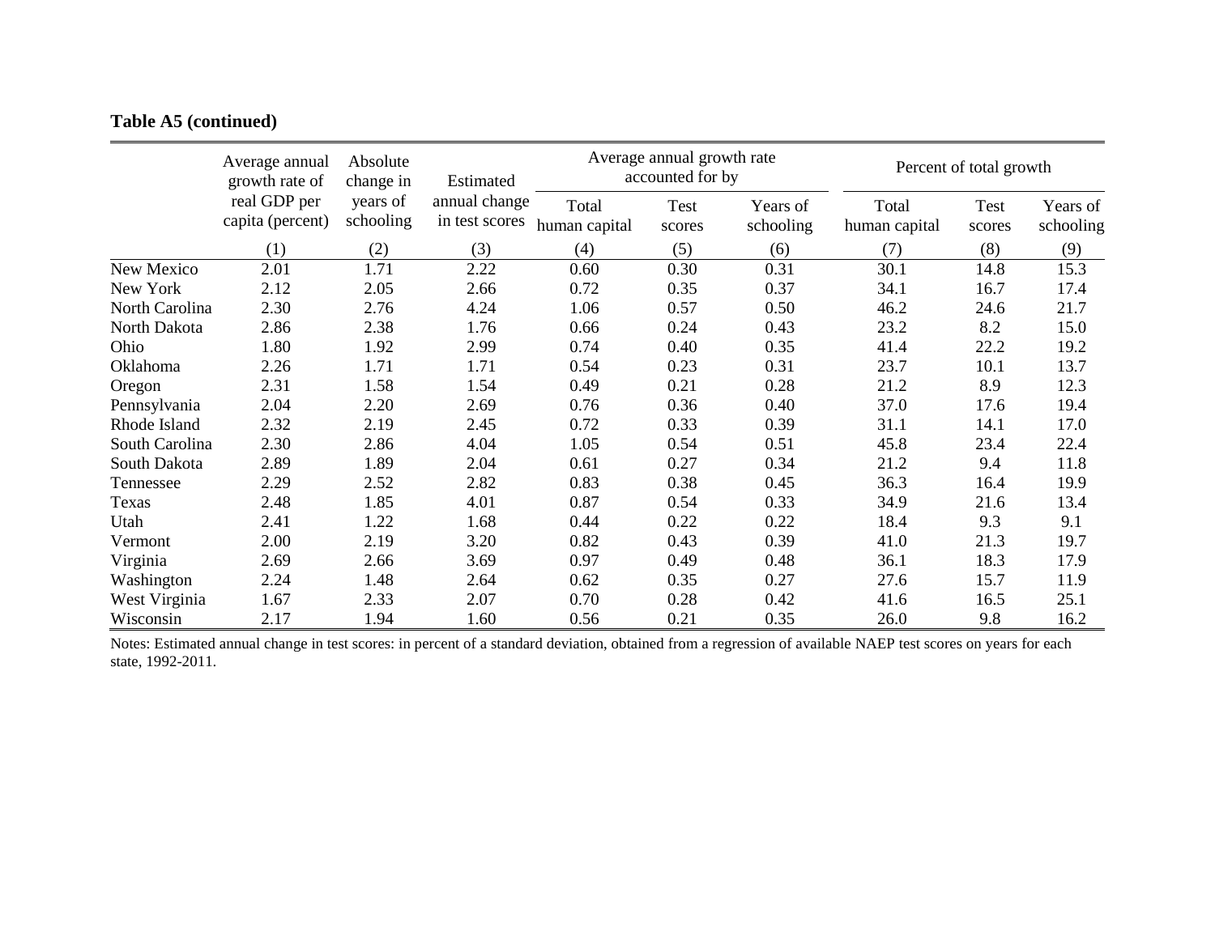**Table A5 (continued)**

| | Average annual growth rate of real GDP per capita (percent) | Absolute change in years of schooling | Estimated annual change in test scores | Average annual growth rate accounted for by | | | Percent of total growth | | |
|---|---|---|---|---|---|---|---|---|---|
| | | | | Total human capital | Test scores | Years of schooling | Total human capital | Test scores | Years of schooling |
| | (1) | (2) | (3) | (4) | (5) | (6) | (7) | (8) | (9) |
| New Mexico | 2.01 | 1.71 | 2.22 | 0.60 | 0.30 | 0.31 | 30.1 | 14.8 | 15.3 |
| New York | 2.12 | 2.05 | 2.66 | 0.72 | 0.35 | 0.37 | 34.1 | 16.7 | 17.4 |
| North Carolina | 2.30 | 2.76 | 4.24 | 1.06 | 0.57 | 0.50 | 46.2 | 24.6 | 21.7 |
| North Dakota | 2.86 | 2.38 | 1.76 | 0.66 | 0.24 | 0.43 | 23.2 | 8.2 | 15.0 |
| Ohio | 1.80 | 1.92 | 2.99 | 0.74 | 0.40 | 0.35 | 41.4 | 22.2 | 19.2 |
| Oklahoma | 2.26 | 1.71 | 1.71 | 0.54 | 0.23 | 0.31 | 23.7 | 10.1 | 13.7 |
| Oregon | 2.31 | 1.58 | 1.54 | 0.49 | 0.21 | 0.28 | 21.2 | 8.9 | 12.3 |
| Pennsylvania | 2.04 | 2.20 | 2.69 | 0.76 | 0.36 | 0.40 | 37.0 | 17.6 | 19.4 |
| Rhode Island | 2.32 | 2.19 | 2.45 | 0.72 | 0.33 | 0.39 | 31.1 | 14.1 | 17.0 |
| South Carolina | 2.30 | 2.86 | 4.04 | 1.05 | 0.54 | 0.51 | 45.8 | 23.4 | 22.4 |
| South Dakota | 2.89 | 1.89 | 2.04 | 0.61 | 0.27 | 0.34 | 21.2 | 9.4 | 11.8 |
| Tennessee | 2.29 | 2.52 | 2.82 | 0.83 | 0.38 | 0.45 | 36.3 | 16.4 | 19.9 |
| Texas | 2.48 | 1.85 | 4.01 | 0.87 | 0.54 | 0.33 | 34.9 | 21.6 | 13.4 |
| Utah | 2.41 | 1.22 | 1.68 | 0.44 | 0.22 | 0.22 | 18.4 | 9.3 | 9.1 |
| Vermont | 2.00 | 2.19 | 3.20 | 0.82 | 0.43 | 0.39 | 41.0 | 21.3 | 19.7 |
| Virginia | 2.69 | 2.66 | 3.69 | 0.97 | 0.49 | 0.48 | 36.1 | 18.3 | 17.9 |
| Washington | 2.24 | 1.48 | 2.64 | 0.62 | 0.35 | 0.27 | 27.6 | 15.7 | 11.9 |
| West Virginia | 1.67 | 2.33 | 2.07 | 0.70 | 0.28 | 0.42 | 41.6 | 16.5 | 25.1 |
| Wisconsin | 2.17 | 1.94 | 1.60 | 0.56 | 0.21 | 0.35 | 26.0 | 9.8 | 16.2 |

Notes: Estimated annual change in test scores: in percent of a standard deviation, obtained from a regression of available NAEP test scores on years for each state, 1992-2011.